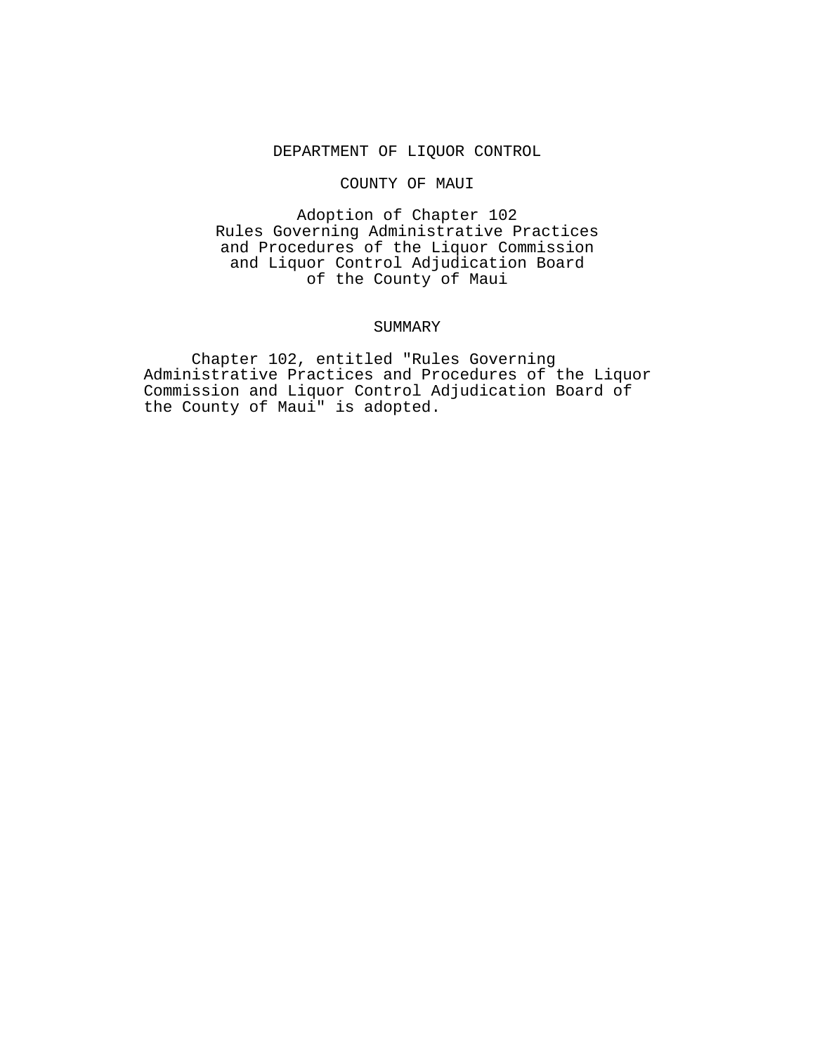# DEPARTMENT OF LIQUOR CONTROL

## COUNTY OF MAUI

### Adoption of Chapter 102
### Rules Governing Administrative Practices and Procedures of the Liquor Commission and Liquor Control Adjudication Board of the County of Maui

## SUMMARY

Chapter 102, entitled "Rules Governing Administrative Practices and Procedures of the Liquor Commission and Liquor Control Adjudication Board of the County of Maui" is adopted.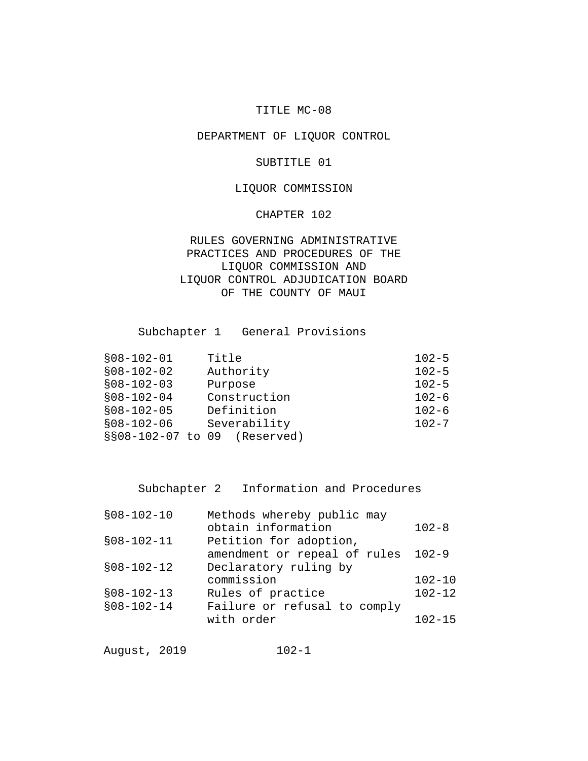# TITLE MC-08

## DEPARTMENT OF LIQUOR CONTROL

## SUBTITLE 01

## LIQUOR COMMISSION

## CHAPTER 102

## RULES GOVERNING ADMINISTRATIVE PRACTICES AND PROCEDURES OF THE LIQUOR COMMISSION AND LIQUOR CONTROL ADJUDICATION BOARD OF THE COUNTY OF MAUI

### Subchapter 1 General Provisions

| | | |
|---|---|---|
| §08-102-01 | Title | 102-5 |
| §08-102-02 | Authority | 102-5 |
| §08-102-03 | Purpose | 102-5 |
| §08-102-04 | Construction | 102-6 |
| §08-102-05 | Definition | 102-6 |
| §08-102-06 | Severability | 102-7 |
| §§08-102-07 to 09 | (Reserved) | |

### Subchapter 2 Information and Procedures

| | | |
|---|---|---|
| §08-102-10 | Methods whereby public may obtain information | 102-8 |
| §08-102-11 | Petition for adoption, amendment or repeal of rules | 102-9 |
| §08-102-12 | Declaratory ruling by commission | 102-10 |
| §08-102-13 | Rules of practice | 102-12 |
| §08-102-14 | Failure or refusal to comply with order | 102-15 |

August, 2019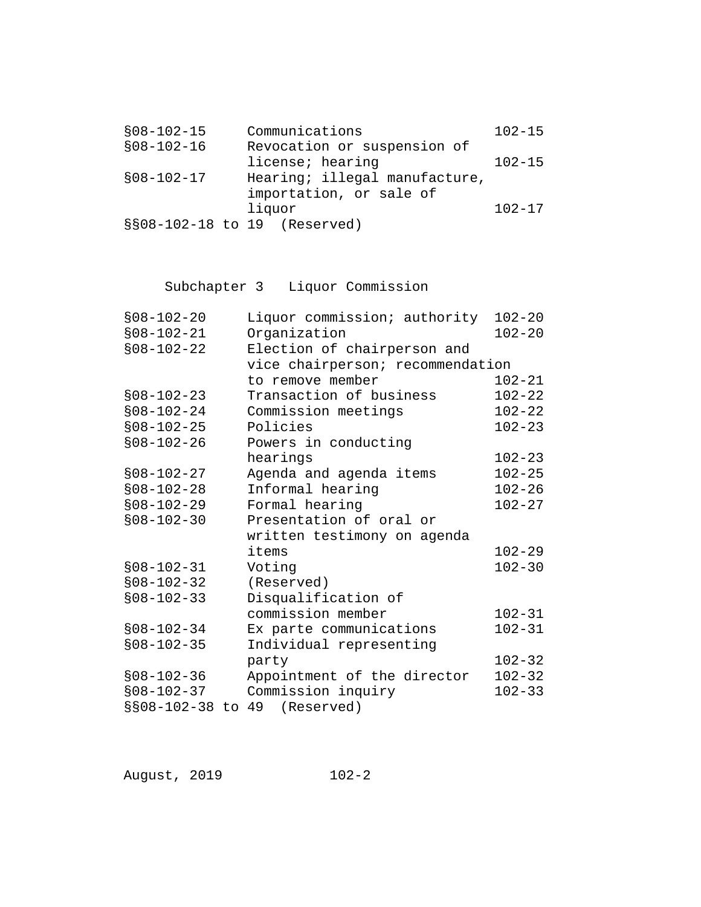| | | |
|---|---|---|
| §08-102-15 | Communications | 102-15 |
| §08-102-16 | Revocation or suspension of license; hearing | 102-15 |
| §08-102-17 | Hearing; illegal manufacture, importation, or sale of liquor | 102-17 |
| §§08-102-18 to 19 | (Reserved) | |

Subchapter 3 Liquor Commission

| | | |
|---|---|---|
| §08-102-20 | Liquor commission; authority | 102-20 |
| §08-102-21 | Organization | 102-20 |
| §08-102-22 | Election of chairperson and vice chairperson; recommendation to remove member | 102-21 |
| §08-102-23 | Transaction of business | 102-22 |
| §08-102-24 | Commission meetings | 102-22 |
| §08-102-25 | Policies | 102-23 |
| §08-102-26 | Powers in conducting hearings | 102-23 |
| §08-102-27 | Agenda and agenda items | 102-25 |
| §08-102-28 | Informal hearing | 102-26 |
| §08-102-29 | Formal hearing | 102-27 |
| §08-102-30 | Presentation of oral or written testimony on agenda items | 102-29 |
| §08-102-31 | Voting | 102-30 |
| §08-102-32 | (Reserved) | |
| §08-102-33 | Disqualification of commission member | 102-31 |
| §08-102-34 | Ex parte communications | 102-31 |
| §08-102-35 | Individual representing party | 102-32 |
| §08-102-36 | Appointment of the director | 102-32 |
| §08-102-37 | Commission inquiry | 102-33 |
| §§08-102-38 to 49 | (Reserved) | |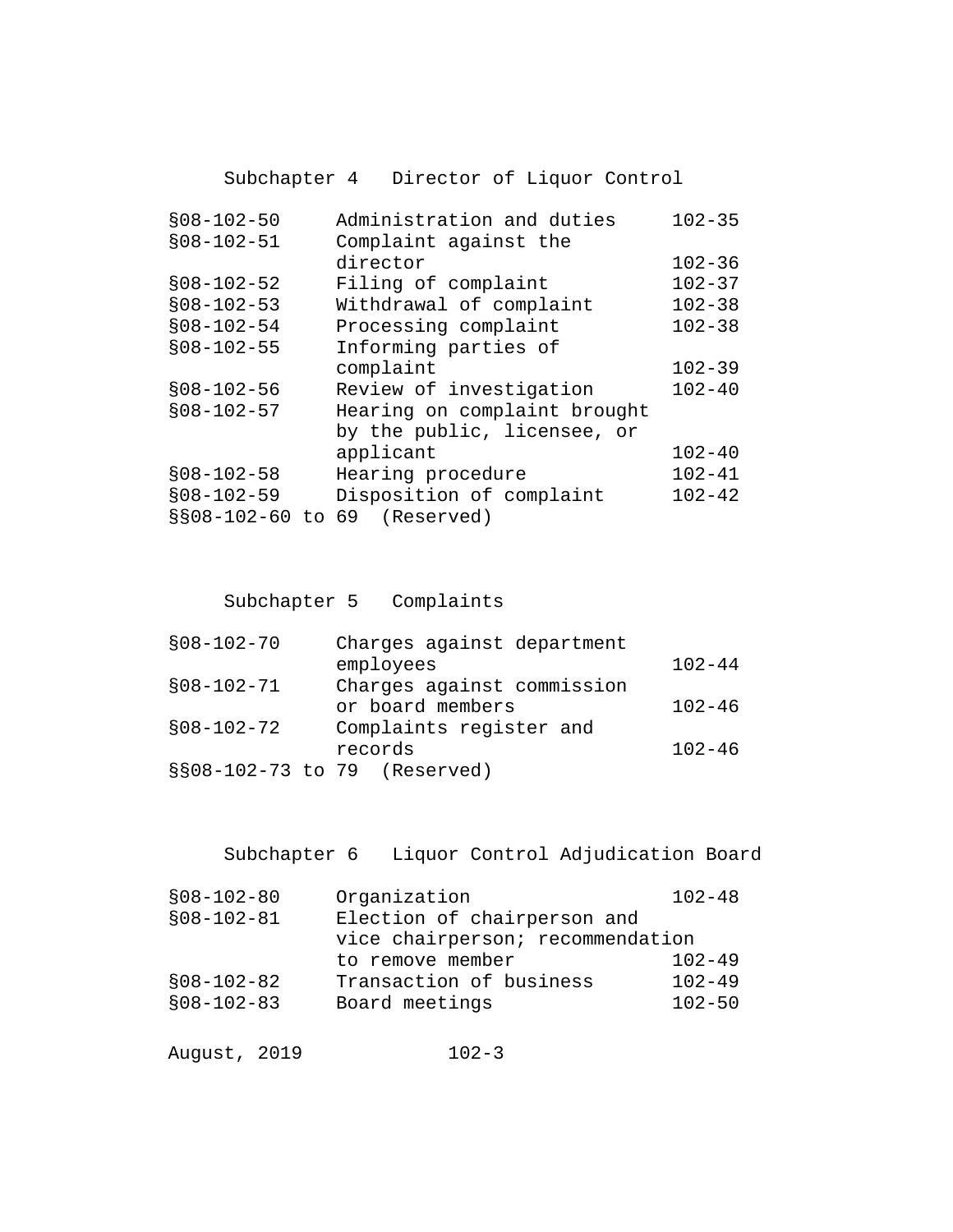## Subchapter 4 Director of Liquor Control

| | | |
|---|---|---|
| §08-102-50 | Administration and duties | 102-35 |
| §08-102-51 | Complaint against the director | 102-36 |
| §08-102-52 | Filing of complaint | 102-37 |
| §08-102-53 | Withdrawal of complaint | 102-38 |
| §08-102-54 | Processing complaint | 102-38 |
| §08-102-55 | Informing parties of complaint | 102-39 |
| §08-102-56 | Review of investigation | 102-40 |
| §08-102-57 | Hearing on complaint brought by the public, licensee, or applicant | 102-40 |
| §08-102-58 | Hearing procedure | 102-41 |
| §08-102-59 | Disposition of complaint | 102-42 |
| §§08-102-60 to 69 | (Reserved) | |

## Subchapter 5 Complaints

| | | |
|---|---|---|
| §08-102-70 | Charges against department employees | 102-44 |
| §08-102-71 | Charges against commission or board members | 102-46 |
| §08-102-72 | Complaints register and records | 102-46 |
| §§08-102-73 to 79 | (Reserved) | |

## Subchapter 6 Liquor Control Adjudication Board

| | | |
|---|---|---|
| §08-102-80 | Organization | 102-48 |
| §08-102-81 | Election of chairperson and vice chairperson; recommendation to remove member | 102-49 |
| §08-102-82 | Transaction of business | 102-49 |
| §08-102-83 | Board meetings | 102-50 |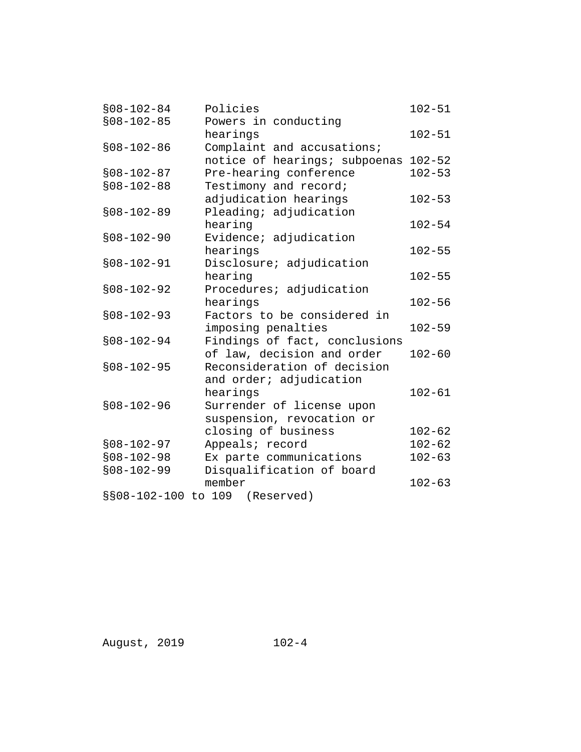| | | |
|---|---|---|
| §08-102-84 | Policies | 102-51 |
| §08-102-85 | Powers in conducting hearings | 102-51 |
| §08-102-86 | Complaint and accusations; notice of hearings; subpoenas | 102-52 |
| §08-102-87 | Pre-hearing conference | 102-53 |
| §08-102-88 | Testimony and record; adjudication hearings | 102-53 |
| §08-102-89 | Pleading; adjudication hearing | 102-54 |
| §08-102-90 | Evidence; adjudication hearings | 102-55 |
| §08-102-91 | Disclosure; adjudication hearing | 102-55 |
| §08-102-92 | Procedures; adjudication hearings | 102-56 |
| §08-102-93 | Factors to be considered in imposing penalties | 102-59 |
| §08-102-94 | Findings of fact, conclusions of law, decision and order | 102-60 |
| §08-102-95 | Reconsideration of decision and order; adjudication hearings | 102-61 |
| §08-102-96 | Surrender of license upon suspension, revocation or closing of business | 102-62 |
| §08-102-97 | Appeals; record | 102-62 |
| §08-102-98 | Ex parte communications | 102-63 |
| §08-102-99 | Disqualification of board member | 102-63 |
| §§08-102-100 to 109 | (Reserved) | |

August, 2019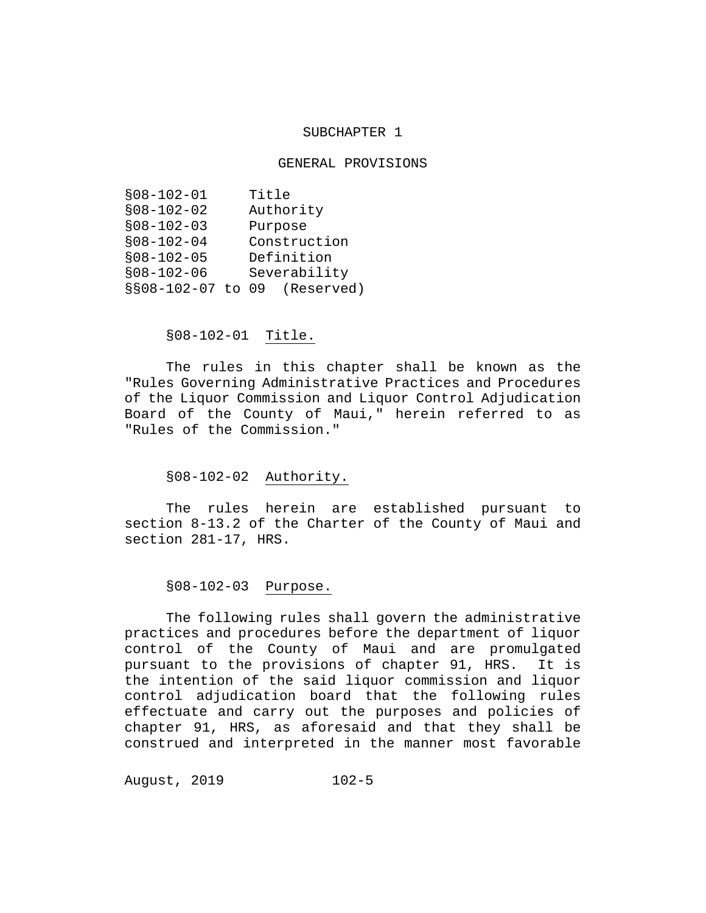## SUBCHAPTER 1

## GENERAL PROVISIONS

§08-102-01 Title
§08-102-02 Authority
§08-102-03 Purpose
§08-102-04 Construction
§08-102-05 Definition
§08-102-06 Severability
§§08-102-07 to 09 (Reserved)

§08-102-01 Title.

The rules in this chapter shall be known as the "Rules Governing Administrative Practices and Procedures of the Liquor Commission and Liquor Control Adjudication Board of the County of Maui," herein referred to as "Rules of the Commission."

§08-102-02 Authority.

The rules herein are established pursuant to section 8-13.2 of the Charter of the County of Maui and section 281-17, HRS.

§08-102-03 Purpose.

The following rules shall govern the administrative practices and procedures before the department of liquor control of the County of Maui and are promulgated pursuant to the provisions of chapter 91, HRS. It is the intention of the said liquor commission and liquor control adjudication board that the following rules effectuate and carry out the purposes and policies of chapter 91, HRS, as aforesaid and that they shall be construed and interpreted in the manner most favorable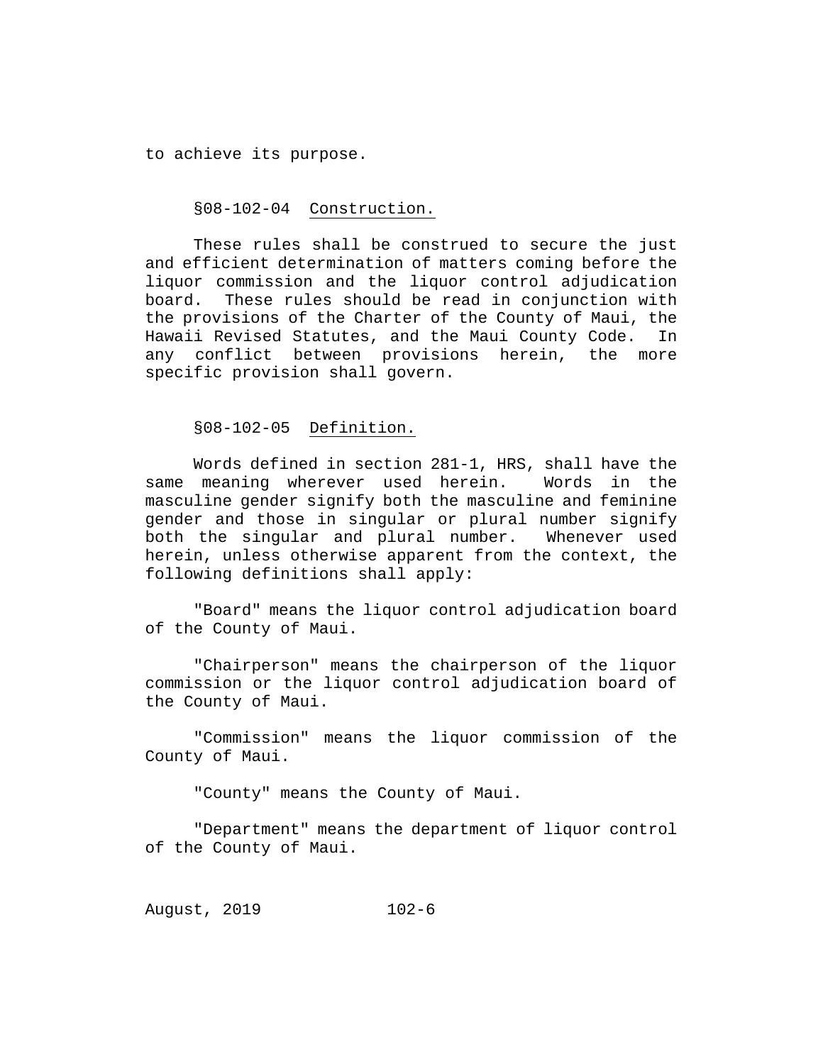to achieve its purpose.

§08-102-04 Construction.

These rules shall be construed to secure the just and efficient determination of matters coming before the liquor commission and the liquor control adjudication board. These rules should be read in conjunction with the provisions of the Charter of the County of Maui, the Hawaii Revised Statutes, and the Maui County Code. In any conflict between provisions herein, the more specific provision shall govern.

§08-102-05 Definition.

Words defined in section 281-1, HRS, shall have the same meaning wherever used herein. Words in the masculine gender signify both the masculine and feminine gender and those in singular or plural number signify both the singular and plural number. Whenever used herein, unless otherwise apparent from the context, the following definitions shall apply:

"Board" means the liquor control adjudication board of the County of Maui.

"Chairperson" means the chairperson of the liquor commission or the liquor control adjudication board of the County of Maui.

"Commission" means the liquor commission of the County of Maui.

"County" means the County of Maui.

"Department" means the department of liquor control of the County of Maui.

August, 2019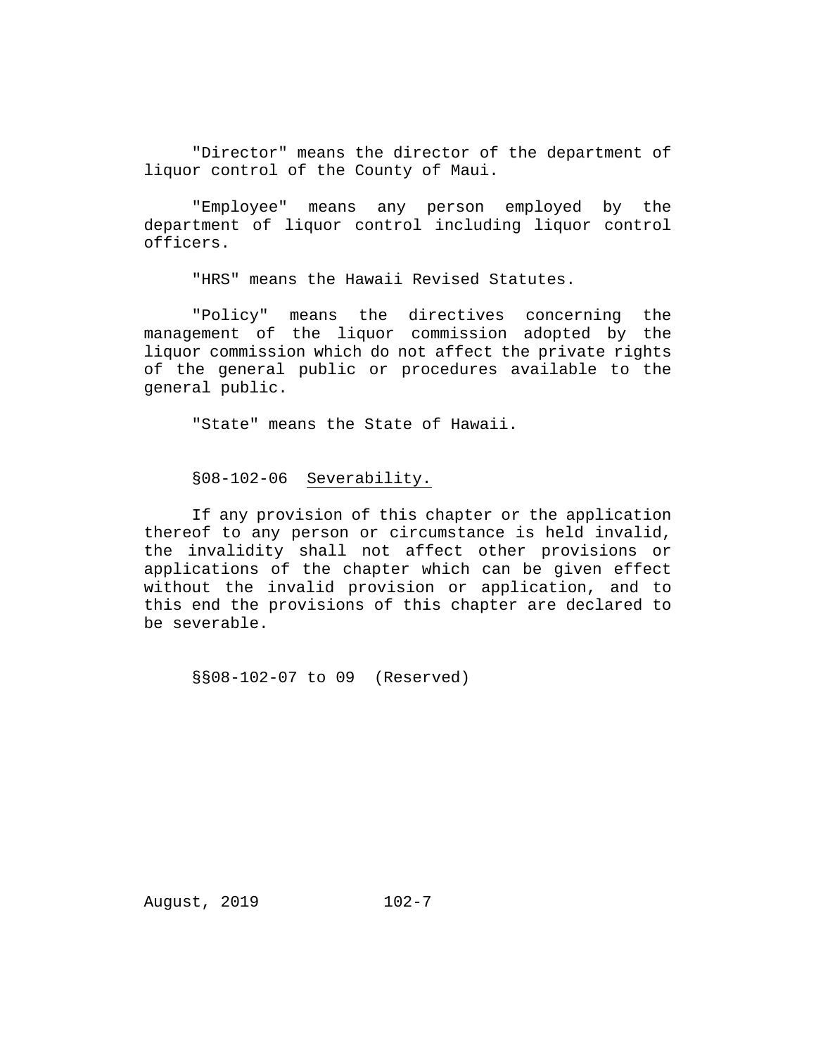"Director" means the director of the department of liquor control of the County of Maui.

"Employee" means any person employed by the department of liquor control including liquor control officers.

"HRS" means the Hawaii Revised Statutes.

"Policy" means the directives concerning the management of the liquor commission adopted by the liquor commission which do not affect the private rights of the general public or procedures available to the general public.

"State" means the State of Hawaii.

§08-102-06 Severability.

If any provision of this chapter or the application thereof to any person or circumstance is held invalid, the invalidity shall not affect other provisions or applications of the chapter which can be given effect without the invalid provision or application, and to this end the provisions of this chapter are declared to be severable.

§§08-102-07 to 09 (Reserved)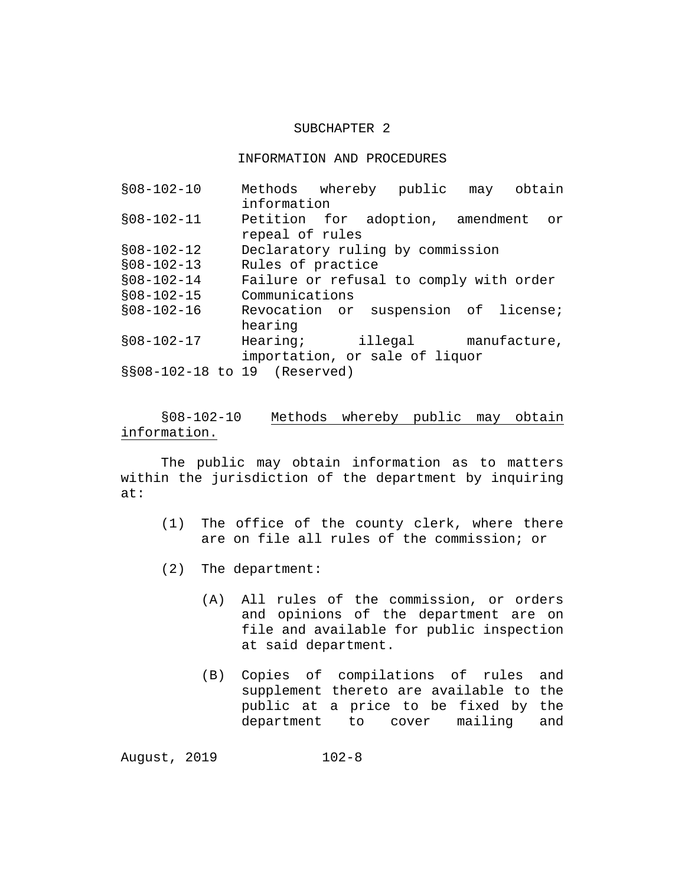## SUBCHAPTER 2

## INFORMATION AND PROCEDURES

| | |
|---|---|
| §08-102-10 | Methods whereby public may obtain information |
| §08-102-11 | Petition for adoption, amendment or repeal of rules |
| §08-102-12 | Declaratory ruling by commission |
| §08-102-13 | Rules of practice |
| §08-102-14 | Failure or refusal to comply with order |
| §08-102-15 | Communications |
| §08-102-16 | Revocation or suspension of license; hearing |
| §08-102-17 | Hearing; illegal manufacture, importation, or sale of liquor |
| §§08-102-18 to 19 | (Reserved) |

§08-102-10 Methods whereby public may obtain information.

The public may obtain information as to matters within the jurisdiction of the department by inquiring at:

(1) The office of the county clerk, where there are on file all rules of the commission; or

(2) The department:

(A) All rules of the commission, or orders and opinions of the department are on file and available for public inspection at said department.

(B) Copies of compilations of rules and supplement thereto are available to the public at a price to be fixed by the department to cover mailing and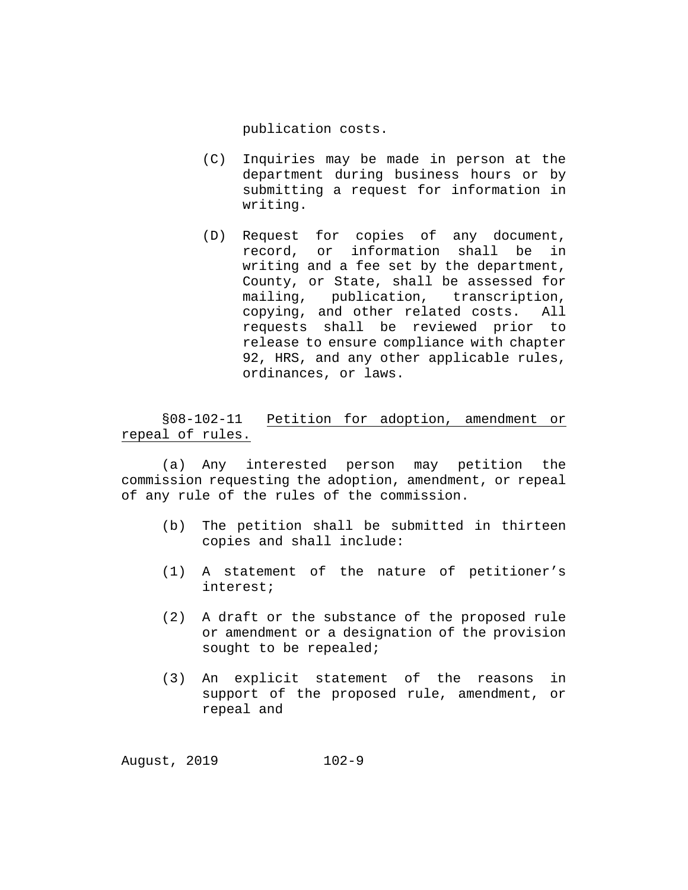publication costs.

(C) Inquiries may be made in person at the department during business hours or by submitting a request for information in writing.

(D) Request for copies of any document, record, or information shall be in writing and a fee set by the department, County, or State, shall be assessed for mailing, publication, transcription, copying, and other related costs. All requests shall be reviewed prior to release to ensure compliance with chapter 92, HRS, and any other applicable rules, ordinances, or laws.

§08-102-11 <u>Petition for adoption, amendment or repeal of rules.</u>

(a) Any interested person may petition the commission requesting the adoption, amendment, or repeal of any rule of the rules of the commission.

(b) The petition shall be submitted in thirteen copies and shall include:

(1) A statement of the nature of petitioner's interest;

(2) A draft or the substance of the proposed rule or amendment or a designation of the provision sought to be repealed;

(3) An explicit statement of the reasons in support of the proposed rule, amendment, or repeal and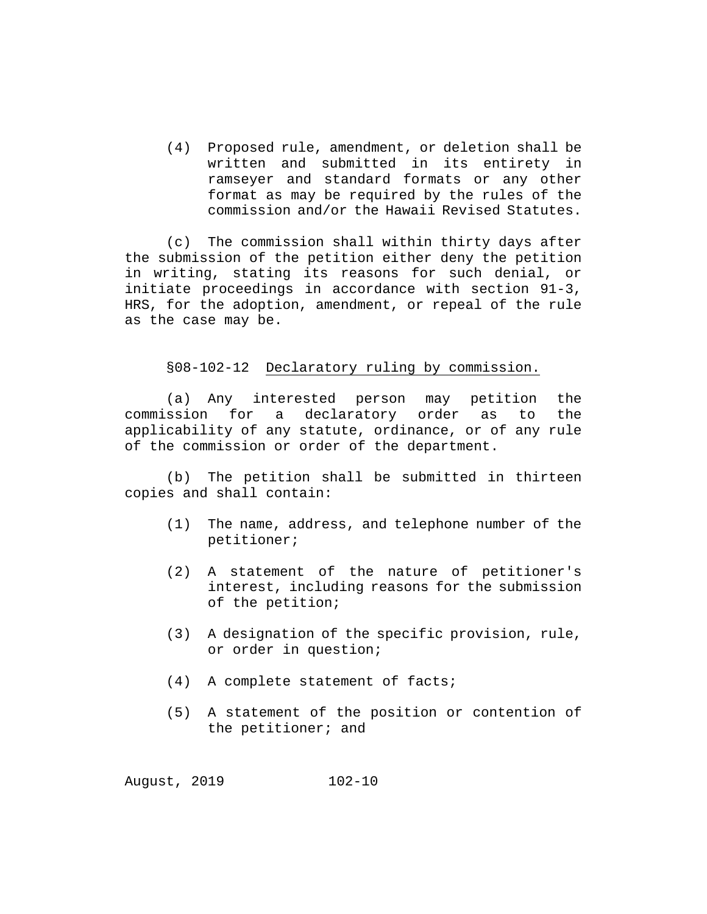(4) Proposed rule, amendment, or deletion shall be written and submitted in its entirety in ramseyer and standard formats or any other format as may be required by the rules of the commission and/or the Hawaii Revised Statutes.

(c) The commission shall within thirty days after the submission of the petition either deny the petition in writing, stating its reasons for such denial, or initiate proceedings in accordance with section 91-3, HRS, for the adoption, amendment, or repeal of the rule as the case may be.

§08-102-12 Declaratory ruling by commission.

(a) Any interested person may petition the commission for a declaratory order as to the applicability of any statute, ordinance, or of any rule of the commission or order of the department.

(b) The petition shall be submitted in thirteen copies and shall contain:

(1) The name, address, and telephone number of the petitioner;

(2) A statement of the nature of petitioner's interest, including reasons for the submission of the petition;

(3) A designation of the specific provision, rule, or order in question;

(4) A complete statement of facts;

(5) A statement of the position or contention of the petitioner; and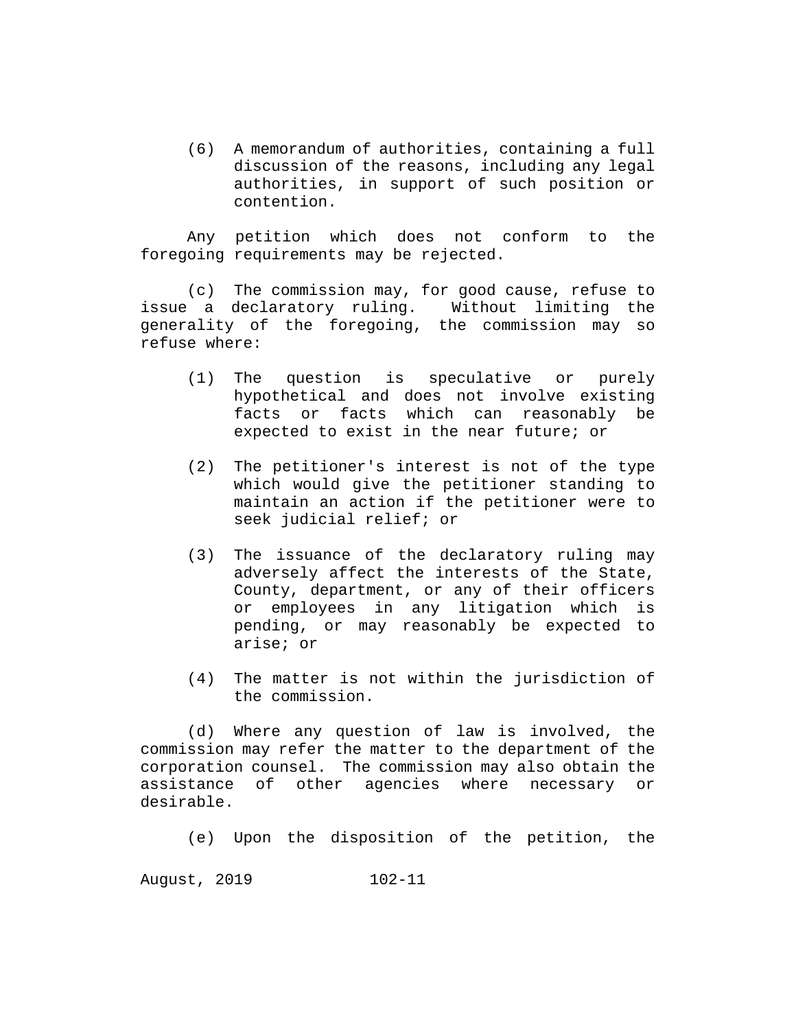(6) A memorandum of authorities, containing a full discussion of the reasons, including any legal authorities, in support of such position or contention.

Any petition which does not conform to the foregoing requirements may be rejected.

(c) The commission may, for good cause, refuse to issue a declaratory ruling. Without limiting the generality of the foregoing, the commission may so refuse where:

(1) The question is speculative or purely hypothetical and does not involve existing facts or facts which can reasonably be expected to exist in the near future; or

(2) The petitioner's interest is not of the type which would give the petitioner standing to maintain an action if the petitioner were to seek judicial relief; or

(3) The issuance of the declaratory ruling may adversely affect the interests of the State, County, department, or any of their officers or employees in any litigation which is pending, or may reasonably be expected to arise; or

(4) The matter is not within the jurisdiction of the commission.

(d) Where any question of law is involved, the commission may refer the matter to the department of the corporation counsel. The commission may also obtain the assistance of other agencies where necessary or desirable.

(e) Upon the disposition of the petition, the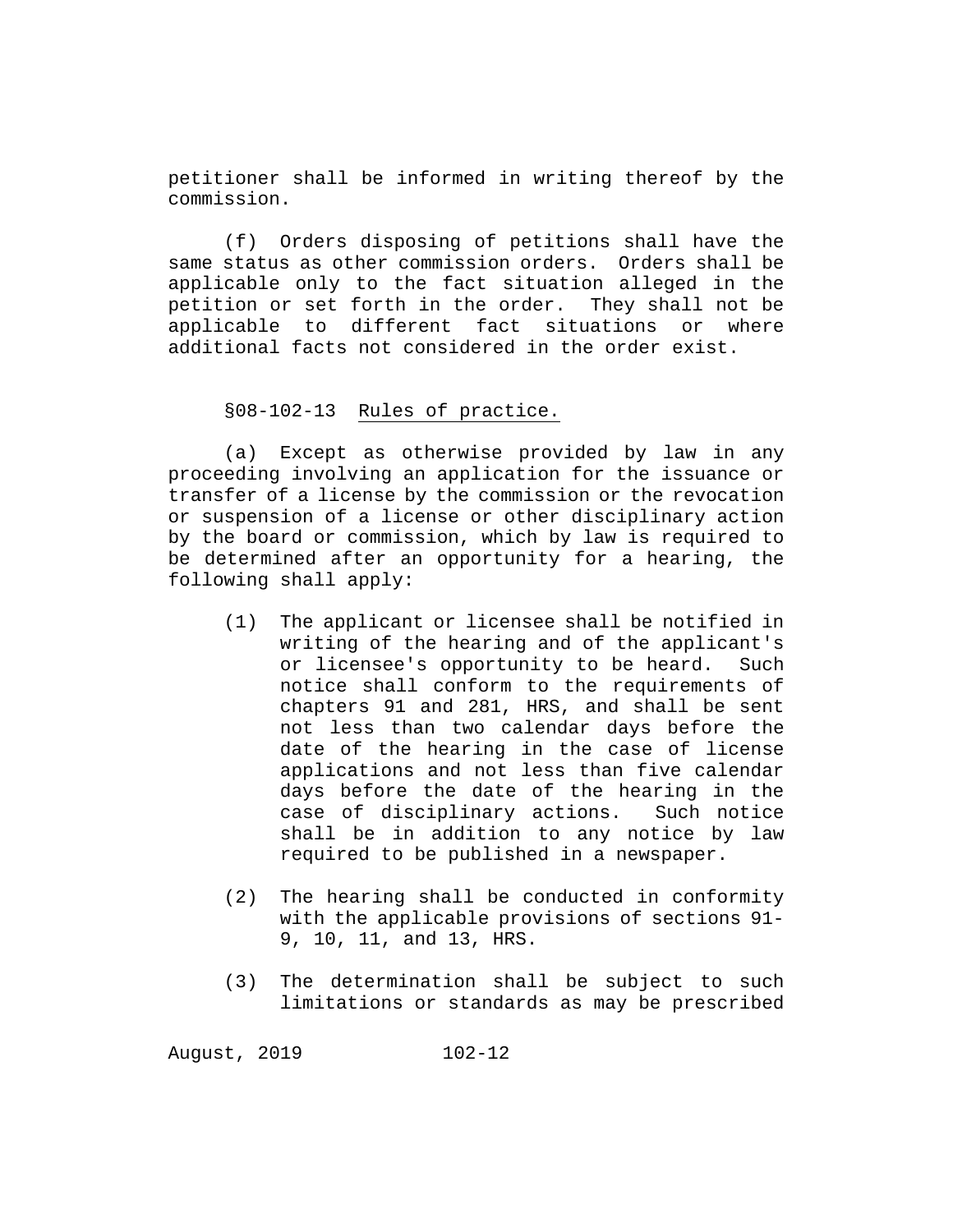petitioner shall be informed in writing thereof by the commission.

(f) Orders disposing of petitions shall have the same status as other commission orders. Orders shall be applicable only to the fact situation alleged in the petition or set forth in the order. They shall not be applicable to different fact situations or where additional facts not considered in the order exist.

§08-102-13 Rules of practice.

(a) Except as otherwise provided by law in any proceeding involving an application for the issuance or transfer of a license by the commission or the revocation or suspension of a license or other disciplinary action by the board or commission, which by law is required to be determined after an opportunity for a hearing, the following shall apply:

(1) The applicant or licensee shall be notified in writing of the hearing and of the applicant's or licensee's opportunity to be heard. Such notice shall conform to the requirements of chapters 91 and 281, HRS, and shall be sent not less than two calendar days before the date of the hearing in the case of license applications and not less than five calendar days before the date of the hearing in the case of disciplinary actions. Such notice shall be in addition to any notice by law required to be published in a newspaper.

(2) The hearing shall be conducted in conformity with the applicable provisions of sections 91-9, 10, 11, and 13, HRS.

(3) The determination shall be subject to such limitations or standards as may be prescribed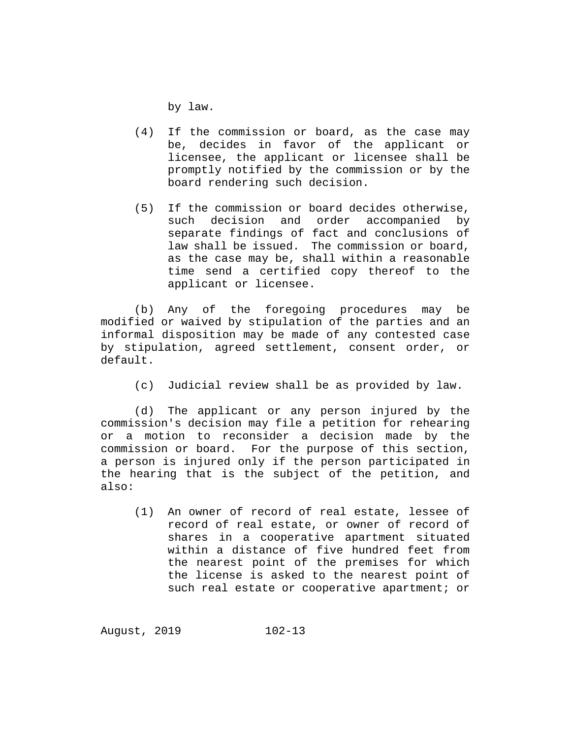by law.

(4) If the commission or board, as the case may be, decides in favor of the applicant or licensee, the applicant or licensee shall be promptly notified by the commission or by the board rendering such decision.

(5) If the commission or board decides otherwise, such decision and order accompanied by separate findings of fact and conclusions of law shall be issued. The commission or board, as the case may be, shall within a reasonable time send a certified copy thereof to the applicant or licensee.

(b) Any of the foregoing procedures may be modified or waived by stipulation of the parties and an informal disposition may be made of any contested case by stipulation, agreed settlement, consent order, or default.

(c) Judicial review shall be as provided by law.

(d) The applicant or any person injured by the commission's decision may file a petition for rehearing or a motion to reconsider a decision made by the commission or board. For the purpose of this section, a person is injured only if the person participated in the hearing that is the subject of the petition, and also:

(1) An owner of record of real estate, lessee of record of real estate, or owner of record of shares in a cooperative apartment situated within a distance of five hundred feet from the nearest point of the premises for which the license is asked to the nearest point of such real estate or cooperative apartment; or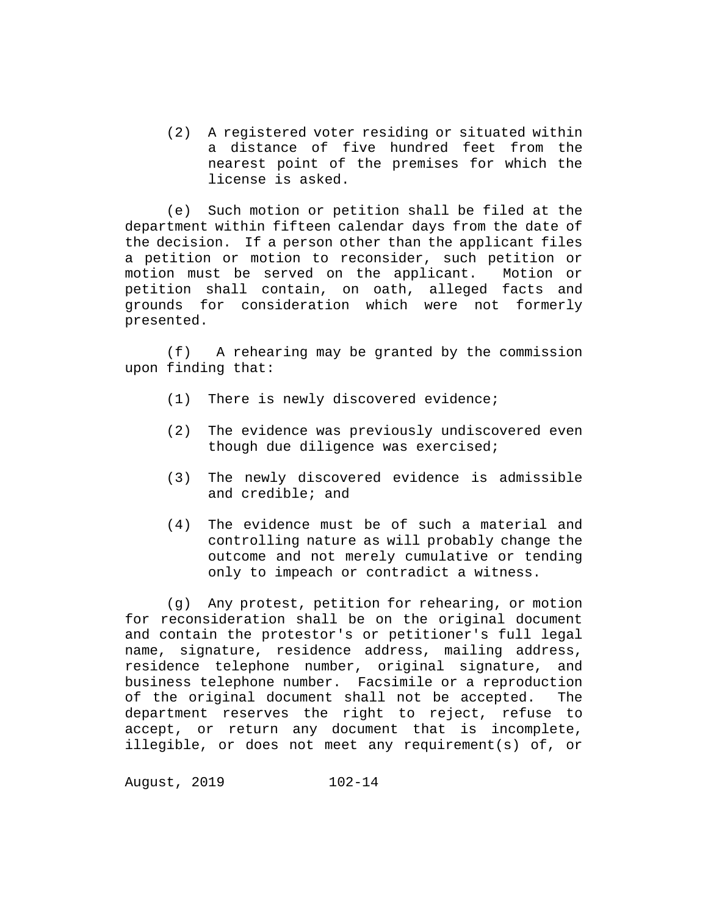(2) A registered voter residing or situated within a distance of five hundred feet from the nearest point of the premises for which the license is asked.

(e) Such motion or petition shall be filed at the department within fifteen calendar days from the date of the decision. If a person other than the applicant files a petition or motion to reconsider, such petition or motion must be served on the applicant. Motion or petition shall contain, on oath, alleged facts and grounds for consideration which were not formerly presented.

(f) A rehearing may be granted by the commission upon finding that:

(1) There is newly discovered evidence;

(2) The evidence was previously undiscovered even though due diligence was exercised;

(3) The newly discovered evidence is admissible and credible; and

(4) The evidence must be of such a material and controlling nature as will probably change the outcome and not merely cumulative or tending only to impeach or contradict a witness.

(g) Any protest, petition for rehearing, or motion for reconsideration shall be on the original document and contain the protestor's or petitioner's full legal name, signature, residence address, mailing address, residence telephone number, original signature, and business telephone number. Facsimile or a reproduction of the original document shall not be accepted. The department reserves the right to reject, refuse to accept, or return any document that is incomplete, illegible, or does not meet any requirement(s) of, or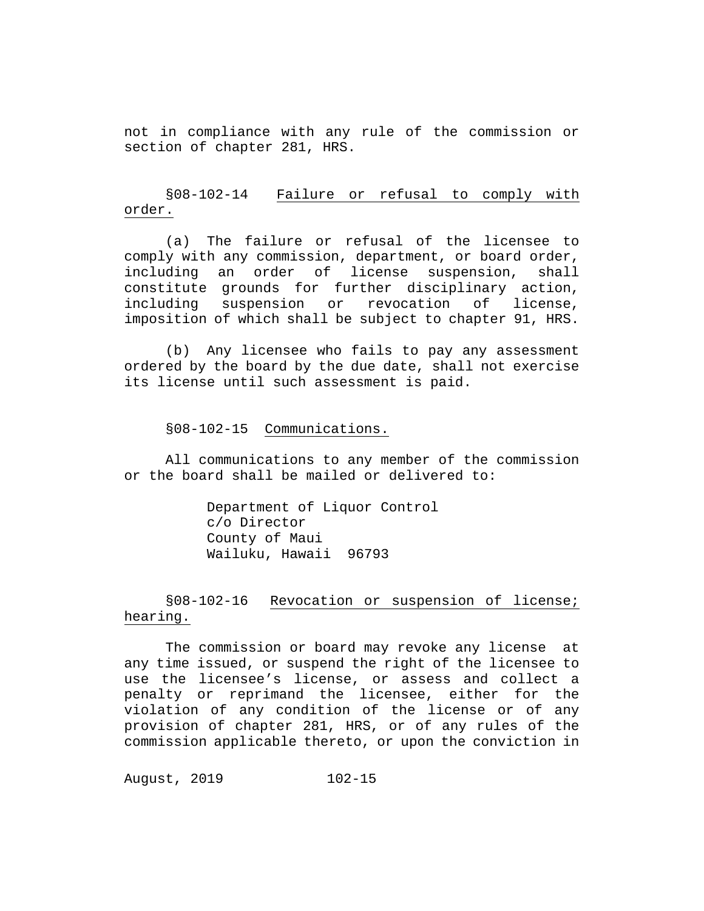not in compliance with any rule of the commission or section of chapter 281, HRS.

§08-102-14 Failure or refusal to comply with order.

(a) The failure or refusal of the licensee to comply with any commission, department, or board order, including an order of license suspension, shall constitute grounds for further disciplinary action, including suspension or revocation of license, imposition of which shall be subject to chapter 91, HRS.

(b) Any licensee who fails to pay any assessment ordered by the board by the due date, shall not exercise its license until such assessment is paid.

§08-102-15 Communications.

All communications to any member of the commission or the board shall be mailed or delivered to:

Department of Liquor Control
c/o Director
County of Maui
Wailuku, Hawaii 96793

§08-102-16 Revocation or suspension of license; hearing.

The commission or board may revoke any license at any time issued, or suspend the right of the licensee to use the licensee's license, or assess and collect a penalty or reprimand the licensee, either for the violation of any condition of the license or of any provision of chapter 281, HRS, or of any rules of the commission applicable thereto, or upon the conviction in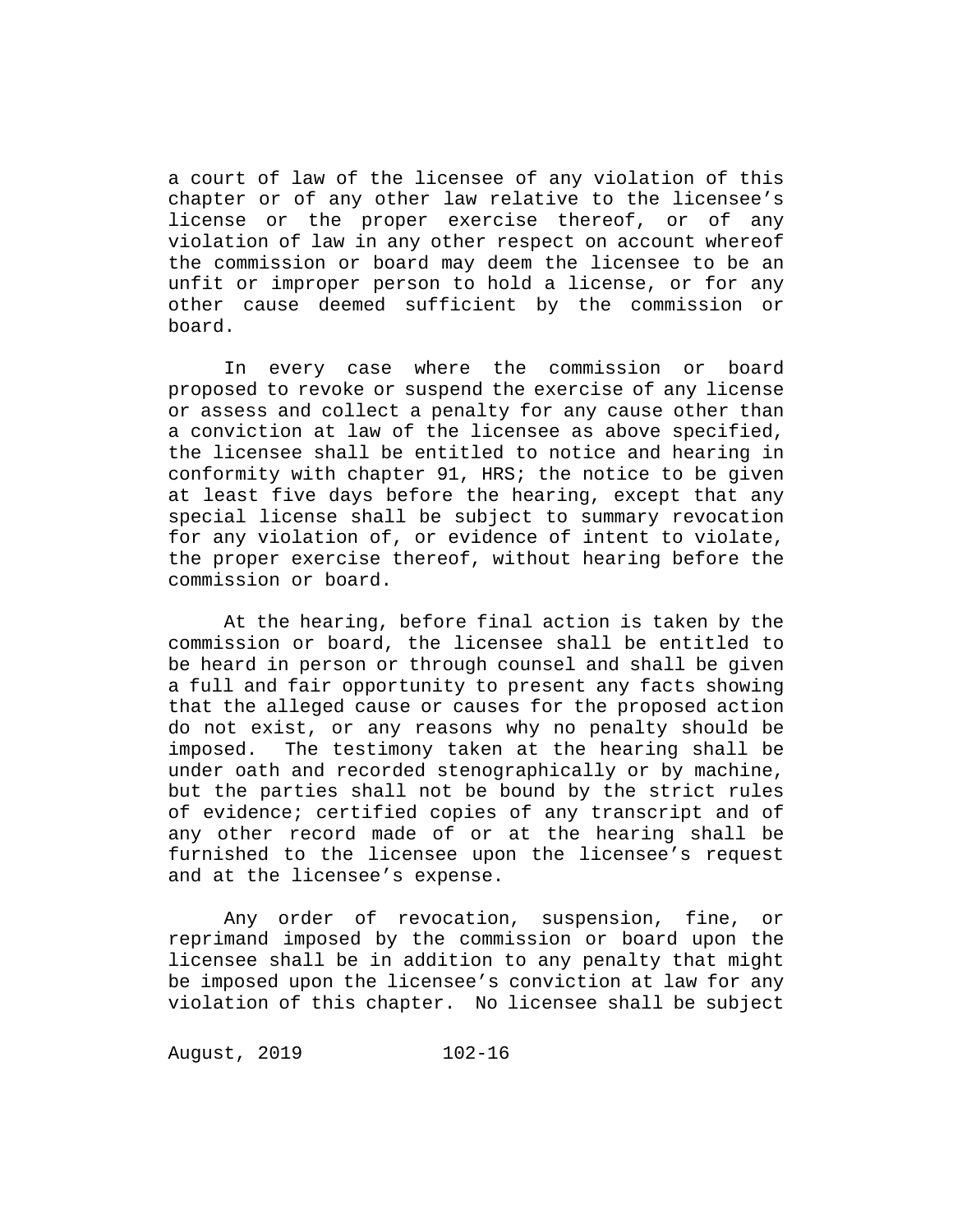a court of law of the licensee of any violation of this chapter or of any other law relative to the licensee's license or the proper exercise thereof, or of any violation of law in any other respect on account whereof the commission or board may deem the licensee to be an unfit or improper person to hold a license, or for any other cause deemed sufficient by the commission or board.

In every case where the commission or board proposed to revoke or suspend the exercise of any license or assess and collect a penalty for any cause other than a conviction at law of the licensee as above specified, the licensee shall be entitled to notice and hearing in conformity with chapter 91, HRS; the notice to be given at least five days before the hearing, except that any special license shall be subject to summary revocation for any violation of, or evidence of intent to violate, the proper exercise thereof, without hearing before the commission or board.

At the hearing, before final action is taken by the commission or board, the licensee shall be entitled to be heard in person or through counsel and shall be given a full and fair opportunity to present any facts showing that the alleged cause or causes for the proposed action do not exist, or any reasons why no penalty should be imposed. The testimony taken at the hearing shall be under oath and recorded stenographically or by machine, but the parties shall not be bound by the strict rules of evidence; certified copies of any transcript and of any other record made of or at the hearing shall be furnished to the licensee upon the licensee's request and at the licensee's expense.

Any order of revocation, suspension, fine, or reprimand imposed by the commission or board upon the licensee shall be in addition to any penalty that might be imposed upon the licensee's conviction at law for any violation of this chapter. No licensee shall be subject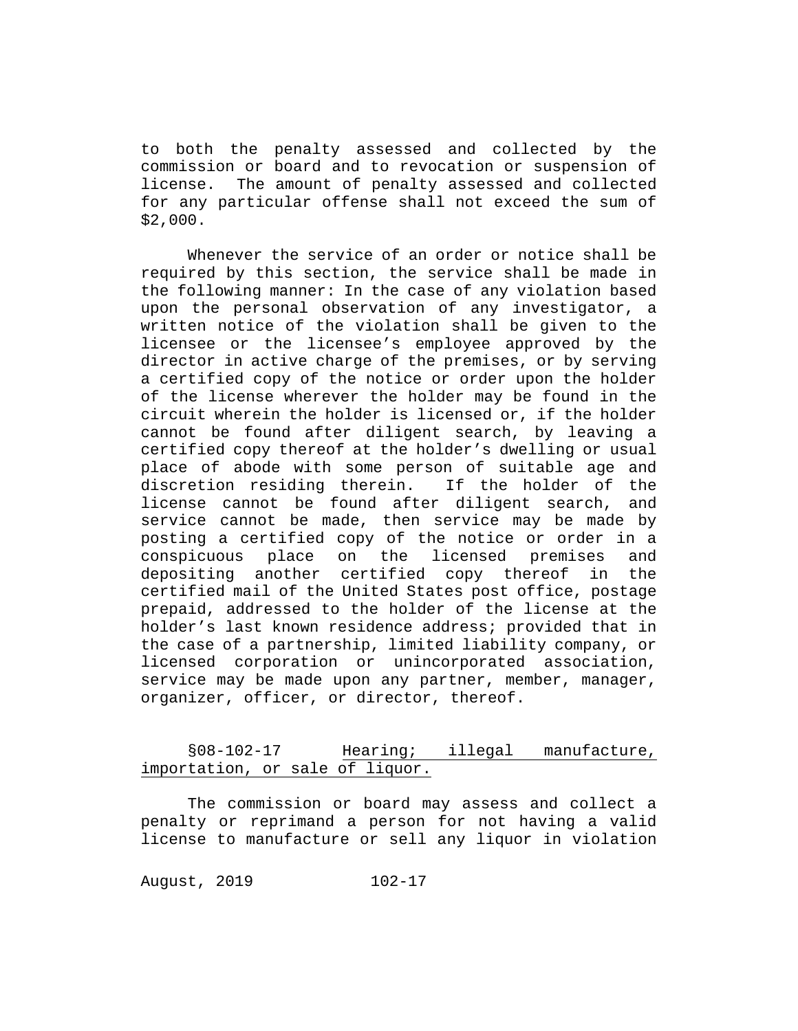to both the penalty assessed and collected by the commission or board and to revocation or suspension of license. The amount of penalty assessed and collected for any particular offense shall not exceed the sum of $2,000.

Whenever the service of an order or notice shall be required by this section, the service shall be made in the following manner: In the case of any violation based upon the personal observation of any investigator, a written notice of the violation shall be given to the licensee or the licensee's employee approved by the director in active charge of the premises, or by serving a certified copy of the notice or order upon the holder of the license wherever the holder may be found in the circuit wherein the holder is licensed or, if the holder cannot be found after diligent search, by leaving a certified copy thereof at the holder's dwelling or usual place of abode with some person of suitable age and discretion residing therein. If the holder of the license cannot be found after diligent search, and service cannot be made, then service may be made by posting a certified copy of the notice or order in a conspicuous place on the licensed premises and depositing another certified copy thereof in the certified mail of the United States post office, postage prepaid, addressed to the holder of the license at the holder's last known residence address; provided that in the case of a partnership, limited liability company, or licensed corporation or unincorporated association, service may be made upon any partner, member, manager, organizer, officer, or director, thereof.

§08-102-17 Hearing; illegal manufacture, importation, or sale of liquor.

The commission or board may assess and collect a penalty or reprimand a person for not having a valid license to manufacture or sell any liquor in violation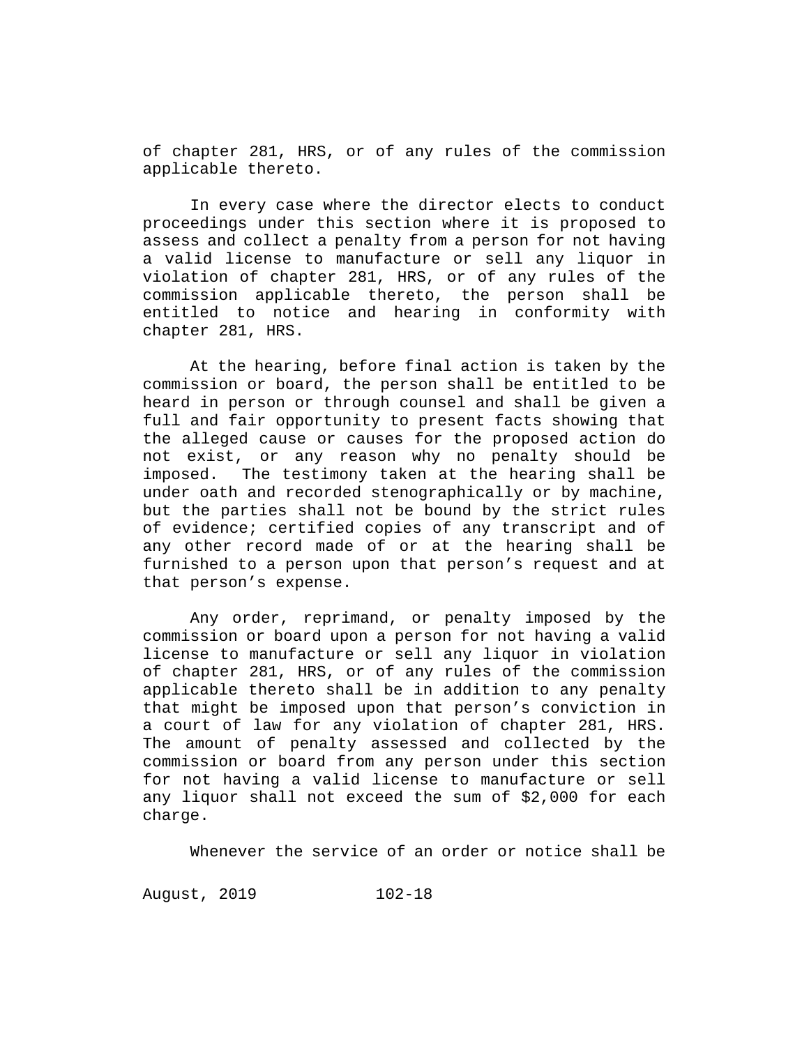of chapter 281, HRS, or of any rules of the commission applicable thereto.

In every case where the director elects to conduct proceedings under this section where it is proposed to assess and collect a penalty from a person for not having a valid license to manufacture or sell any liquor in violation of chapter 281, HRS, or of any rules of the commission applicable thereto, the person shall be entitled to notice and hearing in conformity with chapter 281, HRS.

At the hearing, before final action is taken by the commission or board, the person shall be entitled to be heard in person or through counsel and shall be given a full and fair opportunity to present facts showing that the alleged cause or causes for the proposed action do not exist, or any reason why no penalty should be imposed. The testimony taken at the hearing shall be under oath and recorded stenographically or by machine, but the parties shall not be bound by the strict rules of evidence; certified copies of any transcript and of any other record made of or at the hearing shall be furnished to a person upon that person's request and at that person's expense.

Any order, reprimand, or penalty imposed by the commission or board upon a person for not having a valid license to manufacture or sell any liquor in violation of chapter 281, HRS, or of any rules of the commission applicable thereto shall be in addition to any penalty that might be imposed upon that person's conviction in a court of law for any violation of chapter 281, HRS. The amount of penalty assessed and collected by the commission or board from any person under this section for not having a valid license to manufacture or sell any liquor shall not exceed the sum of $2,000 for each charge.

Whenever the service of an order or notice shall be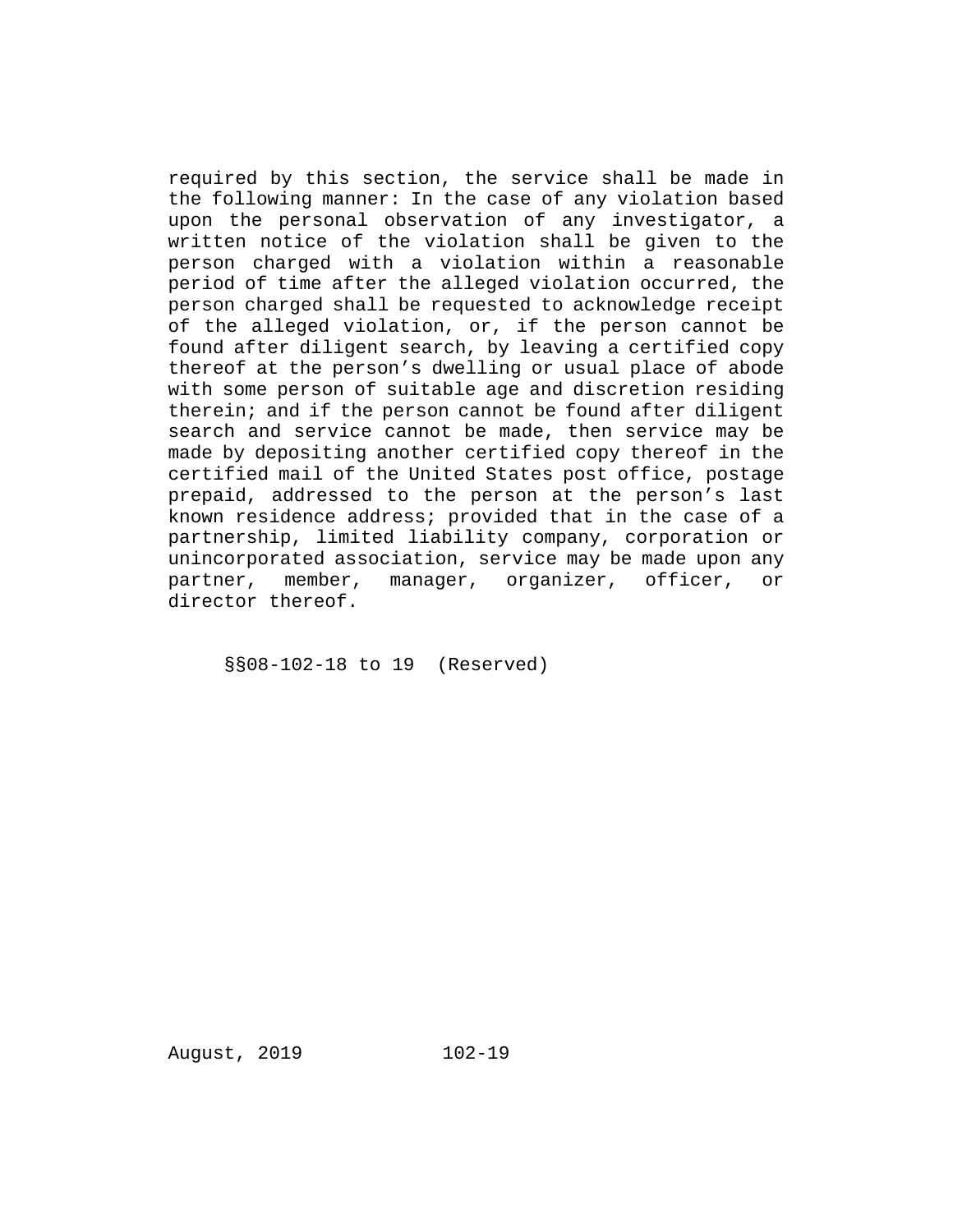required by this section, the service shall be made in the following manner: In the case of any violation based upon the personal observation of any investigator, a written notice of the violation shall be given to the person charged with a violation within a reasonable period of time after the alleged violation occurred, the person charged shall be requested to acknowledge receipt of the alleged violation, or, if the person cannot be found after diligent search, by leaving a certified copy thereof at the person's dwelling or usual place of abode with some person of suitable age and discretion residing therein; and if the person cannot be found after diligent search and service cannot be made, then service may be made by depositing another certified copy thereof in the certified mail of the United States post office, postage prepaid, addressed to the person at the person's last known residence address; provided that in the case of a partnership, limited liability company, corporation or unincorporated association, service may be made upon any partner, member, manager, organizer, officer, or director thereof.

§§08-102-18 to 19 (Reserved)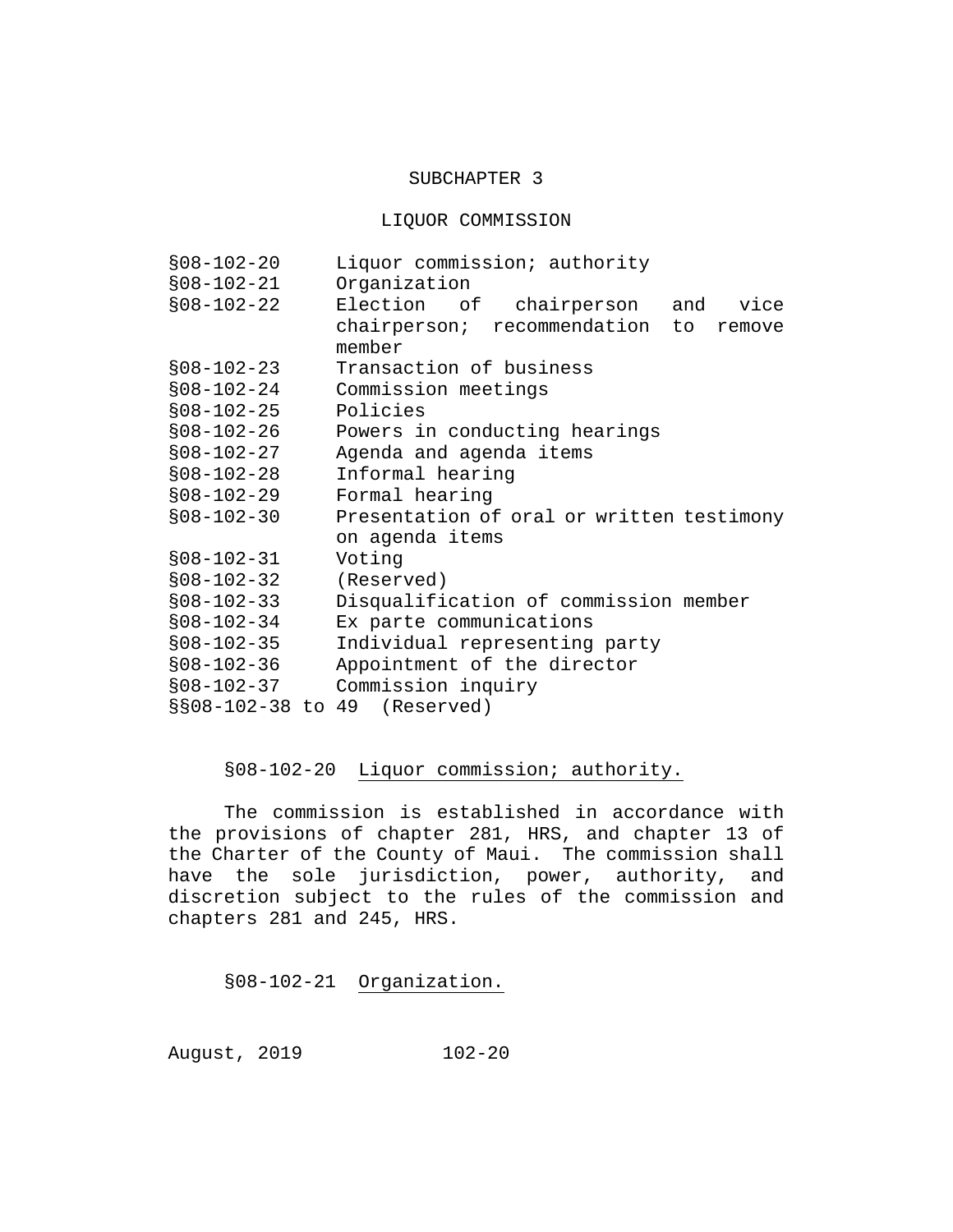## SUBCHAPTER 3

## LIQUOR COMMISSION

| | |
|---|---|
| §08-102-20 | Liquor commission; authority |
| §08-102-21 | Organization |
| §08-102-22 | Election of chairperson and vice chairperson; recommendation to remove member |
| §08-102-23 | Transaction of business |
| §08-102-24 | Commission meetings |
| §08-102-25 | Policies |
| §08-102-26 | Powers in conducting hearings |
| §08-102-27 | Agenda and agenda items |
| §08-102-28 | Informal hearing |
| §08-102-29 | Formal hearing |
| §08-102-30 | Presentation of oral or written testimony on agenda items |
| §08-102-31 | Voting |
| §08-102-32 | (Reserved) |
| §08-102-33 | Disqualification of commission member |
| §08-102-34 | Ex parte communications |
| §08-102-35 | Individual representing party |
| §08-102-36 | Appointment of the director |
| §08-102-37 | Commission inquiry |
| §§08-102-38 to 49 | (Reserved) |

§08-102-20 Liquor commission; authority.

The commission is established in accordance with the provisions of chapter 281, HRS, and chapter 13 of the Charter of the County of Maui. The commission shall have the sole jurisdiction, power, authority, and discretion subject to the rules of the commission and chapters 281 and 245, HRS.

§08-102-21 Organization.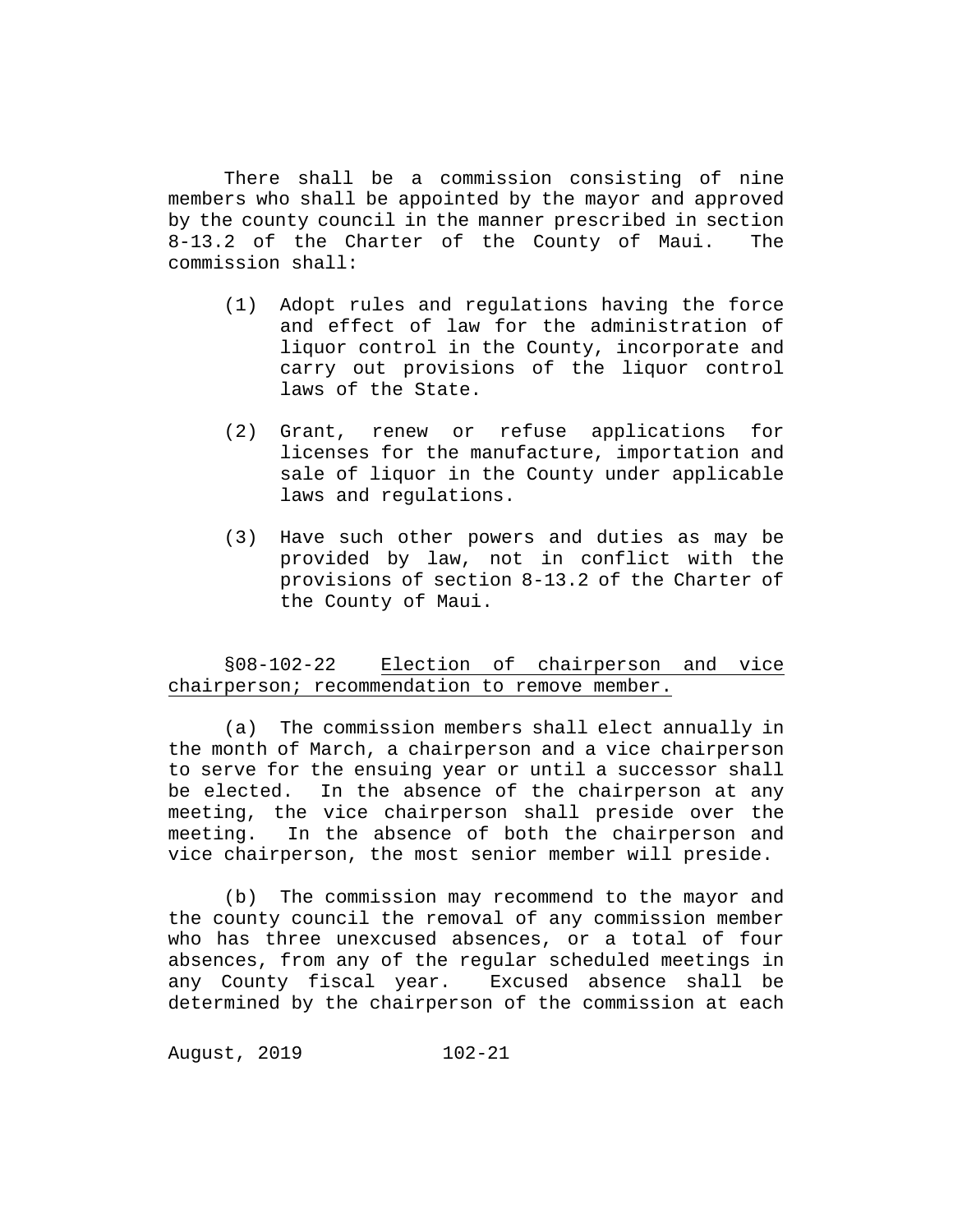There shall be a commission consisting of nine members who shall be appointed by the mayor and approved by the county council in the manner prescribed in section 8-13.2 of the Charter of the County of Maui. The commission shall:

(1) Adopt rules and regulations having the force and effect of law for the administration of liquor control in the County, incorporate and carry out provisions of the liquor control laws of the State.

(2) Grant, renew or refuse applications for licenses for the manufacture, importation and sale of liquor in the County under applicable laws and regulations.

(3) Have such other powers and duties as may be provided by law, not in conflict with the provisions of section 8-13.2 of the Charter of the County of Maui.

§08-102-22 Election of chairperson and vice chairperson; recommendation to remove member.

(a) The commission members shall elect annually in the month of March, a chairperson and a vice chairperson to serve for the ensuing year or until a successor shall be elected. In the absence of the chairperson at any meeting, the vice chairperson shall preside over the meeting. In the absence of both the chairperson and vice chairperson, the most senior member will preside.

(b) The commission may recommend to the mayor and the county council the removal of any commission member who has three unexcused absences, or a total of four absences, from any of the regular scheduled meetings in any County fiscal year. Excused absence shall be determined by the chairperson of the commission at each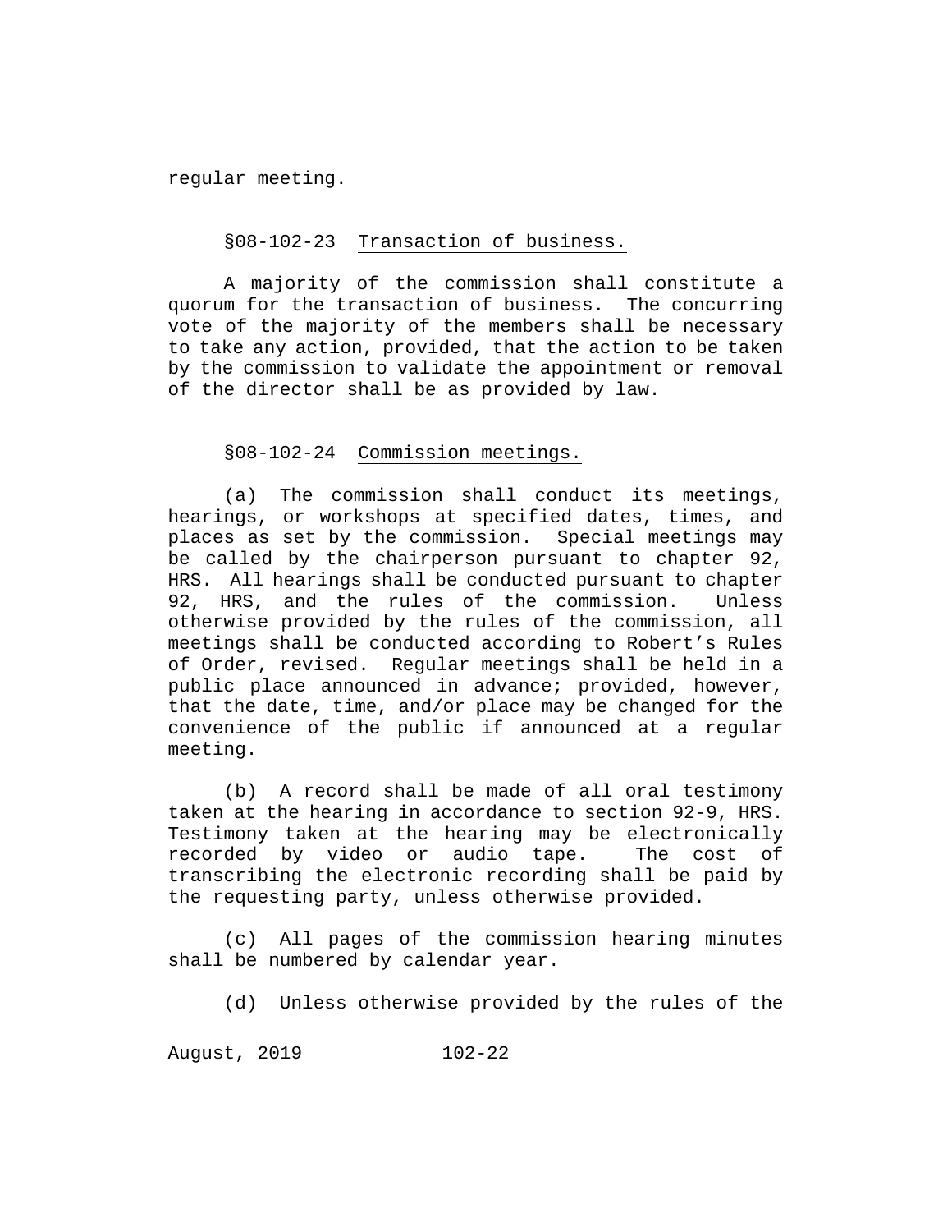regular meeting.

§08-102-23 Transaction of business.

A majority of the commission shall constitute a quorum for the transaction of business. The concurring vote of the majority of the members shall be necessary to take any action, provided, that the action to be taken by the commission to validate the appointment or removal of the director shall be as provided by law.

§08-102-24 Commission meetings.

(a) The commission shall conduct its meetings, hearings, or workshops at specified dates, times, and places as set by the commission. Special meetings may be called by the chairperson pursuant to chapter 92, HRS. All hearings shall be conducted pursuant to chapter 92, HRS, and the rules of the commission. Unless otherwise provided by the rules of the commission, all meetings shall be conducted according to Robert's Rules of Order, revised. Regular meetings shall be held in a public place announced in advance; provided, however, that the date, time, and/or place may be changed for the convenience of the public if announced at a regular meeting.

(b) A record shall be made of all oral testimony taken at the hearing in accordance to section 92-9, HRS. Testimony taken at the hearing may be electronically recorded by video or audio tape. The cost of transcribing the electronic recording shall be paid by the requesting party, unless otherwise provided.

(c) All pages of the commission hearing minutes shall be numbered by calendar year.

(d) Unless otherwise provided by the rules of the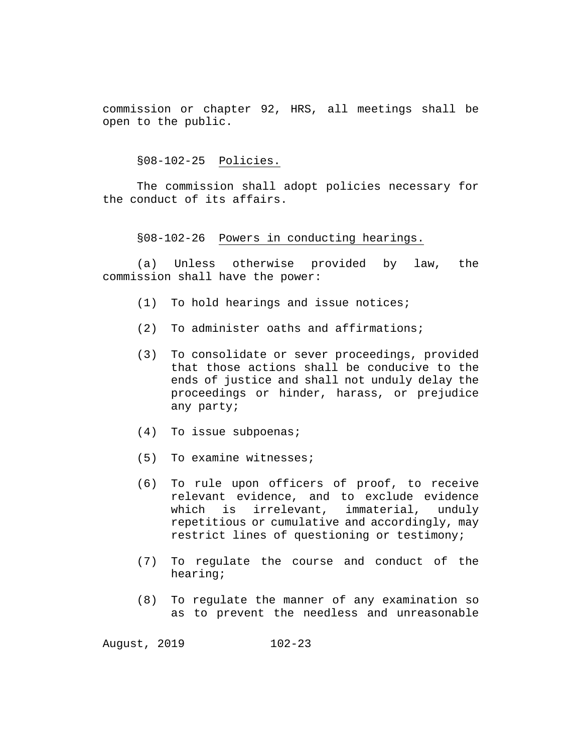commission or chapter 92, HRS, all meetings shall be open to the public.

§08-102-25 Policies.

The commission shall adopt policies necessary for the conduct of its affairs.

§08-102-26 Powers in conducting hearings.

(a) Unless otherwise provided by law, the commission shall have the power:

(1) To hold hearings and issue notices;

(2) To administer oaths and affirmations;

(3) To consolidate or sever proceedings, provided that those actions shall be conducive to the ends of justice and shall not unduly delay the proceedings or hinder, harass, or prejudice any party;

(4) To issue subpoenas;

(5) To examine witnesses;

(6) To rule upon officers of proof, to receive relevant evidence, and to exclude evidence which is irrelevant, immaterial, unduly repetitious or cumulative and accordingly, may restrict lines of questioning or testimony;

(7) To regulate the course and conduct of the hearing;

(8) To regulate the manner of any examination so as to prevent the needless and unreasonable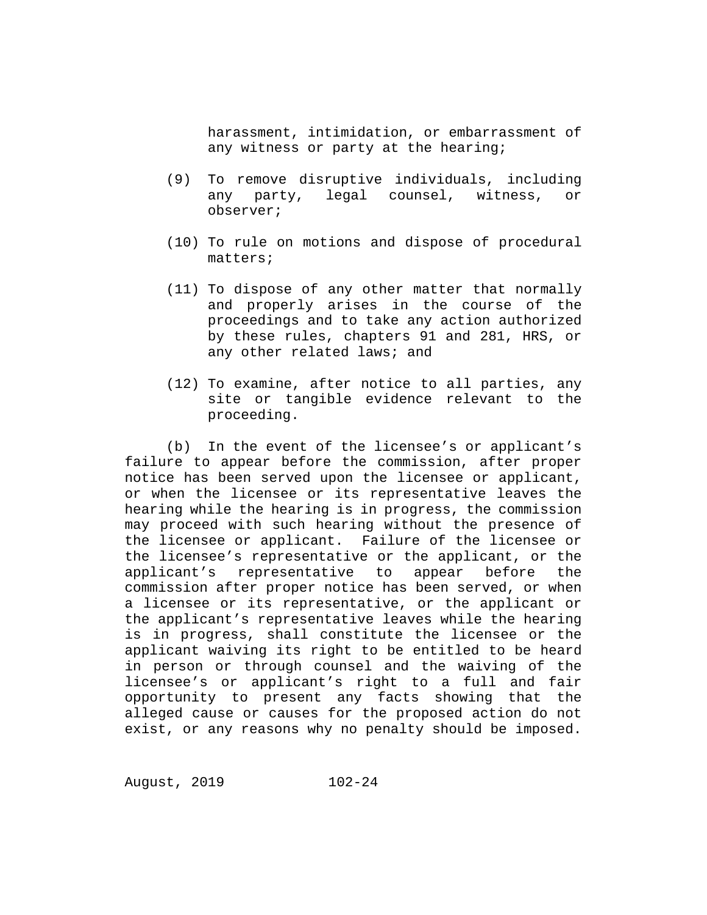harassment, intimidation, or embarrassment of any witness or party at the hearing;

(9) To remove disruptive individuals, including any party, legal counsel, witness, or observer;

(10) To rule on motions and dispose of procedural matters;

(11) To dispose of any other matter that normally and properly arises in the course of the proceedings and to take any action authorized by these rules, chapters 91 and 281, HRS, or any other related laws; and

(12) To examine, after notice to all parties, any site or tangible evidence relevant to the proceeding.

(b) In the event of the licensee's or applicant's failure to appear before the commission, after proper notice has been served upon the licensee or applicant, or when the licensee or its representative leaves the hearing while the hearing is in progress, the commission may proceed with such hearing without the presence of the licensee or applicant. Failure of the licensee or the licensee's representative or the applicant, or the applicant's representative to appear before the commission after proper notice has been served, or when a licensee or its representative, or the applicant or the applicant's representative leaves while the hearing is in progress, shall constitute the licensee or the applicant waiving its right to be entitled to be heard in person or through counsel and the waiving of the licensee's or applicant's right to a full and fair opportunity to present any facts showing that the alleged cause or causes for the proposed action do not exist, or any reasons why no penalty should be imposed.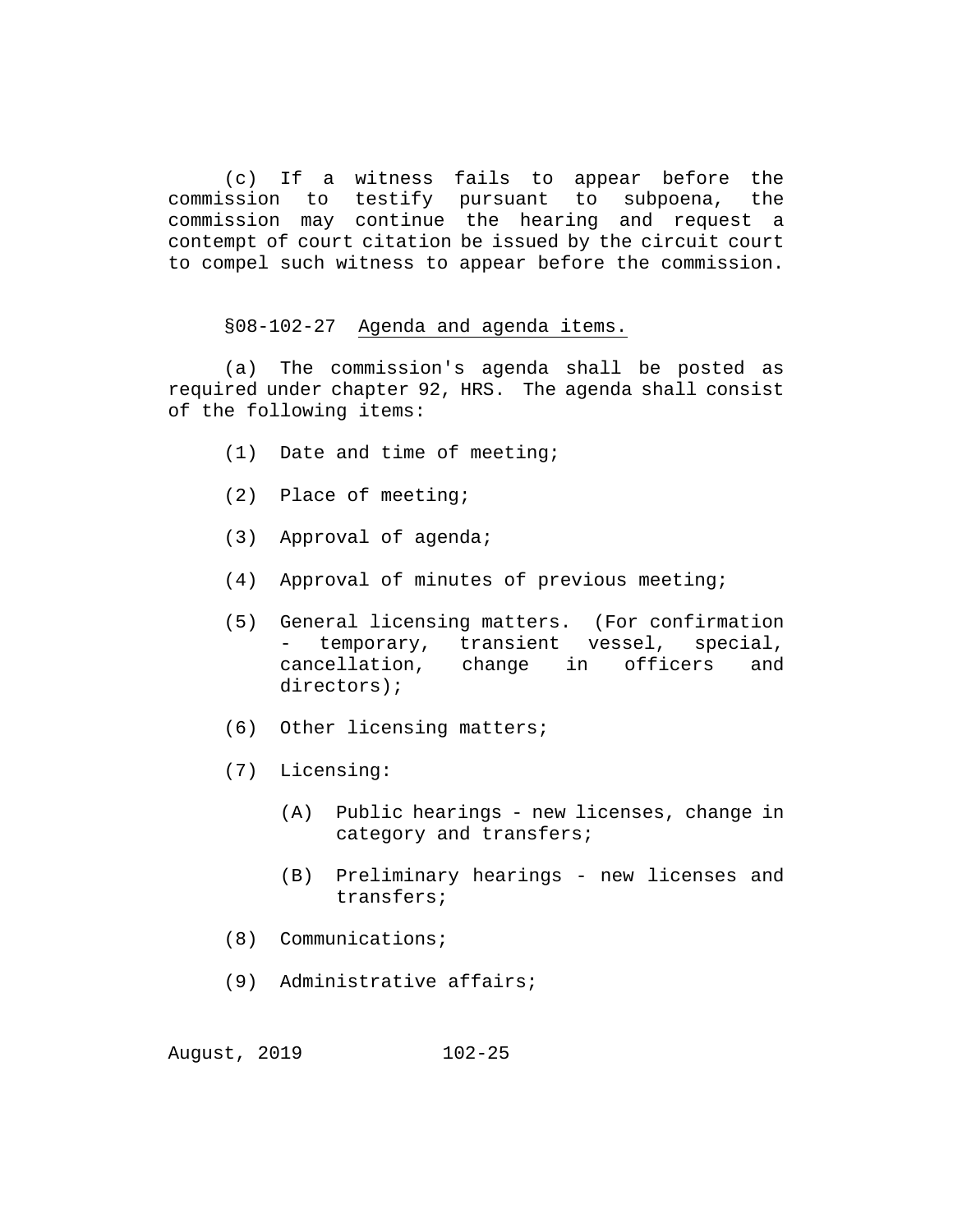(c) If a witness fails to appear before the commission to testify pursuant to subpoena, the commission may continue the hearing and request a contempt of court citation be issued by the circuit court to compel such witness to appear before the commission.

§08-102-27 Agenda and agenda items.

(a) The commission's agenda shall be posted as required under chapter 92, HRS. The agenda shall consist of the following items:

(1) Date and time of meeting;

(2) Place of meeting;

(3) Approval of agenda;

(4) Approval of minutes of previous meeting;

(5) General licensing matters. (For confirmation - temporary, transient vessel, special, cancellation, change in officers and directors);

(6) Other licensing matters;

(7) Licensing:

  (A) Public hearings - new licenses, change in category and transfers;

  (B) Preliminary hearings - new licenses and transfers;

(8) Communications;

(9) Administrative affairs;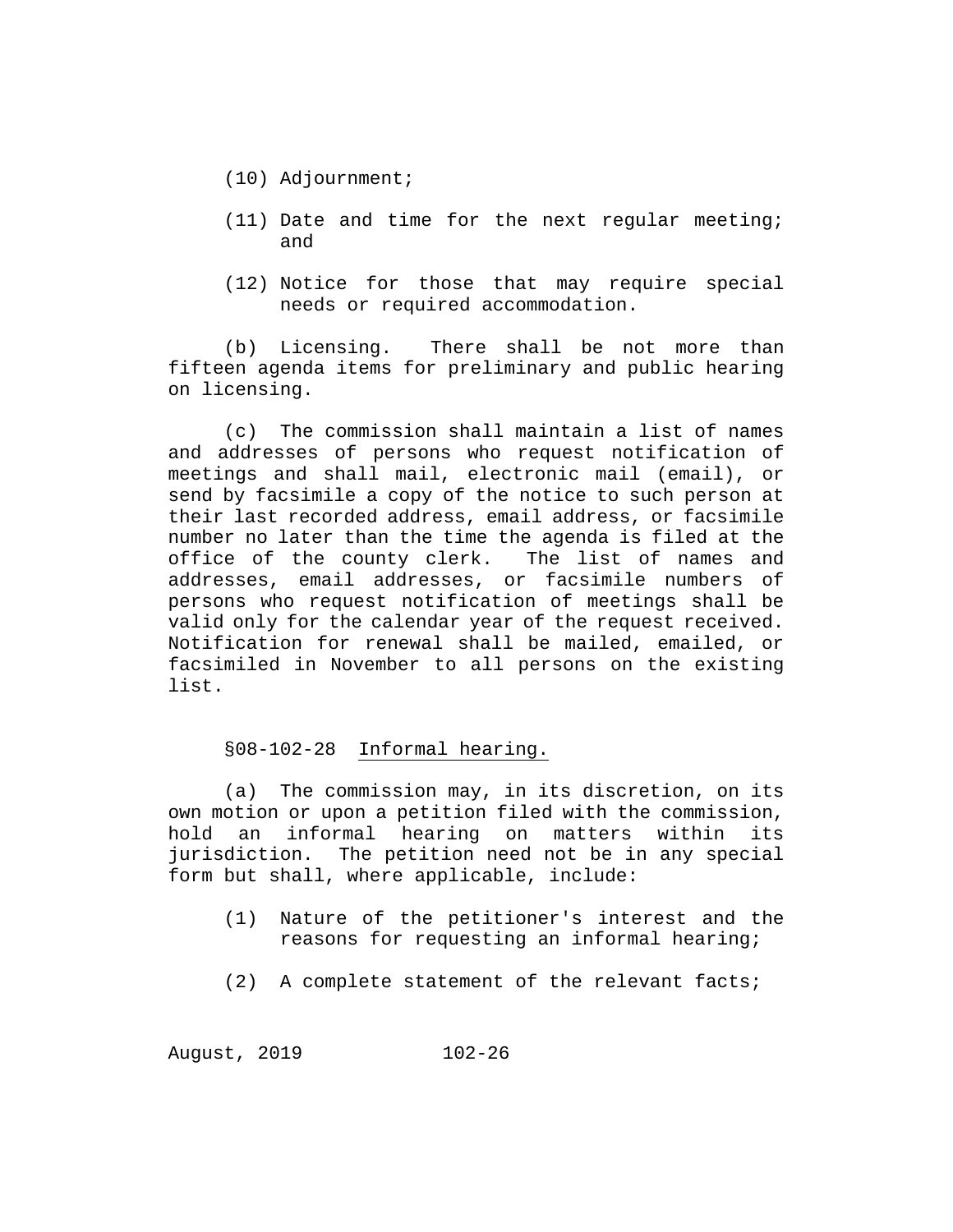(10) Adjournment;

(11) Date and time for the next regular meeting; and

(12) Notice for those that may require special needs or required accommodation.

(b) Licensing. There shall be not more than fifteen agenda items for preliminary and public hearing on licensing.

(c) The commission shall maintain a list of names and addresses of persons who request notification of meetings and shall mail, electronic mail (email), or send by facsimile a copy of the notice to such person at their last recorded address, email address, or facsimile number no later than the time the agenda is filed at the office of the county clerk. The list of names and addresses, email addresses, or facsimile numbers of persons who request notification of meetings shall be valid only for the calendar year of the request received. Notification for renewal shall be mailed, emailed, or facsimiled in November to all persons on the existing list.

§08-102-28 Informal hearing.

(a) The commission may, in its discretion, on its own motion or upon a petition filed with the commission, hold an informal hearing on matters within its jurisdiction. The petition need not be in any special form but shall, where applicable, include:

(1) Nature of the petitioner's interest and the reasons for requesting an informal hearing;

(2) A complete statement of the relevant facts;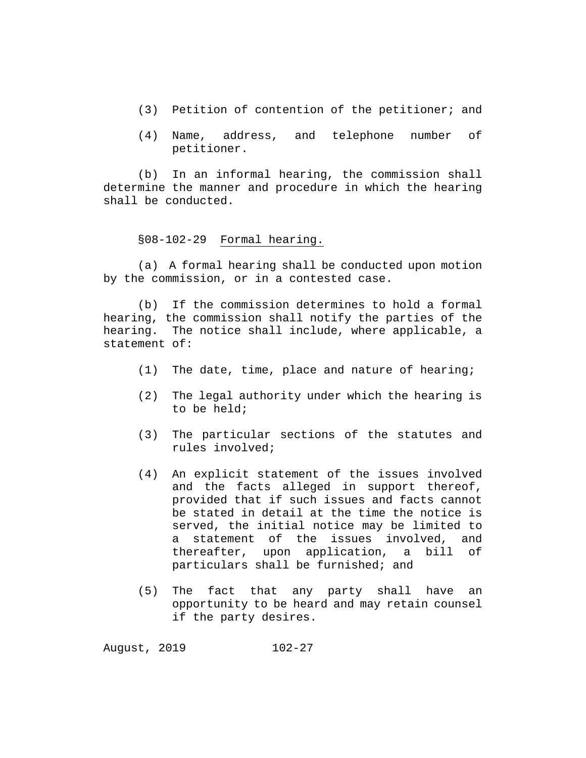(3) Petition of contention of the petitioner; and

(4) Name, address, and telephone number of petitioner.

(b) In an informal hearing, the commission shall determine the manner and procedure in which the hearing shall be conducted.

§08-102-29 Formal hearing.

(a) A formal hearing shall be conducted upon motion by the commission, or in a contested case.

(b) If the commission determines to hold a formal hearing, the commission shall notify the parties of the hearing. The notice shall include, where applicable, a statement of:

(1) The date, time, place and nature of hearing;

(2) The legal authority under which the hearing is to be held;

(3) The particular sections of the statutes and rules involved;

(4) An explicit statement of the issues involved and the facts alleged in support thereof, provided that if such issues and facts cannot be stated in detail at the time the notice is served, the initial notice may be limited to a statement of the issues involved, and thereafter, upon application, a bill of particulars shall be furnished; and

(5) The fact that any party shall have an opportunity to be heard and may retain counsel if the party desires.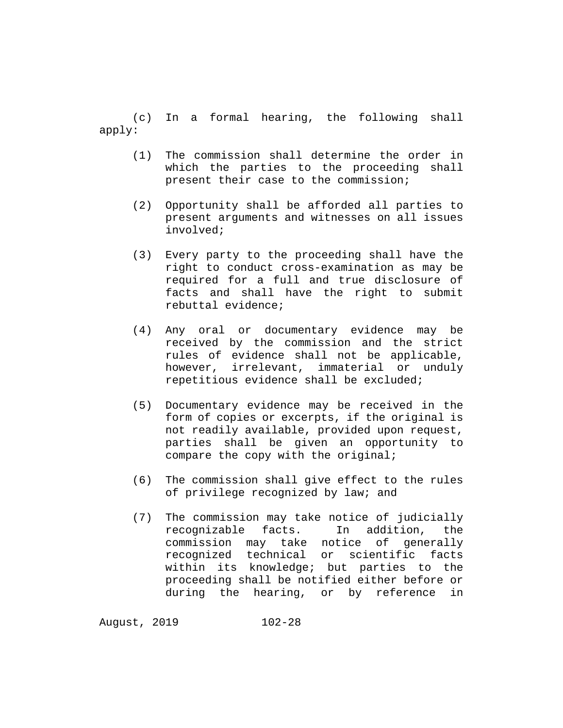(c) In a formal hearing, the following shall apply:

(1) The commission shall determine the order in which the parties to the proceeding shall present their case to the commission;

(2) Opportunity shall be afforded all parties to present arguments and witnesses on all issues involved;

(3) Every party to the proceeding shall have the right to conduct cross-examination as may be required for a full and true disclosure of facts and shall have the right to submit rebuttal evidence;

(4) Any oral or documentary evidence may be received by the commission and the strict rules of evidence shall not be applicable, however, irrelevant, immaterial or unduly repetitious evidence shall be excluded;

(5) Documentary evidence may be received in the form of copies or excerpts, if the original is not readily available, provided upon request, parties shall be given an opportunity to compare the copy with the original;

(6) The commission shall give effect to the rules of privilege recognized by law; and

(7) The commission may take notice of judicially recognizable facts. In addition, the commission may take notice of generally recognized technical or scientific facts within its knowledge; but parties to the proceeding shall be notified either before or during the hearing, or by reference in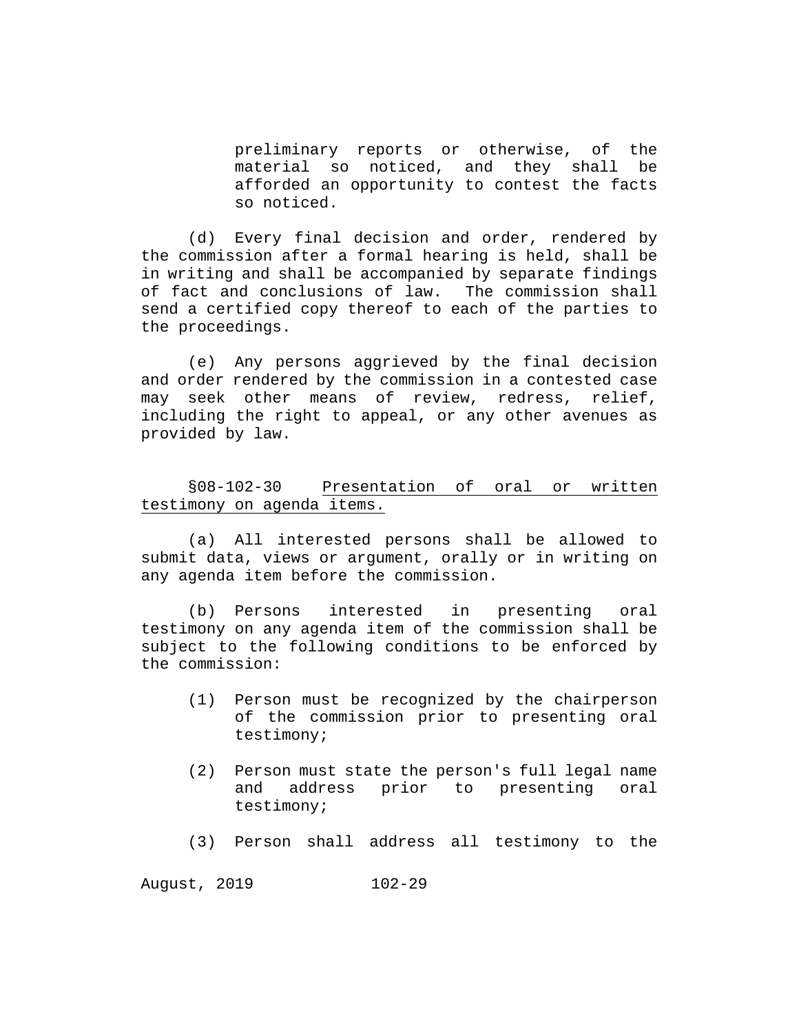preliminary reports or otherwise, of the material so noticed, and they shall be afforded an opportunity to contest the facts so noticed.

(d) Every final decision and order, rendered by the commission after a formal hearing is held, shall be in writing and shall be accompanied by separate findings of fact and conclusions of law. The commission shall send a certified copy thereof to each of the parties to the proceedings.

(e) Any persons aggrieved by the final decision and order rendered by the commission in a contested case may seek other means of review, redress, relief, including the right to appeal, or any other avenues as provided by law.

§08-102-30 Presentation of oral or written testimony on agenda items.

(a) All interested persons shall be allowed to submit data, views or argument, orally or in writing on any agenda item before the commission.

(b) Persons interested in presenting oral testimony on any agenda item of the commission shall be subject to the following conditions to be enforced by the commission:

(1) Person must be recognized by the chairperson of the commission prior to presenting oral testimony;

(2) Person must state the person's full legal name and address prior to presenting oral testimony;

(3) Person shall address all testimony to the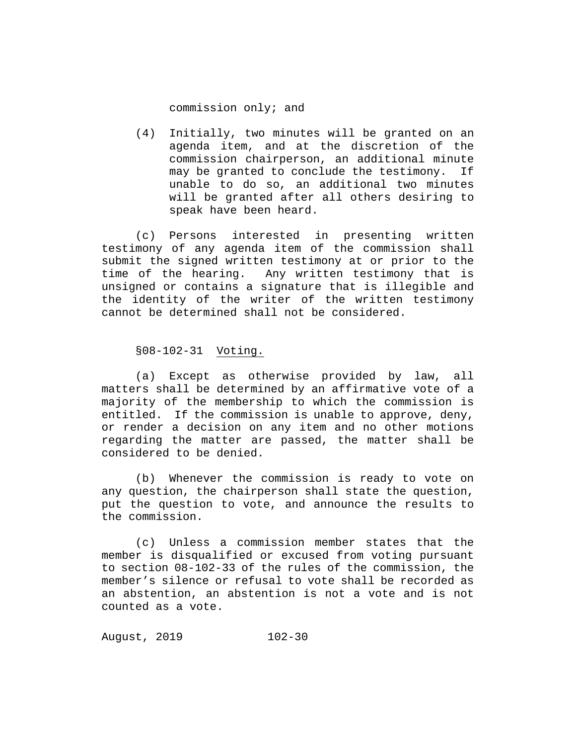commission only; and

(4) Initially, two minutes will be granted on an agenda item, and at the discretion of the commission chairperson, an additional minute may be granted to conclude the testimony. If unable to do so, an additional two minutes will be granted after all others desiring to speak have been heard.

(c) Persons interested in presenting written testimony of any agenda item of the commission shall submit the signed written testimony at or prior to the time of the hearing. Any written testimony that is unsigned or contains a signature that is illegible and the identity of the writer of the written testimony cannot be determined shall not be considered.

§08-102-31 Voting.

(a) Except as otherwise provided by law, all matters shall be determined by an affirmative vote of a majority of the membership to which the commission is entitled. If the commission is unable to approve, deny, or render a decision on any item and no other motions regarding the matter are passed, the matter shall be considered to be denied.

(b) Whenever the commission is ready to vote on any question, the chairperson shall state the question, put the question to vote, and announce the results to the commission.

(c) Unless a commission member states that the member is disqualified or excused from voting pursuant to section 08-102-33 of the rules of the commission, the member's silence or refusal to vote shall be recorded as an abstention, an abstention is not a vote and is not counted as a vote.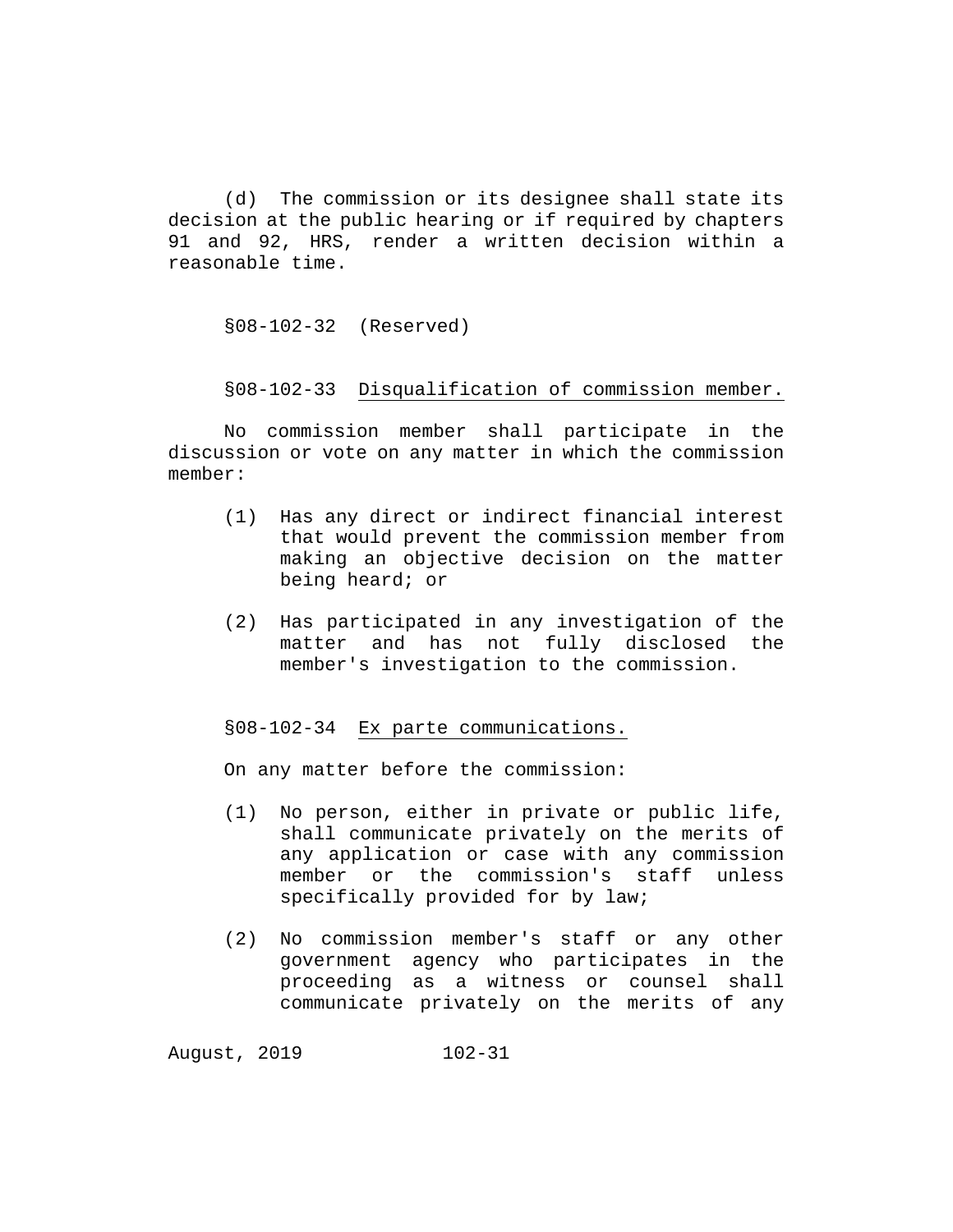(d) The commission or its designee shall state its decision at the public hearing or if required by chapters 91 and 92, HRS, render a written decision within a reasonable time.

§08-102-32 (Reserved)

§08-102-33 Disqualification of commission member.

No commission member shall participate in the discussion or vote on any matter in which the commission member:

(1) Has any direct or indirect financial interest that would prevent the commission member from making an objective decision on the matter being heard; or

(2) Has participated in any investigation of the matter and has not fully disclosed the member's investigation to the commission.

§08-102-34 Ex parte communications.

On any matter before the commission:

(1) No person, either in private or public life, shall communicate privately on the merits of any application or case with any commission member or the commission's staff unless specifically provided for by law;

(2) No commission member's staff or any other government agency who participates in the proceeding as a witness or counsel shall communicate privately on the merits of any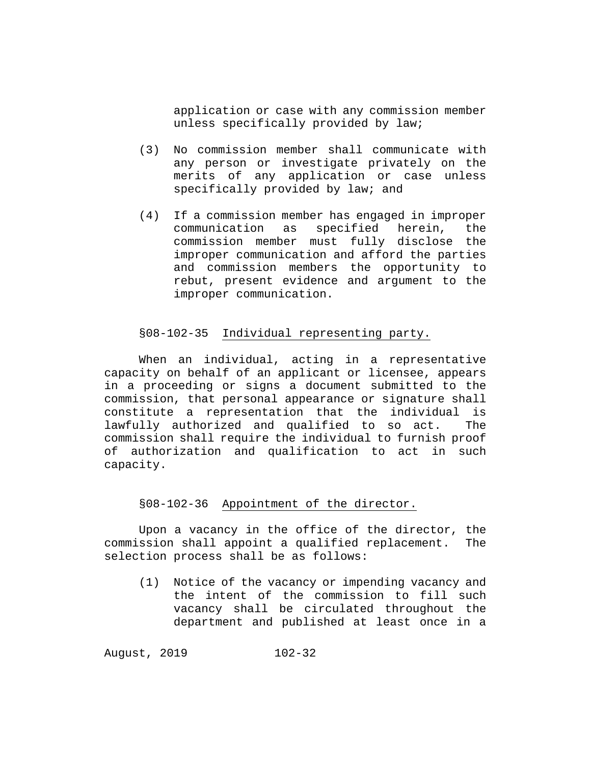application or case with any commission member unless specifically provided by law;

(3) No commission member shall communicate with any person or investigate privately on the merits of any application or case unless specifically provided by law; and

(4) If a commission member has engaged in improper communication as specified herein, the commission member must fully disclose the improper communication and afford the parties and commission members the opportunity to rebut, present evidence and argument to the improper communication.

§08-102-35 Individual representing party.

When an individual, acting in a representative capacity on behalf of an applicant or licensee, appears in a proceeding or signs a document submitted to the commission, that personal appearance or signature shall constitute a representation that the individual is lawfully authorized and qualified to so act. The commission shall require the individual to furnish proof of authorization and qualification to act in such capacity.

§08-102-36 Appointment of the director.

Upon a vacancy in the office of the director, the commission shall appoint a qualified replacement. The selection process shall be as follows:

(1) Notice of the vacancy or impending vacancy and the intent of the commission to fill such vacancy shall be circulated throughout the department and published at least once in a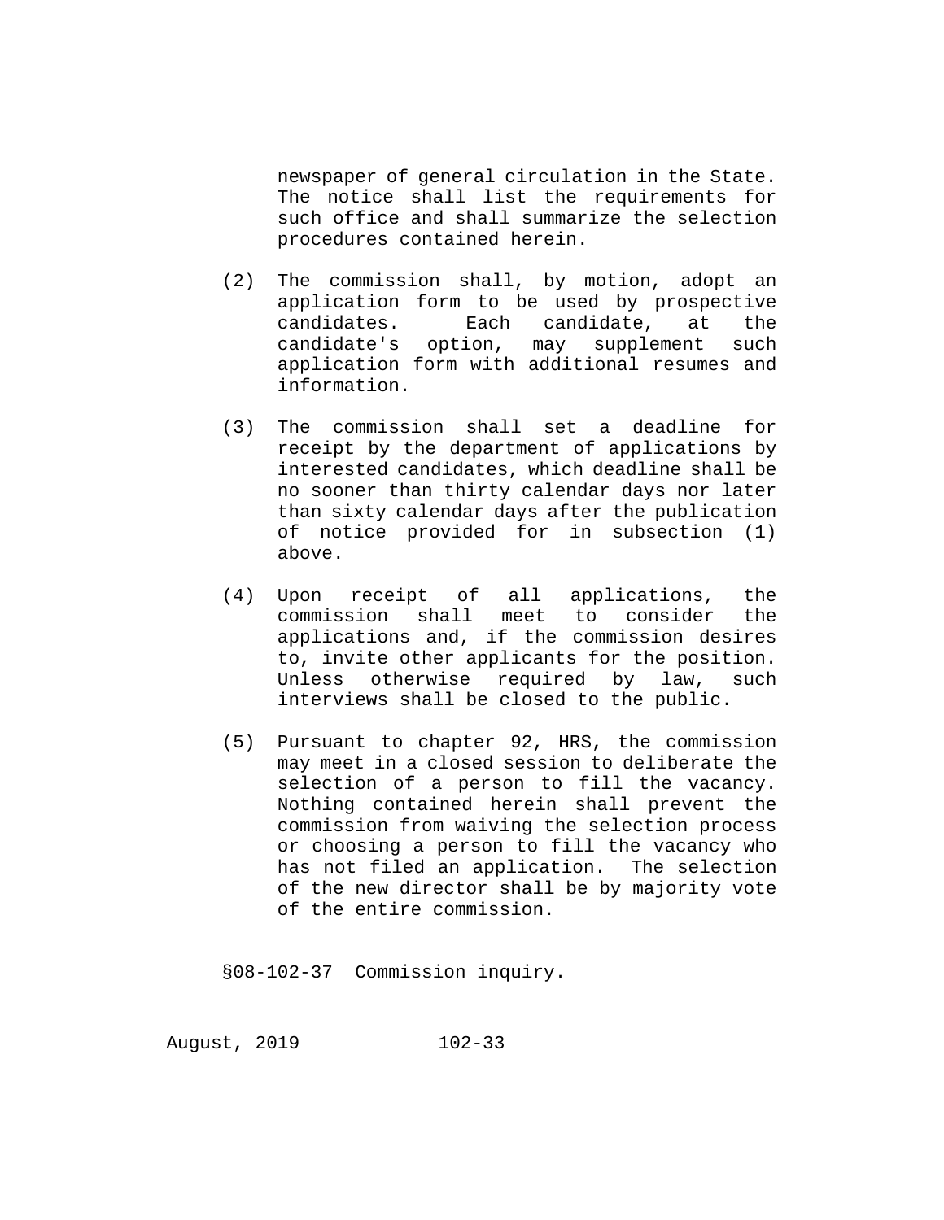newspaper of general circulation in the State. The notice shall list the requirements for such office and shall summarize the selection procedures contained herein.

(2) The commission shall, by motion, adopt an application form to be used by prospective candidates. Each candidate, at the candidate's option, may supplement such application form with additional resumes and information.

(3) The commission shall set a deadline for receipt by the department of applications by interested candidates, which deadline shall be no sooner than thirty calendar days nor later than sixty calendar days after the publication of notice provided for in subsection (1) above.

(4) Upon receipt of all applications, the commission shall meet to consider the applications and, if the commission desires to, invite other applicants for the position. Unless otherwise required by law, such interviews shall be closed to the public.

(5) Pursuant to chapter 92, HRS, the commission may meet in a closed session to deliberate the selection of a person to fill the vacancy. Nothing contained herein shall prevent the commission from waiving the selection process or choosing a person to fill the vacancy who has not filed an application. The selection of the new director shall be by majority vote of the entire commission.

§08-102-37 Commission inquiry.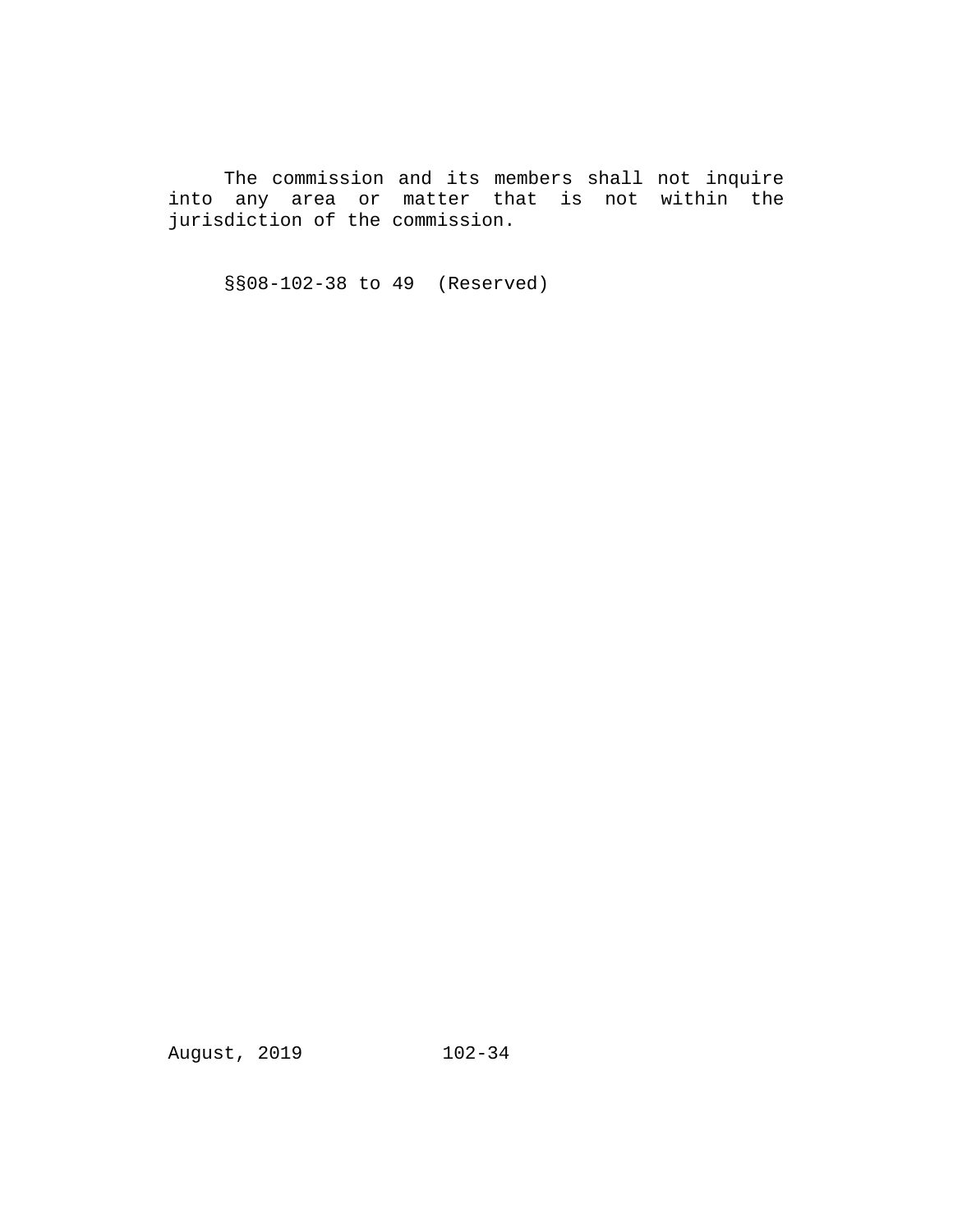The commission and its members shall not inquire into any area or matter that is not within the jurisdiction of the commission.

§§08-102-38 to 49 (Reserved)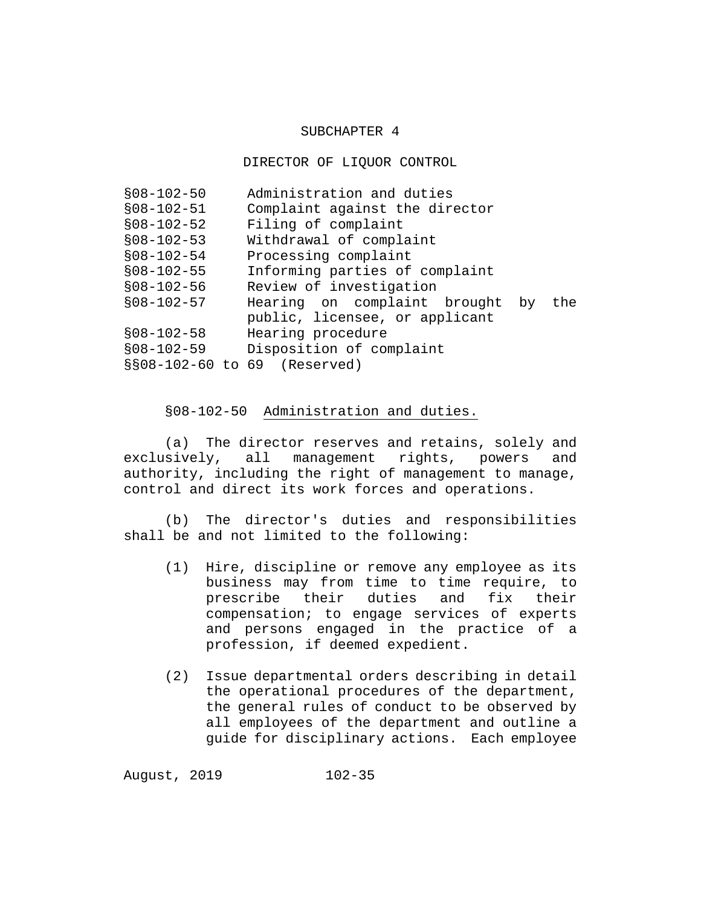# SUBCHAPTER 4

## DIRECTOR OF LIQUOR CONTROL

| | |
|---|---|
| §08-102-50 | Administration and duties |
| §08-102-51 | Complaint against the director |
| §08-102-52 | Filing of complaint |
| §08-102-53 | Withdrawal of complaint |
| §08-102-54 | Processing complaint |
| §08-102-55 | Informing parties of complaint |
| §08-102-56 | Review of investigation |
| §08-102-57 | Hearing on complaint brought by the public, licensee, or applicant |
| §08-102-58 | Hearing procedure |
| §08-102-59 | Disposition of complaint |
| §§08-102-60 to 69 | (Reserved) |

§08-102-50 Administration and duties.

(a) The director reserves and retains, solely and exclusively, all management rights, powers and authority, including the right of management to manage, control and direct its work forces and operations.

(b) The director's duties and responsibilities shall be and not limited to the following:

(1) Hire, discipline or remove any employee as its business may from time to time require, to prescribe their duties and fix their compensation; to engage services of experts and persons engaged in the practice of a profession, if deemed expedient.

(2) Issue departmental orders describing in detail the operational procedures of the department, the general rules of conduct to be observed by all employees of the department and outline a guide for disciplinary actions. Each employee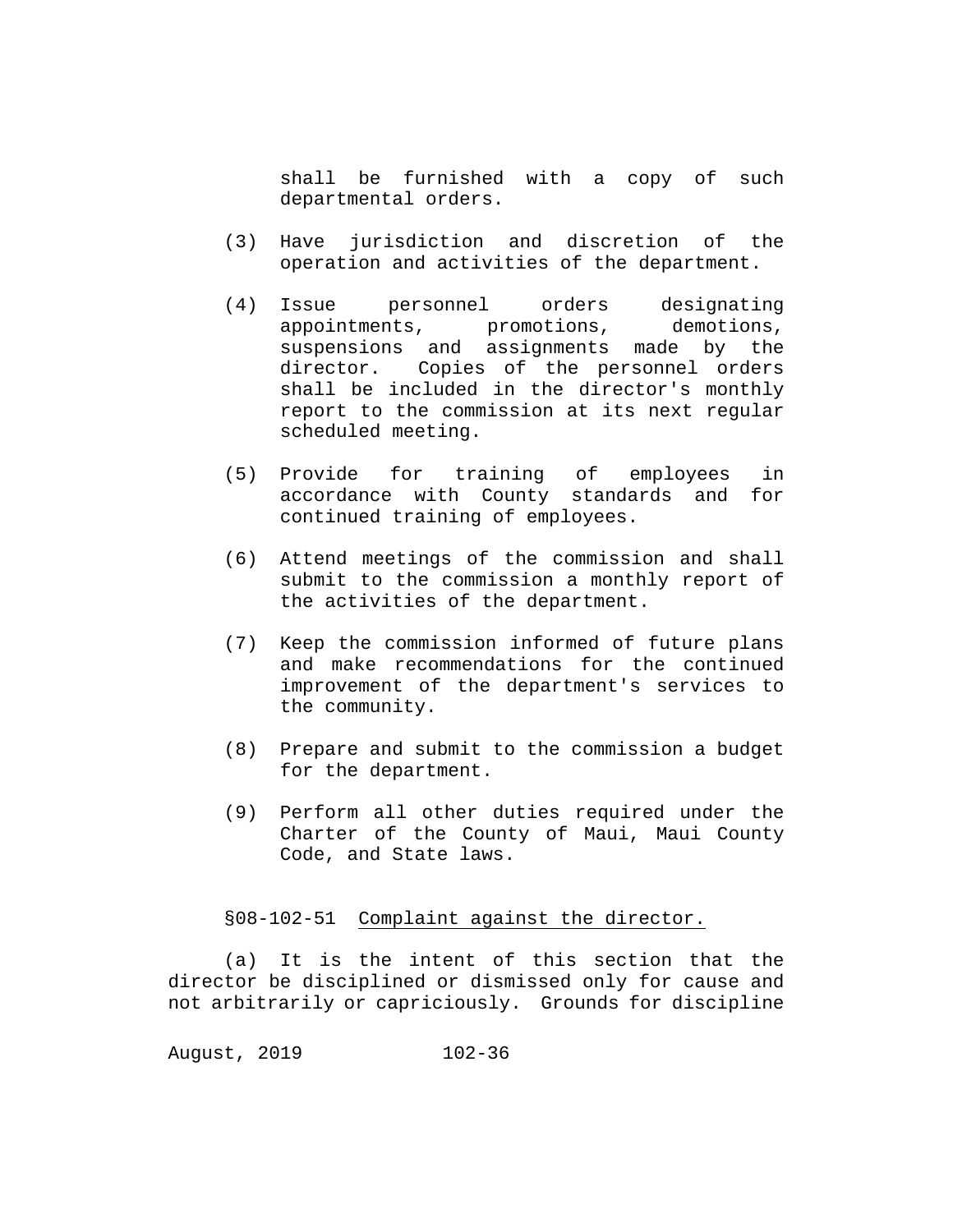shall be furnished with a copy of such departmental orders.

(3) Have jurisdiction and discretion of the operation and activities of the department.

(4) Issue personnel orders designating appointments, promotions, demotions, suspensions and assignments made by the director. Copies of the personnel orders shall be included in the director's monthly report to the commission at its next regular scheduled meeting.

(5) Provide for training of employees in accordance with County standards and for continued training of employees.

(6) Attend meetings of the commission and shall submit to the commission a monthly report of the activities of the department.

(7) Keep the commission informed of future plans and make recommendations for the continued improvement of the department's services to the community.

(8) Prepare and submit to the commission a budget for the department.

(9) Perform all other duties required under the Charter of the County of Maui, Maui County Code, and State laws.

§08-102-51 Complaint against the director.

(a) It is the intent of this section that the director be disciplined or dismissed only for cause and not arbitrarily or capriciously. Grounds for discipline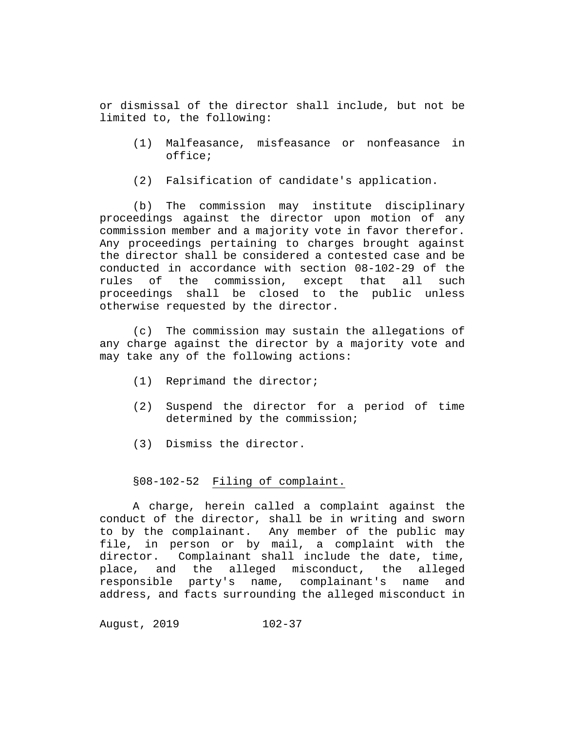or dismissal of the director shall include, but not be limited to, the following:

(1) Malfeasance, misfeasance or nonfeasance in office;

(2) Falsification of candidate's application.

(b) The commission may institute disciplinary proceedings against the director upon motion of any commission member and a majority vote in favor therefor. Any proceedings pertaining to charges brought against the director shall be considered a contested case and be conducted in accordance with section 08-102-29 of the rules of the commission, except that all such proceedings shall be closed to the public unless otherwise requested by the director.

(c) The commission may sustain the allegations of any charge against the director by a majority vote and may take any of the following actions:

(1) Reprimand the director;

(2) Suspend the director for a period of time determined by the commission;

(3) Dismiss the director.

§08-102-52 Filing of complaint.

A charge, herein called a complaint against the conduct of the director, shall be in writing and sworn to by the complainant. Any member of the public may file, in person or by mail, a complaint with the director. Complainant shall include the date, time, place, and the alleged misconduct, the alleged responsible party's name, complainant's name and address, and facts surrounding the alleged misconduct in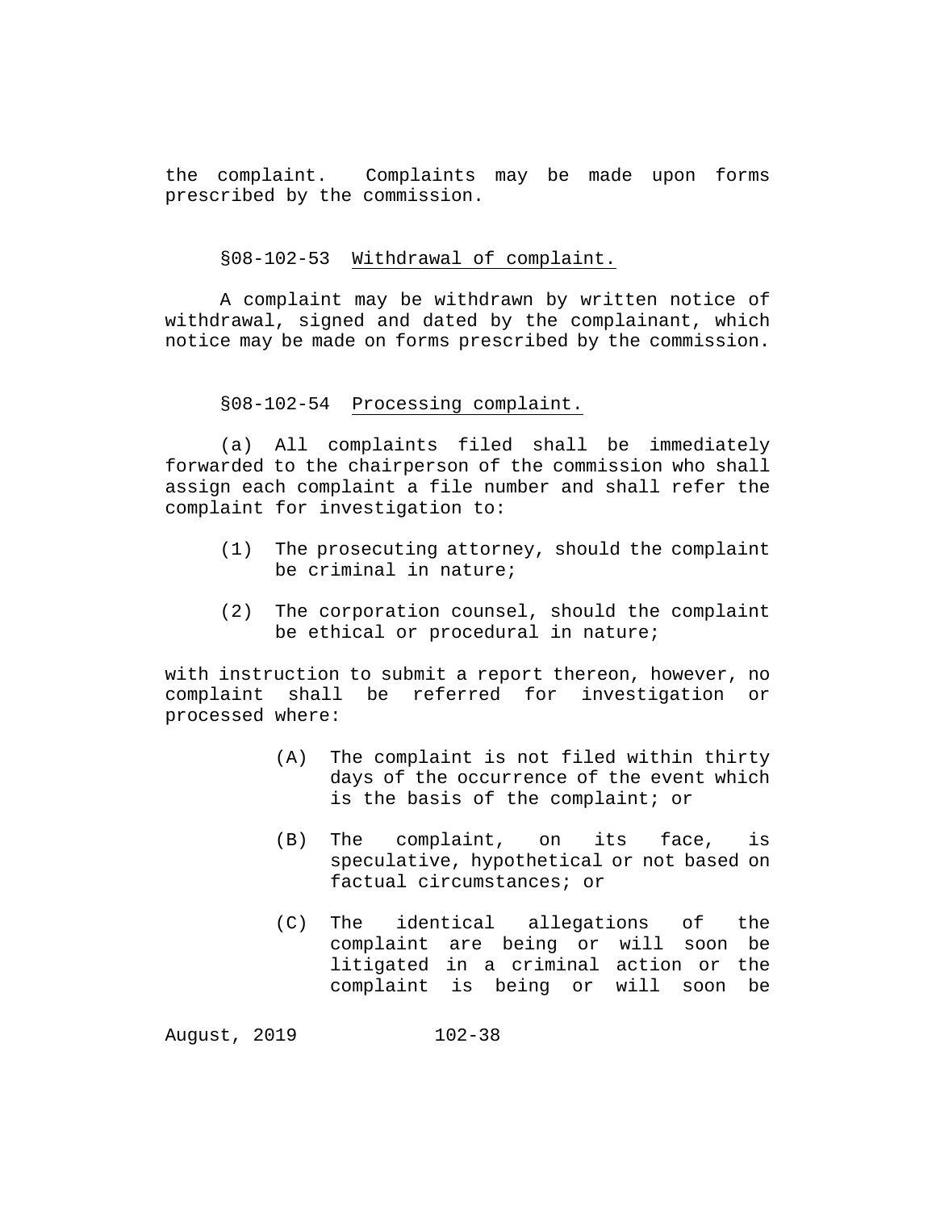the complaint. Complaints may be made upon forms prescribed by the commission.

§08-102-53 Withdrawal of complaint.

A complaint may be withdrawn by written notice of withdrawal, signed and dated by the complainant, which notice may be made on forms prescribed by the commission.

§08-102-54 Processing complaint.

(a) All complaints filed shall be immediately forwarded to the chairperson of the commission who shall assign each complaint a file number and shall refer the complaint for investigation to:

(1) The prosecuting attorney, should the complaint be criminal in nature;

(2) The corporation counsel, should the complaint be ethical or procedural in nature;

with instruction to submit a report thereon, however, no complaint shall be referred for investigation or processed where:

(A) The complaint is not filed within thirty days of the occurrence of the event which is the basis of the complaint; or

(B) The complaint, on its face, is speculative, hypothetical or not based on factual circumstances; or

(C) The identical allegations of the complaint are being or will soon be litigated in a criminal action or the complaint is being or will soon be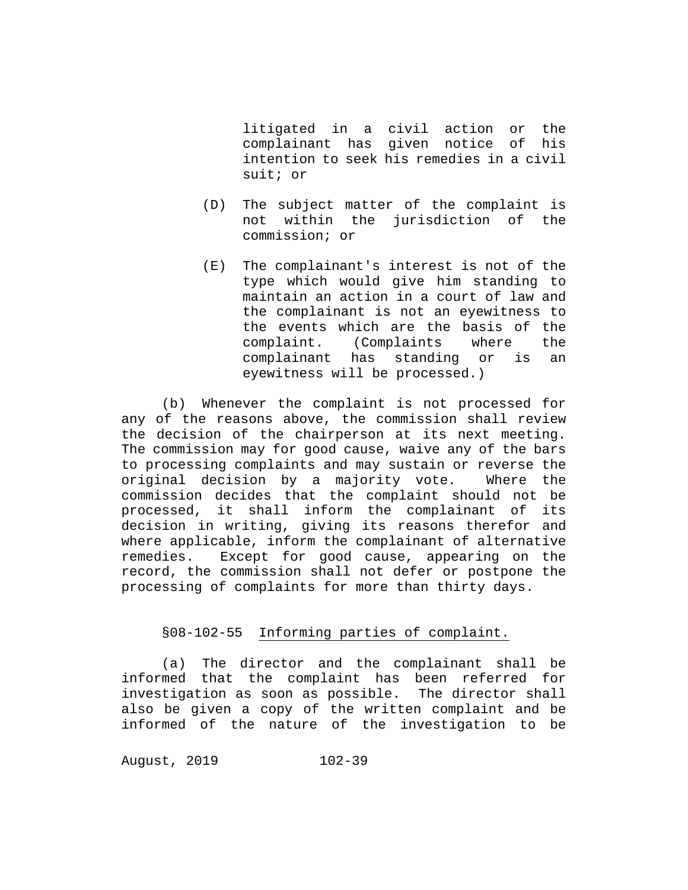litigated in a civil action or the complainant has given notice of his intention to seek his remedies in a civil suit; or

(D) The subject matter of the complaint is not within the jurisdiction of the commission; or

(E) The complainant's interest is not of the type which would give him standing to maintain an action in a court of law and the complainant is not an eyewitness to the events which are the basis of the complaint. (Complaints where the complainant has standing or is an eyewitness will be processed.)

(b) Whenever the complaint is not processed for any of the reasons above, the commission shall review the decision of the chairperson at its next meeting. The commission may for good cause, waive any of the bars to processing complaints and may sustain or reverse the original decision by a majority vote. Where the commission decides that the complaint should not be processed, it shall inform the complainant of its decision in writing, giving its reasons therefor and where applicable, inform the complainant of alternative remedies. Except for good cause, appearing on the record, the commission shall not defer or postpone the processing of complaints for more than thirty days.

§08-102-55 Informing parties of complaint.

(a) The director and the complainant shall be informed that the complaint has been referred for investigation as soon as possible. The director shall also be given a copy of the written complaint and be informed of the nature of the investigation to be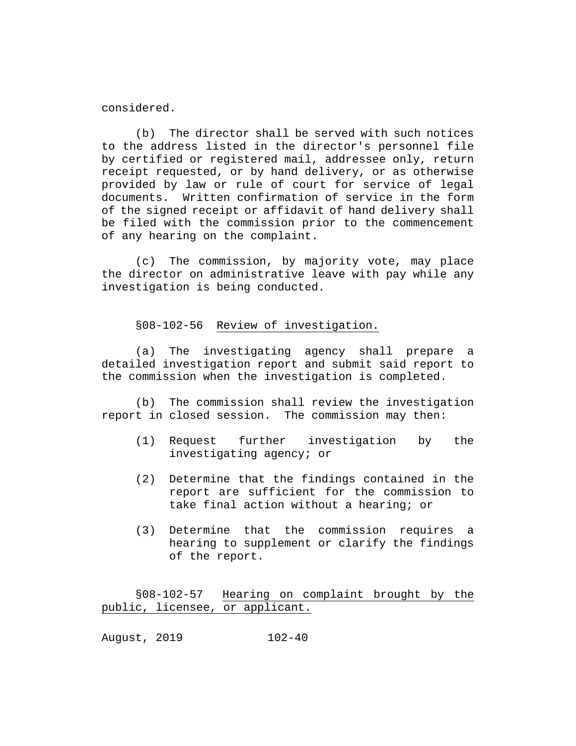considered.

(b) The director shall be served with such notices to the address listed in the director's personnel file by certified or registered mail, addressee only, return receipt requested, or by hand delivery, or as otherwise provided by law or rule of court for service of legal documents. Written confirmation of service in the form of the signed receipt or affidavit of hand delivery shall be filed with the commission prior to the commencement of any hearing on the complaint.

(c) The commission, by majority vote, may place the director on administrative leave with pay while any investigation is being conducted.

§08-102-56 Review of investigation.

(a) The investigating agency shall prepare a detailed investigation report and submit said report to the commission when the investigation is completed.

(b) The commission shall review the investigation report in closed session. The commission may then:

(1) Request further investigation by the investigating agency; or

(2) Determine that the findings contained in the report are sufficient for the commission to take final action without a hearing; or

(3) Determine that the commission requires a hearing to supplement or clarify the findings of the report.

§08-102-57 Hearing on complaint brought by the public, licensee, or applicant.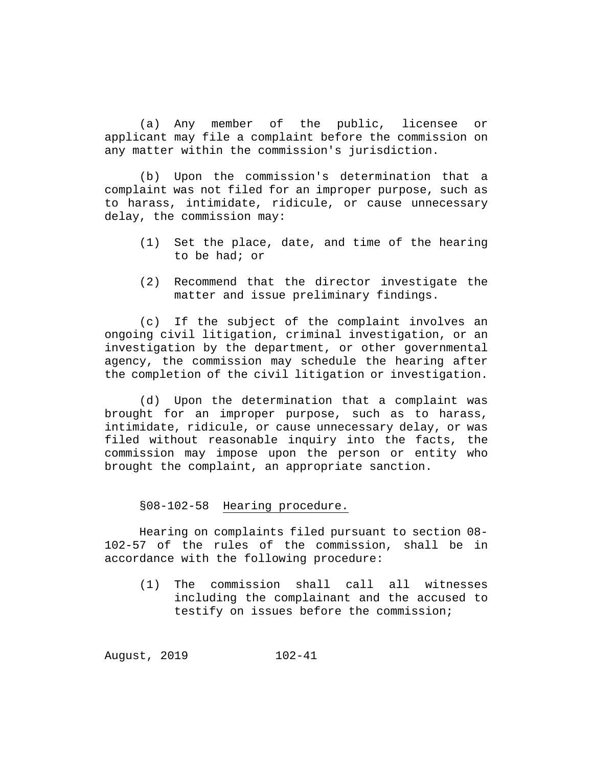(a) Any member of the public, licensee or applicant may file a complaint before the commission on any matter within the commission's jurisdiction.

(b) Upon the commission's determination that a complaint was not filed for an improper purpose, such as to harass, intimidate, ridicule, or cause unnecessary delay, the commission may:

(1) Set the place, date, and time of the hearing to be had; or

(2) Recommend that the director investigate the matter and issue preliminary findings.

(c) If the subject of the complaint involves an ongoing civil litigation, criminal investigation, or an investigation by the department, or other governmental agency, the commission may schedule the hearing after the completion of the civil litigation or investigation.

(d) Upon the determination that a complaint was brought for an improper purpose, such as to harass, intimidate, ridicule, or cause unnecessary delay, or was filed without reasonable inquiry into the facts, the commission may impose upon the person or entity who brought the complaint, an appropriate sanction.

§08-102-58 Hearing procedure.

Hearing on complaints filed pursuant to section 08-102-57 of the rules of the commission, shall be in accordance with the following procedure:

(1) The commission shall call all witnesses including the complainant and the accused to testify on issues before the commission;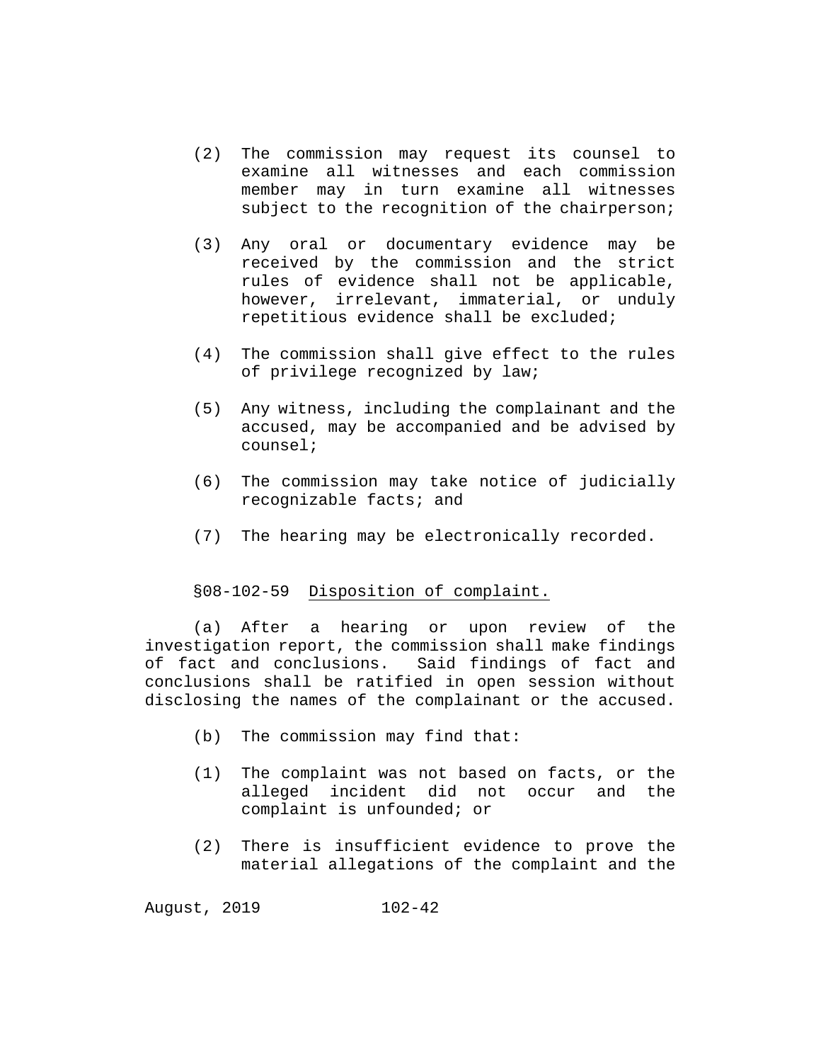(2) The commission may request its counsel to examine all witnesses and each commission member may in turn examine all witnesses subject to the recognition of the chairperson;

(3) Any oral or documentary evidence may be received by the commission and the strict rules of evidence shall not be applicable, however, irrelevant, immaterial, or unduly repetitious evidence shall be excluded;

(4) The commission shall give effect to the rules of privilege recognized by law;

(5) Any witness, including the complainant and the accused, may be accompanied and be advised by counsel;

(6) The commission may take notice of judicially recognizable facts; and

(7) The hearing may be electronically recorded.

§08-102-59 Disposition of complaint.

(a) After a hearing or upon review of the investigation report, the commission shall make findings of fact and conclusions. Said findings of fact and conclusions shall be ratified in open session without disclosing the names of the complainant or the accused.

(b) The commission may find that:

(1) The complaint was not based on facts, or the alleged incident did not occur and the complaint is unfounded; or

(2) There is insufficient evidence to prove the material allegations of the complaint and the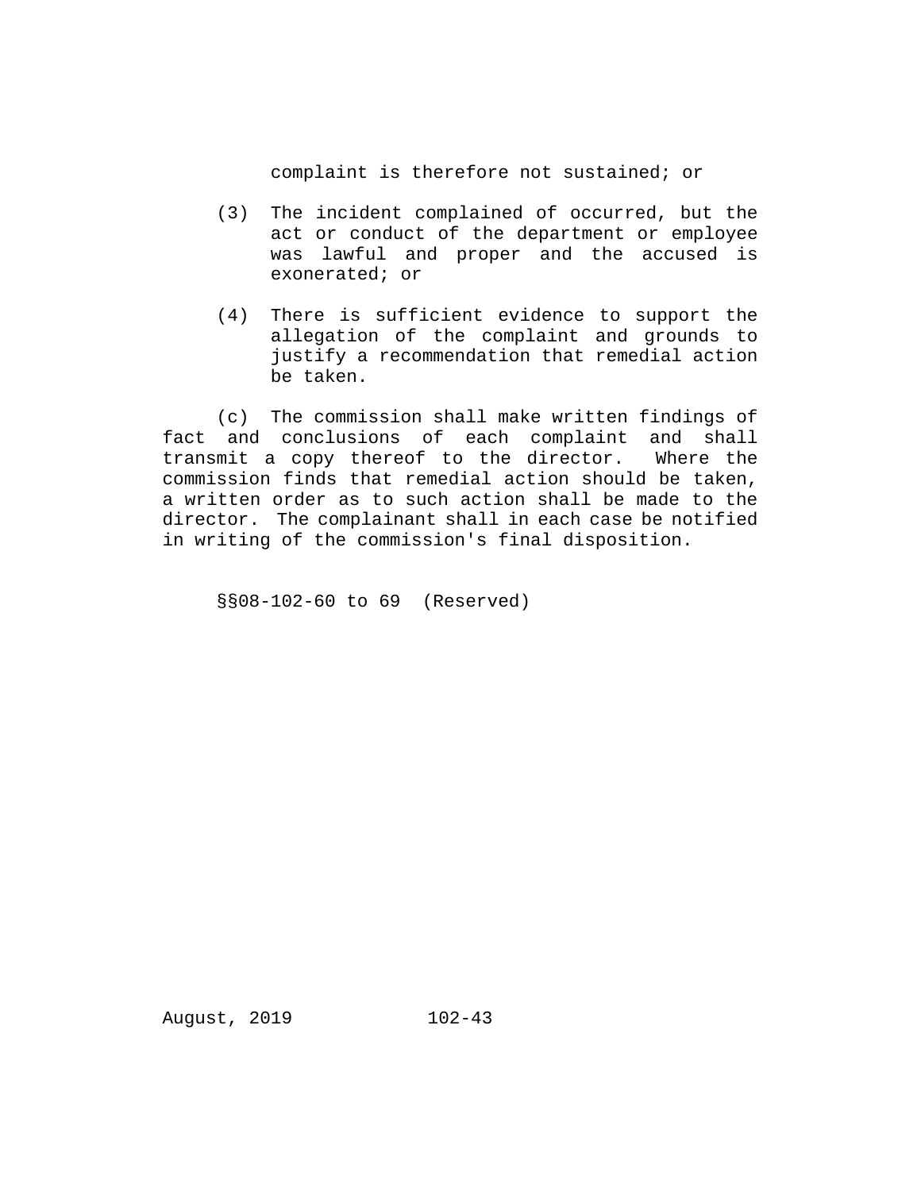complaint is therefore not sustained; or

(3) The incident complained of occurred, but the act or conduct of the department or employee was lawful and proper and the accused is exonerated; or

(4) There is sufficient evidence to support the allegation of the complaint and grounds to justify a recommendation that remedial action be taken.

(c) The commission shall make written findings of fact and conclusions of each complaint and shall transmit a copy thereof to the director. Where the commission finds that remedial action should be taken, a written order as to such action shall be made to the director. The complainant shall in each case be notified in writing of the commission's final disposition.

§§08-102-60 to 69 (Reserved)

August, 2019 102-43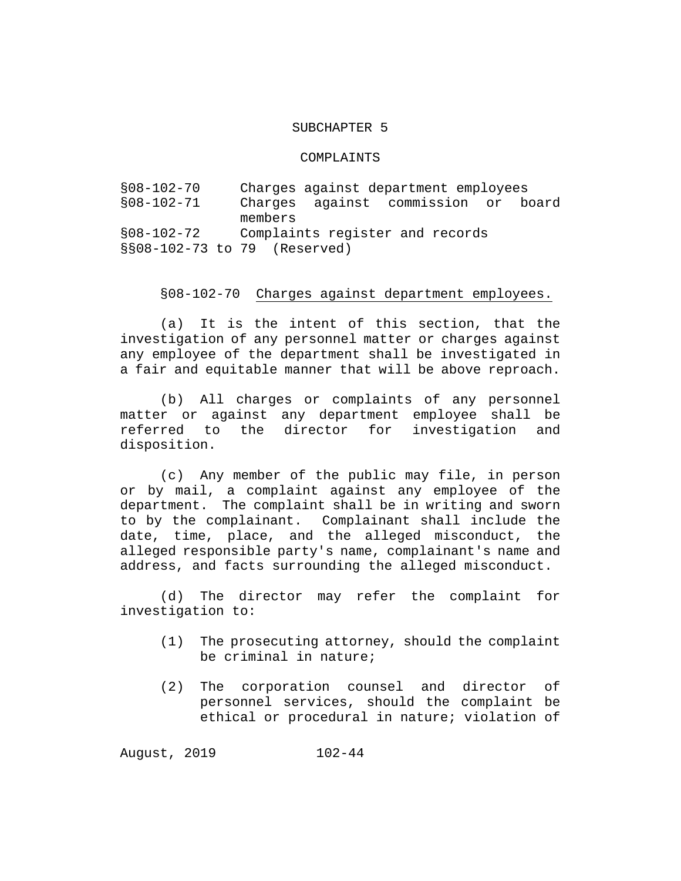## SUBCHAPTER 5

## COMPLAINTS

§08-102-70 Charges against department employees
§08-102-71 Charges against commission or board members
§08-102-72 Complaints register and records
§§08-102-73 to 79 (Reserved)

§08-102-70 Charges against department employees.

(a) It is the intent of this section, that the investigation of any personnel matter or charges against any employee of the department shall be investigated in a fair and equitable manner that will be above reproach.

(b) All charges or complaints of any personnel matter or against any department employee shall be referred to the director for investigation and disposition.

(c) Any member of the public may file, in person or by mail, a complaint against any employee of the department. The complaint shall be in writing and sworn to by the complainant. Complainant shall include the date, time, place, and the alleged misconduct, the alleged responsible party's name, complainant's name and address, and facts surrounding the alleged misconduct.

(d) The director may refer the complaint for investigation to:

(1) The prosecuting attorney, should the complaint be criminal in nature;

(2) The corporation counsel and director of personnel services, should the complaint be ethical or procedural in nature; violation of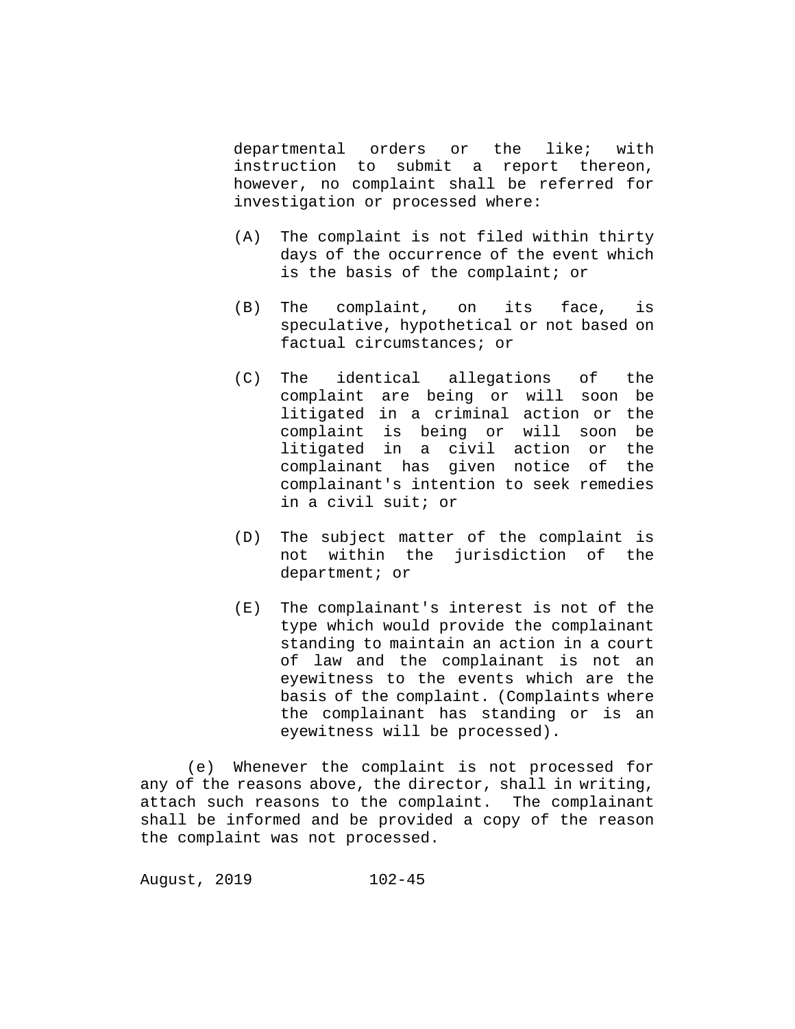departmental orders or the like; with instruction to submit a report thereon, however, no complaint shall be referred for investigation or processed where:

(A) The complaint is not filed within thirty days of the occurrence of the event which is the basis of the complaint; or

(B) The complaint, on its face, is speculative, hypothetical or not based on factual circumstances; or

(C) The identical allegations of the complaint are being or will soon be litigated in a criminal action or the complaint is being or will soon be litigated in a civil action or the complainant has given notice of the complainant's intention to seek remedies in a civil suit; or

(D) The subject matter of the complaint is not within the jurisdiction of the department; or

(E) The complainant's interest is not of the type which would provide the complainant standing to maintain an action in a court of law and the complainant is not an eyewitness to the events which are the basis of the complaint. (Complaints where the complainant has standing or is an eyewitness will be processed).

(e) Whenever the complaint is not processed for any of the reasons above, the director, shall in writing, attach such reasons to the complaint. The complainant shall be informed and be provided a copy of the reason the complaint was not processed.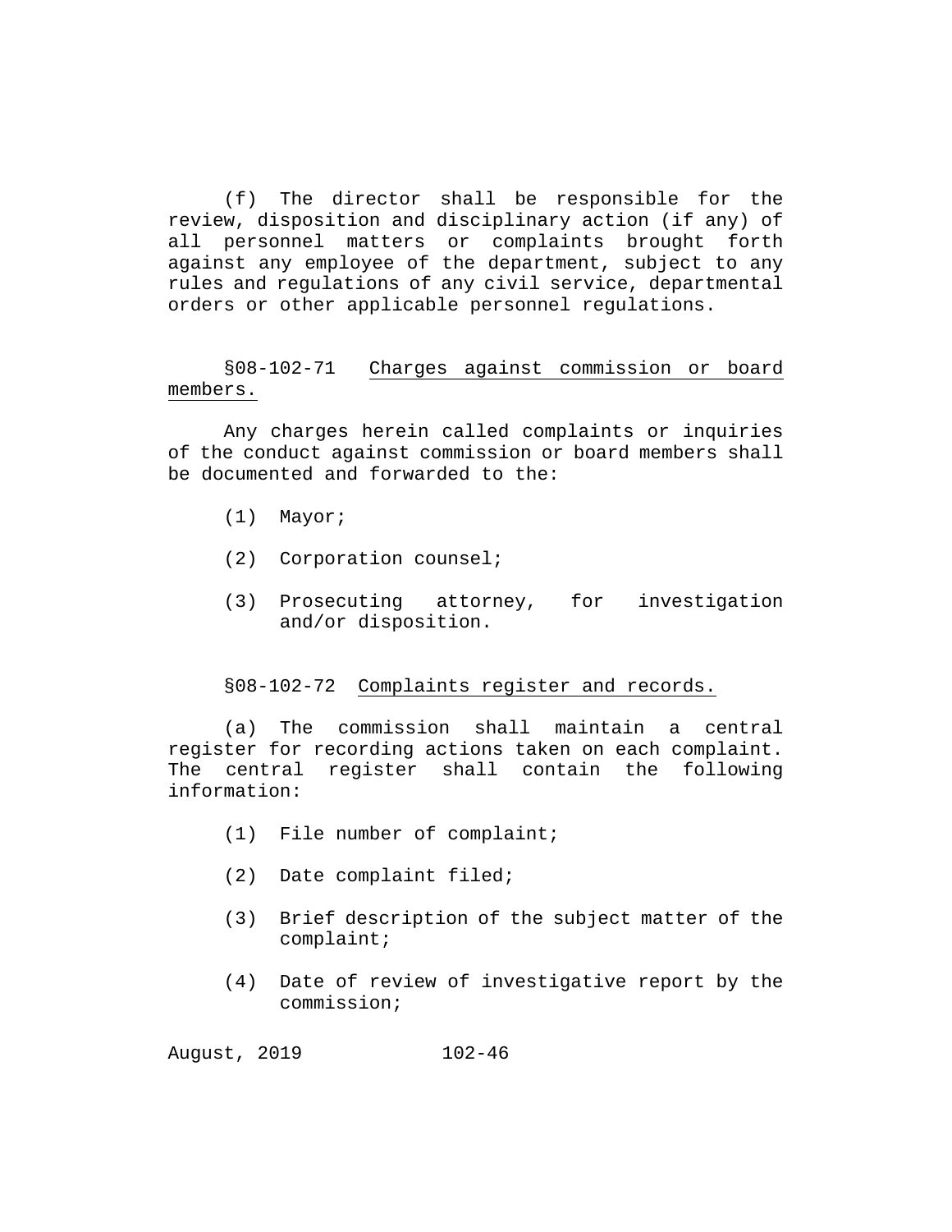(f) The director shall be responsible for the review, disposition and disciplinary action (if any) of all personnel matters or complaints brought forth against any employee of the department, subject to any rules and regulations of any civil service, departmental orders or other applicable personnel regulations.

§08-102-71 Charges against commission or board members.

Any charges herein called complaints or inquiries of the conduct against commission or board members shall be documented and forwarded to the:

(1) Mayor;

(2) Corporation counsel;

(3) Prosecuting attorney, for investigation and/or disposition.

§08-102-72 Complaints register and records.

(a) The commission shall maintain a central register for recording actions taken on each complaint. The central register shall contain the following information:

(1) File number of complaint;

(2) Date complaint filed;

(3) Brief description of the subject matter of the complaint;

(4) Date of review of investigative report by the commission;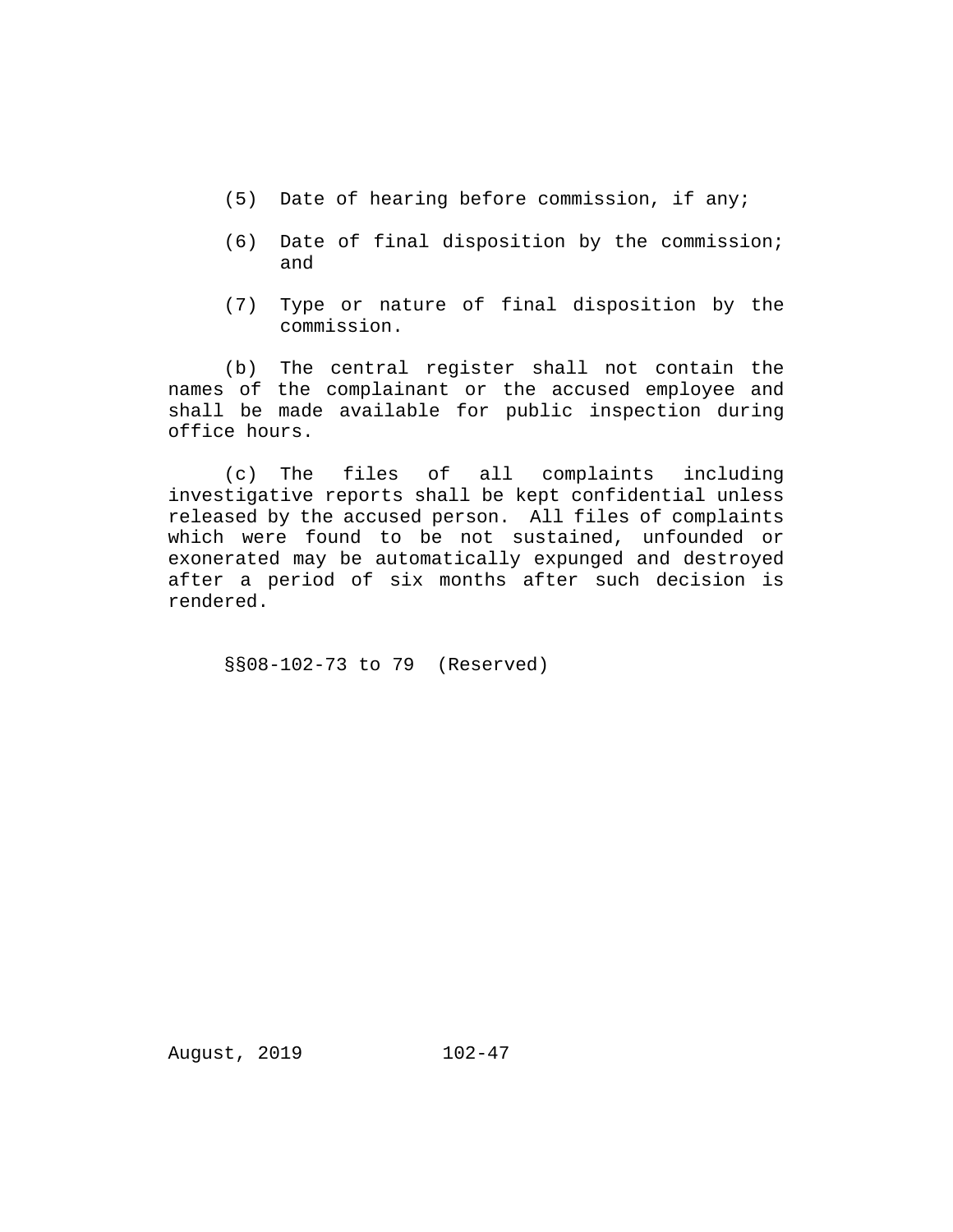(5) Date of hearing before commission, if any;

(6) Date of final disposition by the commission; and

(7) Type or nature of final disposition by the commission.

(b) The central register shall not contain the names of the complainant or the accused employee and shall be made available for public inspection during office hours.

(c) The files of all complaints including investigative reports shall be kept confidential unless released by the accused person. All files of complaints which were found to be not sustained, unfounded or exonerated may be automatically expunged and destroyed after a period of six months after such decision is rendered.

§§08-102-73 to 79 (Reserved)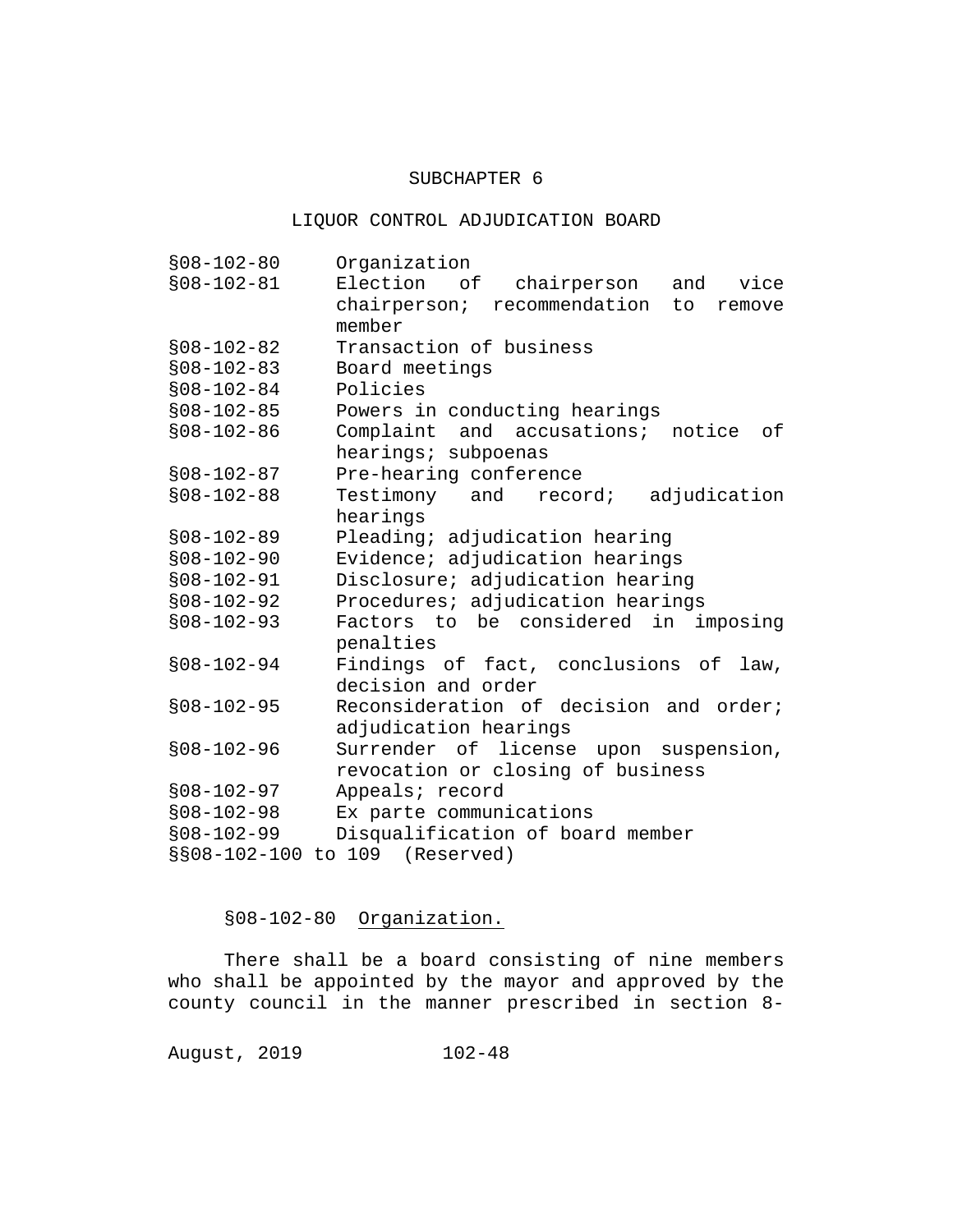## SUBCHAPTER 6

## LIQUOR CONTROL ADJUDICATION BOARD

§08-102-80 Organization
§08-102-81 Election of chairperson and vice chairperson; recommendation to remove member
§08-102-82 Transaction of business
§08-102-83 Board meetings
§08-102-84 Policies
§08-102-85 Powers in conducting hearings
§08-102-86 Complaint and accusations; notice of hearings; subpoenas
§08-102-87 Pre-hearing conference
§08-102-88 Testimony and record; adjudication hearings
§08-102-89 Pleading; adjudication hearing
§08-102-90 Evidence; adjudication hearings
§08-102-91 Disclosure; adjudication hearing
§08-102-92 Procedures; adjudication hearings
§08-102-93 Factors to be considered in imposing penalties
§08-102-94 Findings of fact, conclusions of law, decision and order
§08-102-95 Reconsideration of decision and order; adjudication hearings
§08-102-96 Surrender of license upon suspension, revocation or closing of business
§08-102-97 Appeals; record
§08-102-98 Ex parte communications
§08-102-99 Disqualification of board member
§§08-102-100 to 109 (Reserved)

§08-102-80 Organization.

There shall be a board consisting of nine members who shall be appointed by the mayor and approved by the county council in the manner prescribed in section 8-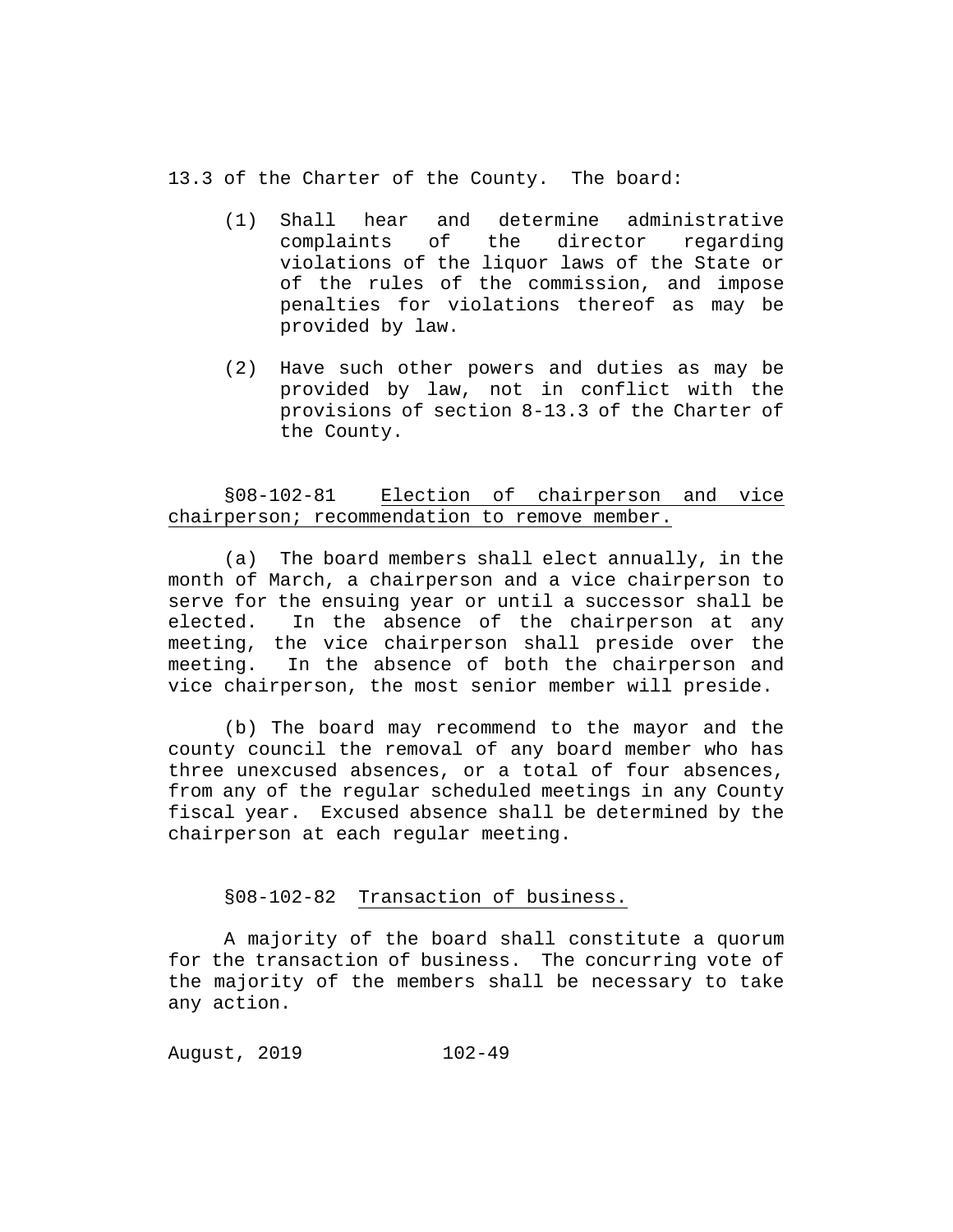13.3 of the Charter of the County. The board:

(1) Shall hear and determine administrative complaints of the director regarding violations of the liquor laws of the State or of the rules of the commission, and impose penalties for violations thereof as may be provided by law.

(2) Have such other powers and duties as may be provided by law, not in conflict with the provisions of section 8-13.3 of the Charter of the County.

§08-102-81 Election of chairperson and vice chairperson; recommendation to remove member.

(a) The board members shall elect annually, in the month of March, a chairperson and a vice chairperson to serve for the ensuing year or until a successor shall be elected. In the absence of the chairperson at any meeting, the vice chairperson shall preside over the meeting. In the absence of both the chairperson and vice chairperson, the most senior member will preside.

(b) The board may recommend to the mayor and the county council the removal of any board member who has three unexcused absences, or a total of four absences, from any of the regular scheduled meetings in any County fiscal year. Excused absence shall be determined by the chairperson at each regular meeting.

§08-102-82 Transaction of business.

A majority of the board shall constitute a quorum for the transaction of business. The concurring vote of the majority of the members shall be necessary to take any action.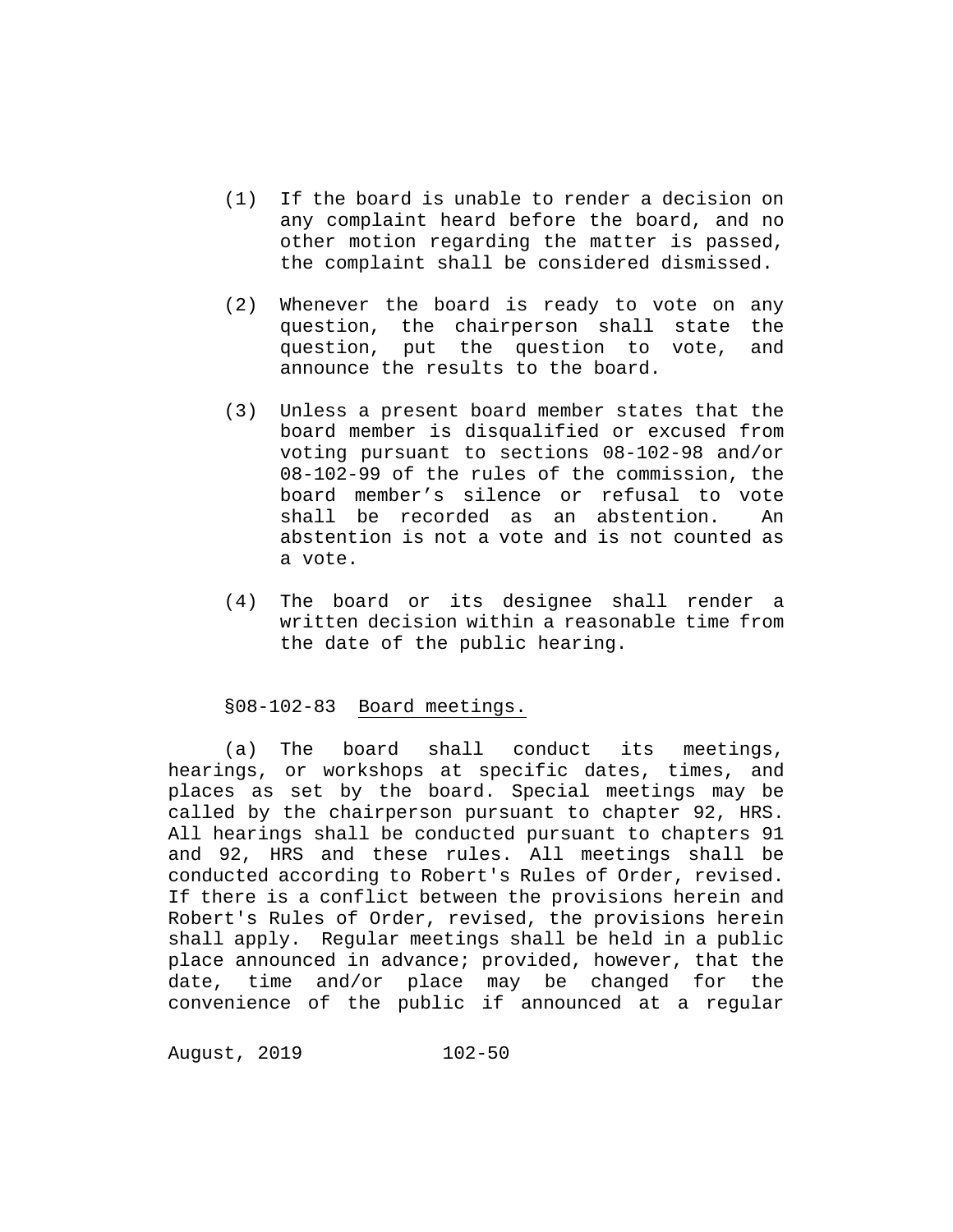(1) If the board is unable to render a decision on any complaint heard before the board, and no other motion regarding the matter is passed, the complaint shall be considered dismissed.

(2) Whenever the board is ready to vote on any question, the chairperson shall state the question, put the question to vote, and announce the results to the board.

(3) Unless a present board member states that the board member is disqualified or excused from voting pursuant to sections 08-102-98 and/or 08-102-99 of the rules of the commission, the board member's silence or refusal to vote shall be recorded as an abstention. An abstention is not a vote and is not counted as a vote.

(4) The board or its designee shall render a written decision within a reasonable time from the date of the public hearing.

§08-102-83 Board meetings.

(a) The board shall conduct its meetings, hearings, or workshops at specific dates, times, and places as set by the board. Special meetings may be called by the chairperson pursuant to chapter 92, HRS. All hearings shall be conducted pursuant to chapters 91 and 92, HRS and these rules. All meetings shall be conducted according to Robert's Rules of Order, revised. If there is a conflict between the provisions herein and Robert's Rules of Order, revised, the provisions herein shall apply. Regular meetings shall be held in a public place announced in advance; provided, however, that the date, time and/or place may be changed for the convenience of the public if announced at a regular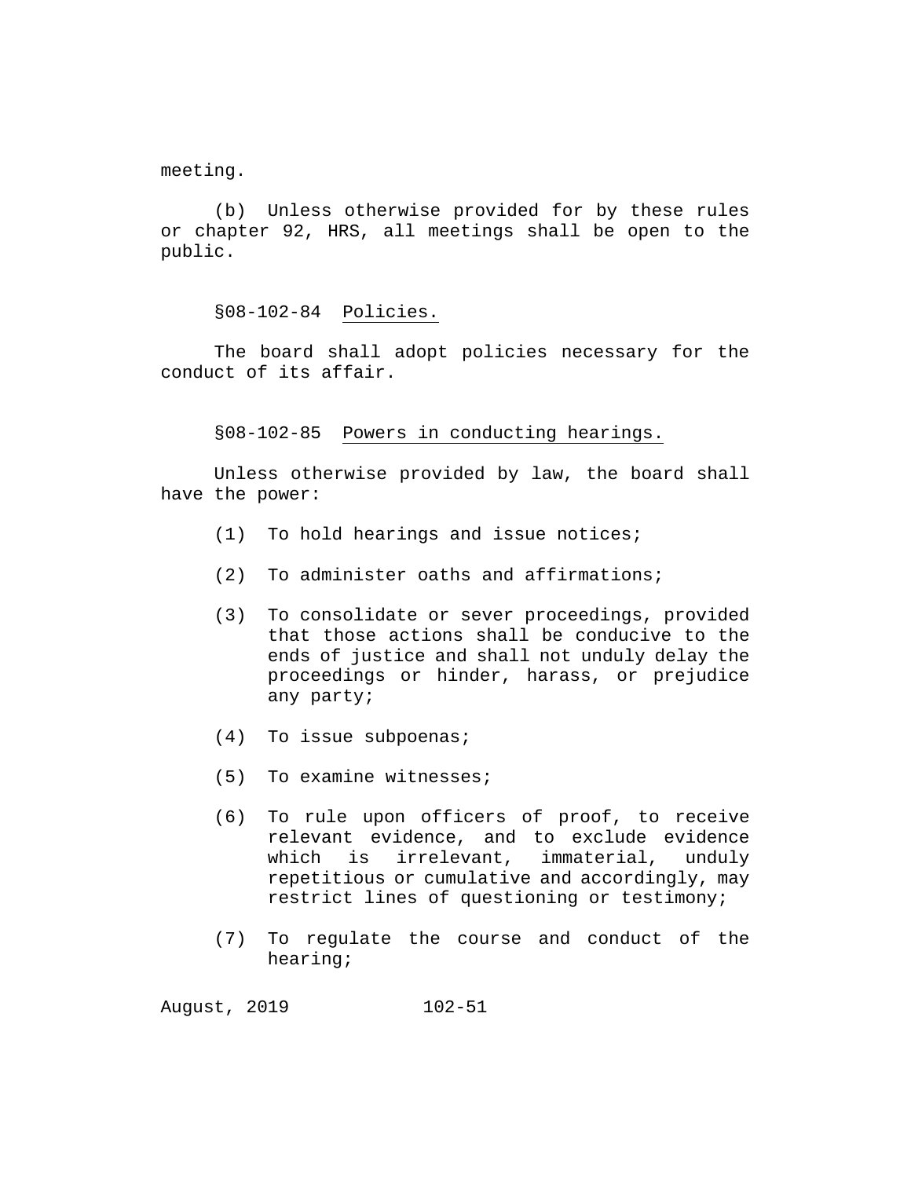meeting.

(b) Unless otherwise provided for by these rules or chapter 92, HRS, all meetings shall be open to the public.

§08-102-84 Policies.

The board shall adopt policies necessary for the conduct of its affair.

§08-102-85 Powers in conducting hearings.

Unless otherwise provided by law, the board shall have the power:

(1) To hold hearings and issue notices;

(2) To administer oaths and affirmations;

(3) To consolidate or sever proceedings, provided that those actions shall be conducive to the ends of justice and shall not unduly delay the proceedings or hinder, harass, or prejudice any party;

(4) To issue subpoenas;

(5) To examine witnesses;

(6) To rule upon officers of proof, to receive relevant evidence, and to exclude evidence which is irrelevant, immaterial, unduly repetitious or cumulative and accordingly, may restrict lines of questioning or testimony;

(7) To regulate the course and conduct of the hearing;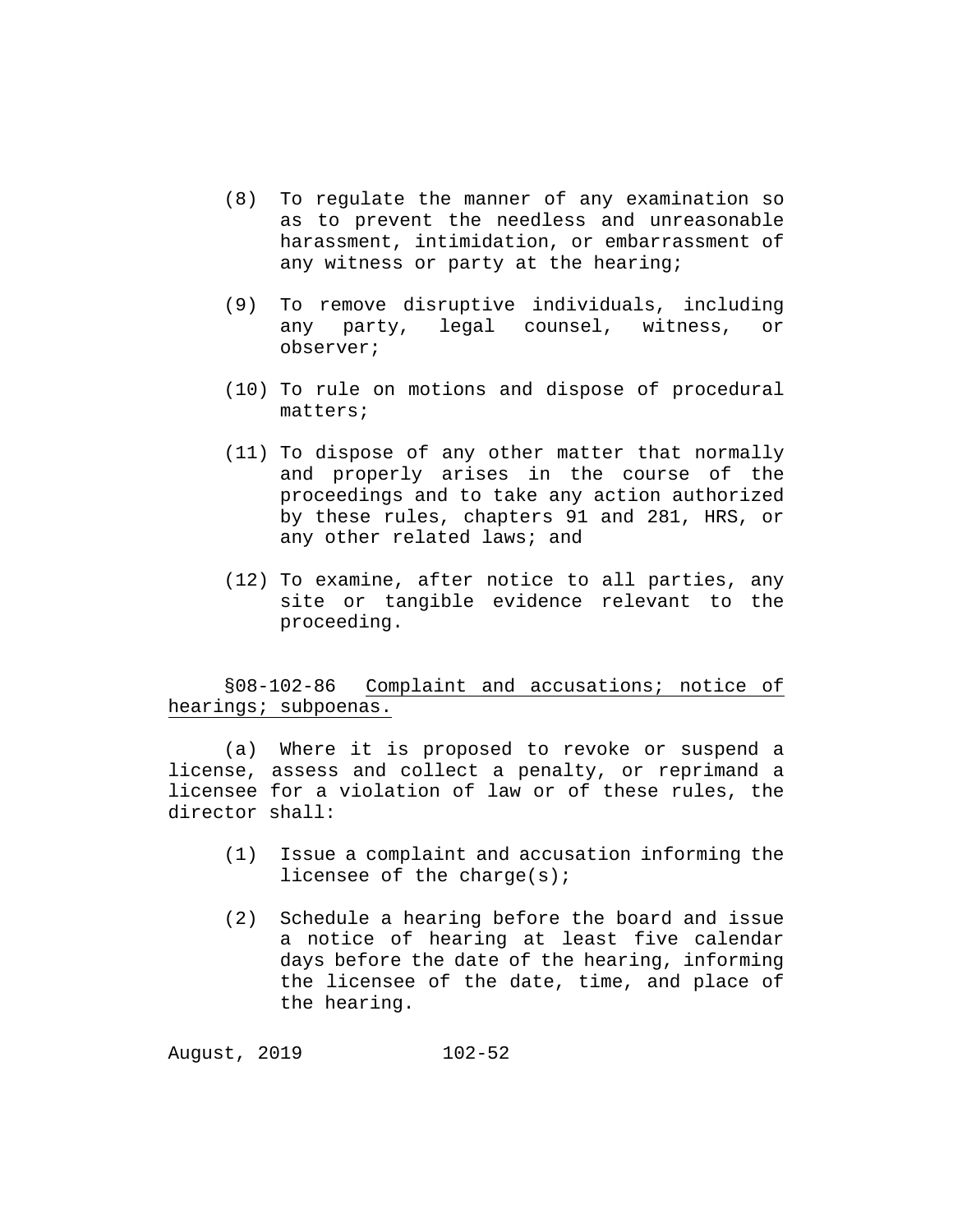(8) To regulate the manner of any examination so as to prevent the needless and unreasonable harassment, intimidation, or embarrassment of any witness or party at the hearing;

(9) To remove disruptive individuals, including any party, legal counsel, witness, or observer;

(10) To rule on motions and dispose of procedural matters;

(11) To dispose of any other matter that normally and properly arises in the course of the proceedings and to take any action authorized by these rules, chapters 91 and 281, HRS, or any other related laws; and

(12) To examine, after notice to all parties, any site or tangible evidence relevant to the proceeding.

§08-102-86 <u>Complaint and accusations; notice of hearings; subpoenas.</u>

(a) Where it is proposed to revoke or suspend a license, assess and collect a penalty, or reprimand a licensee for a violation of law or of these rules, the director shall:

(1) Issue a complaint and accusation informing the licensee of the charge(s);

(2) Schedule a hearing before the board and issue a notice of hearing at least five calendar days before the date of the hearing, informing the licensee of the date, time, and place of the hearing.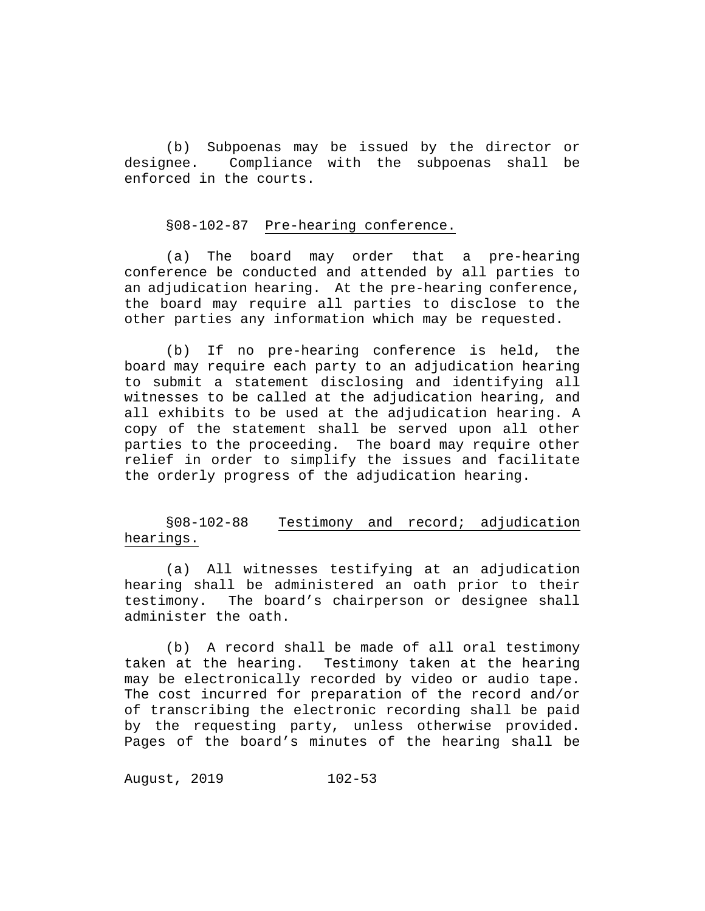(b) Subpoenas may be issued by the director or designee. Compliance with the subpoenas shall be enforced in the courts.

§08-102-87 Pre-hearing conference.

(a) The board may order that a pre-hearing conference be conducted and attended by all parties to an adjudication hearing. At the pre-hearing conference, the board may require all parties to disclose to the other parties any information which may be requested.

(b) If no pre-hearing conference is held, the board may require each party to an adjudication hearing to submit a statement disclosing and identifying all witnesses to be called at the adjudication hearing, and all exhibits to be used at the adjudication hearing. A copy of the statement shall be served upon all other parties to the proceeding. The board may require other relief in order to simplify the issues and facilitate the orderly progress of the adjudication hearing.

§08-102-88 Testimony and record; adjudication hearings.

(a) All witnesses testifying at an adjudication hearing shall be administered an oath prior to their testimony. The board's chairperson or designee shall administer the oath.

(b) A record shall be made of all oral testimony taken at the hearing. Testimony taken at the hearing may be electronically recorded by video or audio tape. The cost incurred for preparation of the record and/or of transcribing the electronic recording shall be paid by the requesting party, unless otherwise provided. Pages of the board's minutes of the hearing shall be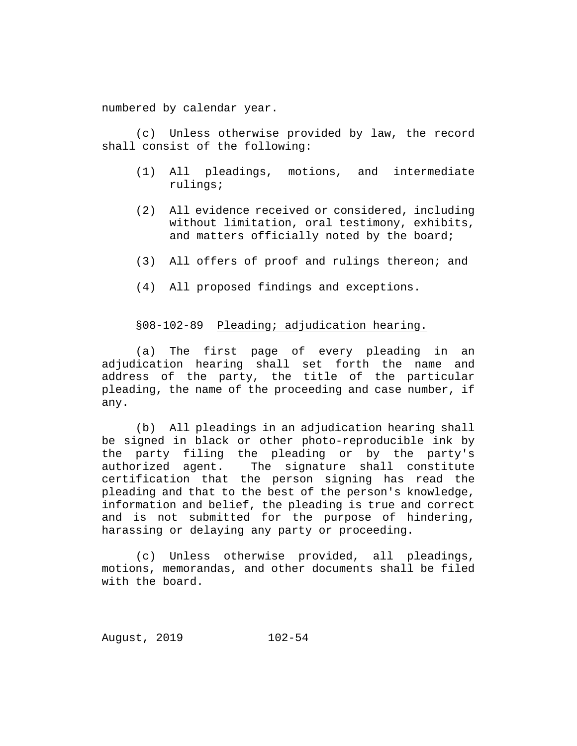numbered by calendar year.

(c) Unless otherwise provided by law, the record shall consist of the following:

(1) All pleadings, motions, and intermediate rulings;

(2) All evidence received or considered, including without limitation, oral testimony, exhibits, and matters officially noted by the board;

(3) All offers of proof and rulings thereon; and

(4) All proposed findings and exceptions.

§08-102-89 Pleading; adjudication hearing.

(a) The first page of every pleading in an adjudication hearing shall set forth the name and address of the party, the title of the particular pleading, the name of the proceeding and case number, if any.

(b) All pleadings in an adjudication hearing shall be signed in black or other photo-reproducible ink by the party filing the pleading or by the party's authorized agent. The signature shall constitute certification that the person signing has read the pleading and that to the best of the person's knowledge, information and belief, the pleading is true and correct and is not submitted for the purpose of hindering, harassing or delaying any party or proceeding.

(c) Unless otherwise provided, all pleadings, motions, memorandas, and other documents shall be filed with the board.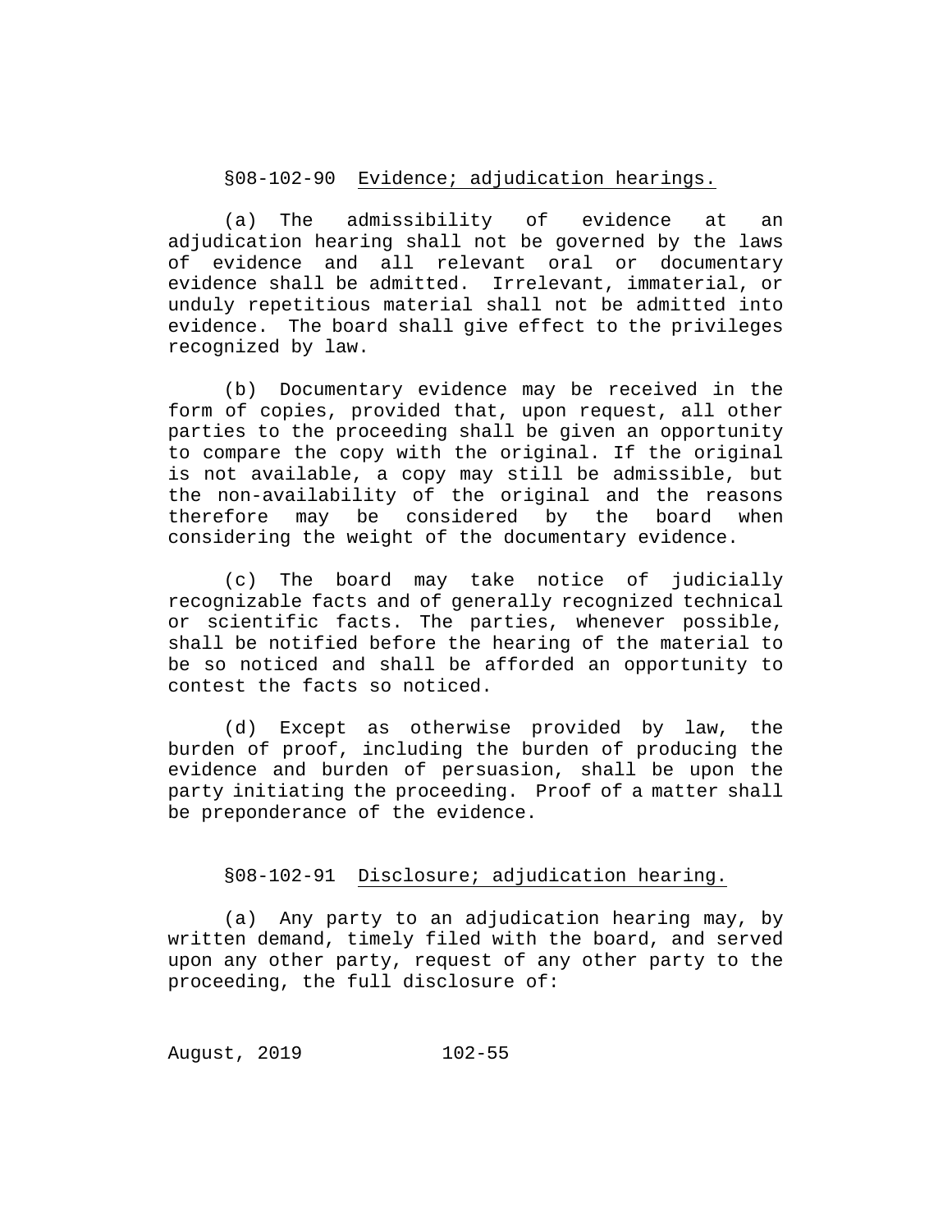§08-102-90 Evidence; adjudication hearings.

(a) The admissibility of evidence at an adjudication hearing shall not be governed by the laws of evidence and all relevant oral or documentary evidence shall be admitted. Irrelevant, immaterial, or unduly repetitious material shall not be admitted into evidence. The board shall give effect to the privileges recognized by law.

(b) Documentary evidence may be received in the form of copies, provided that, upon request, all other parties to the proceeding shall be given an opportunity to compare the copy with the original. If the original is not available, a copy may still be admissible, but the non-availability of the original and the reasons therefore may be considered by the board when considering the weight of the documentary evidence.

(c) The board may take notice of judicially recognizable facts and of generally recognized technical or scientific facts. The parties, whenever possible, shall be notified before the hearing of the material to be so noticed and shall be afforded an opportunity to contest the facts so noticed.

(d) Except as otherwise provided by law, the burden of proof, including the burden of producing the evidence and burden of persuasion, shall be upon the party initiating the proceeding. Proof of a matter shall be preponderance of the evidence.

§08-102-91 Disclosure; adjudication hearing.

(a) Any party to an adjudication hearing may, by written demand, timely filed with the board, and served upon any other party, request of any other party to the proceeding, the full disclosure of: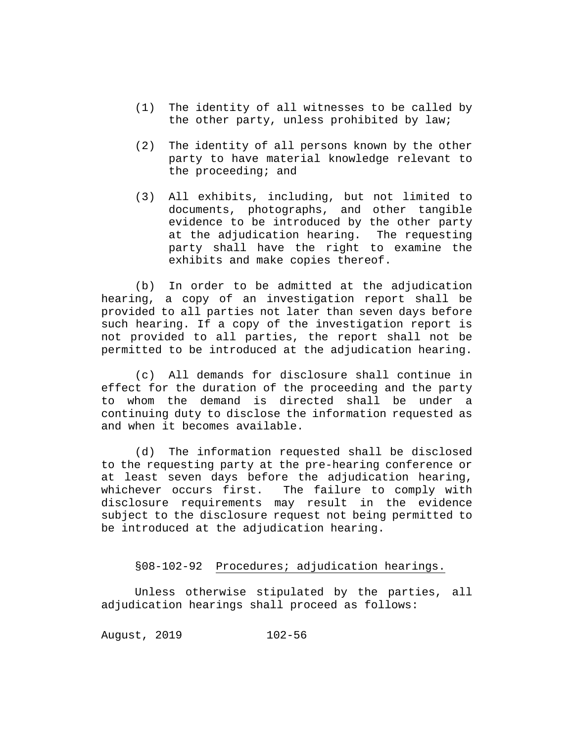(1) The identity of all witnesses to be called by the other party, unless prohibited by law;

(2) The identity of all persons known by the other party to have material knowledge relevant to the proceeding; and

(3) All exhibits, including, but not limited to documents, photographs, and other tangible evidence to be introduced by the other party at the adjudication hearing. The requesting party shall have the right to examine the exhibits and make copies thereof.

(b) In order to be admitted at the adjudication hearing, a copy of an investigation report shall be provided to all parties not later than seven days before such hearing. If a copy of the investigation report is not provided to all parties, the report shall not be permitted to be introduced at the adjudication hearing.

(c) All demands for disclosure shall continue in effect for the duration of the proceeding and the party to whom the demand is directed shall be under a continuing duty to disclose the information requested as and when it becomes available.

(d) The information requested shall be disclosed to the requesting party at the pre-hearing conference or at least seven days before the adjudication hearing, whichever occurs first. The failure to comply with disclosure requirements may result in the evidence subject to the disclosure request not being permitted to be introduced at the adjudication hearing.

§08-102-92 Procedures; adjudication hearings.

Unless otherwise stipulated by the parties, all adjudication hearings shall proceed as follows: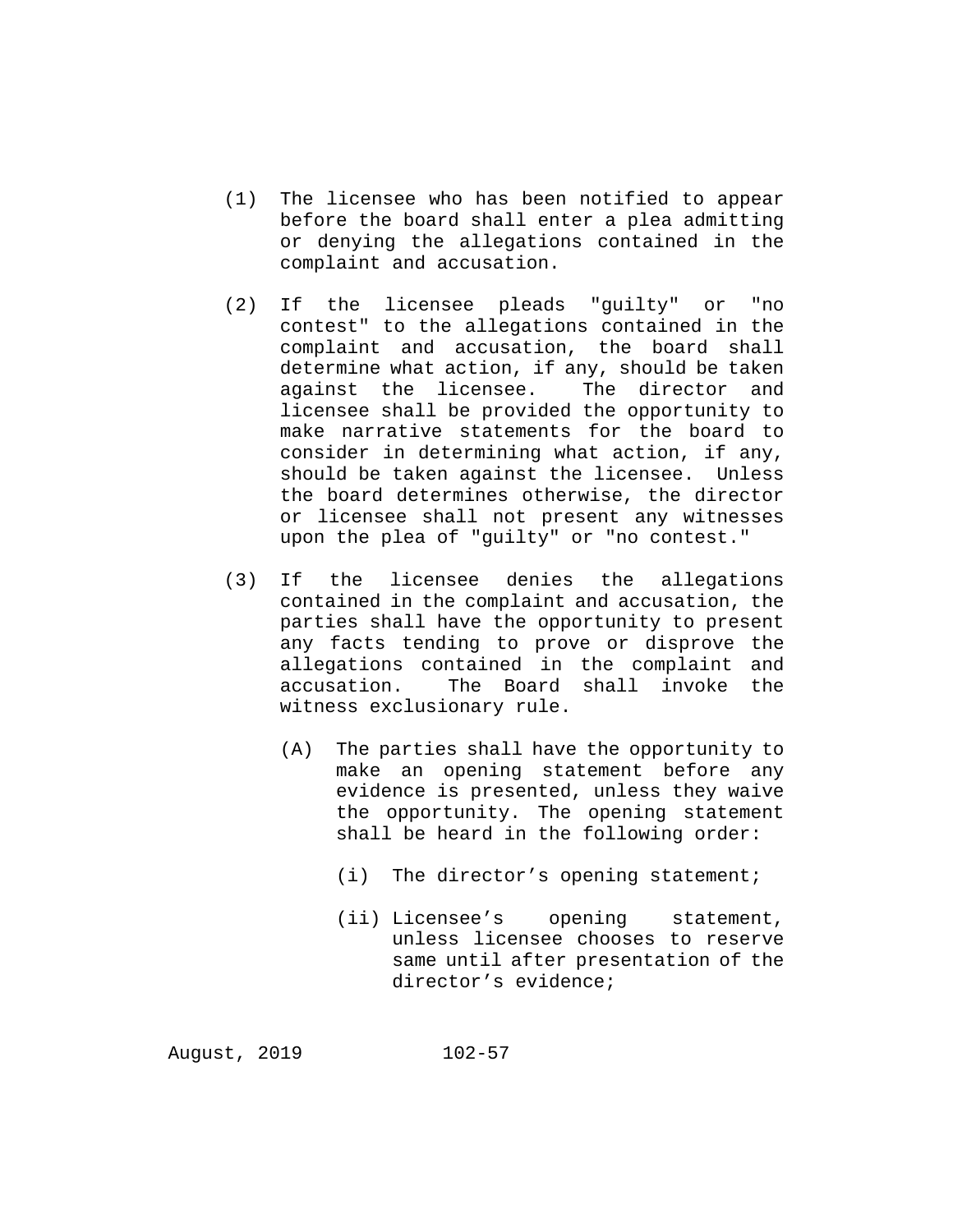(1) The licensee who has been notified to appear before the board shall enter a plea admitting or denying the allegations contained in the complaint and accusation.

(2) If the licensee pleads "guilty" or "no contest" to the allegations contained in the complaint and accusation, the board shall determine what action, if any, should be taken against the licensee. The director and licensee shall be provided the opportunity to make narrative statements for the board to consider in determining what action, if any, should be taken against the licensee. Unless the board determines otherwise, the director or licensee shall not present any witnesses upon the plea of "guilty" or "no contest."

(3) If the licensee denies the allegations contained in the complaint and accusation, the parties shall have the opportunity to present any facts tending to prove or disprove the allegations contained in the complaint and accusation. The Board shall invoke the witness exclusionary rule.

   (A) The parties shall have the opportunity to make an opening statement before any evidence is presented, unless they waive the opportunity. The opening statement shall be heard in the following order:

      (i) The director's opening statement;

      (ii) Licensee's opening statement, unless licensee chooses to reserve same until after presentation of the director's evidence;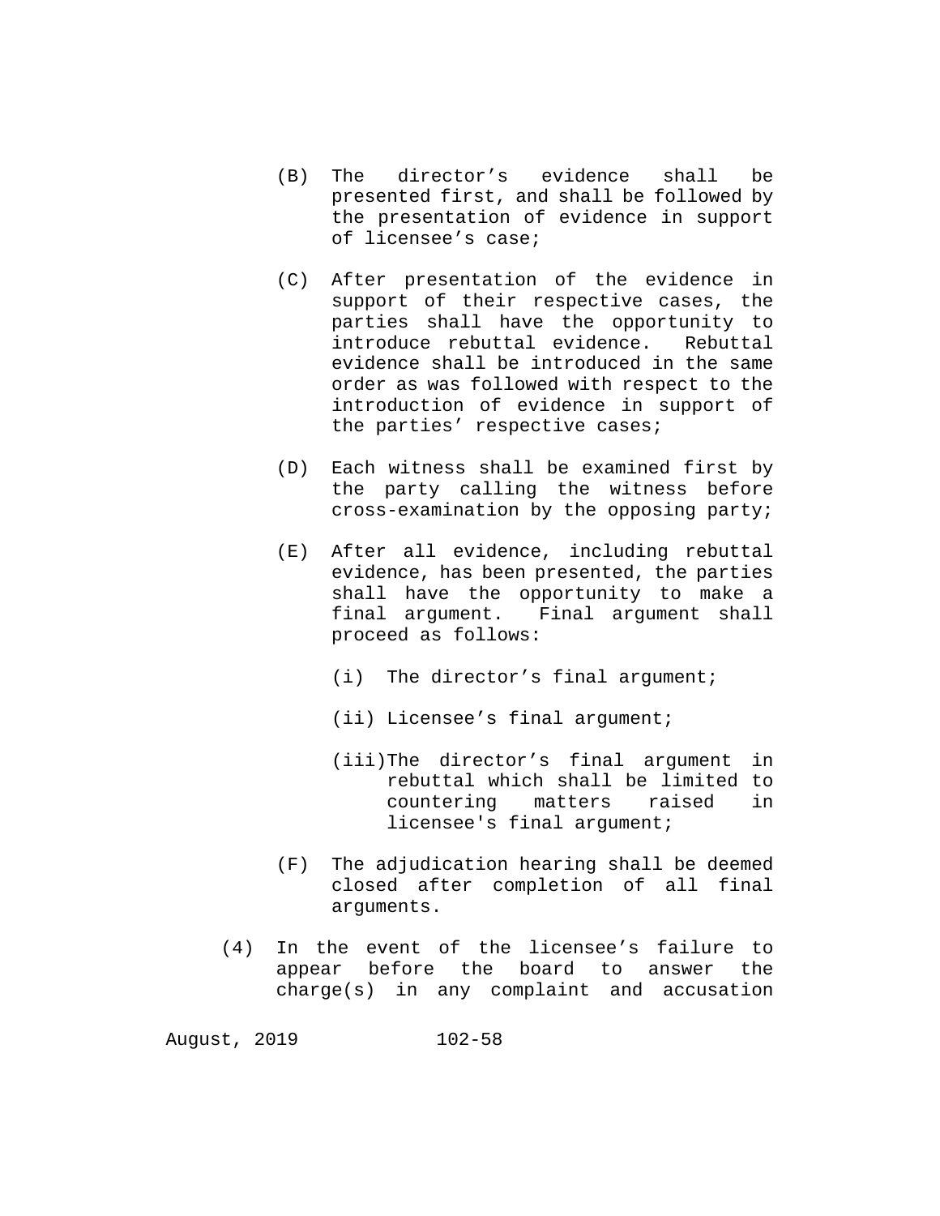(B) The director's evidence shall be presented first, and shall be followed by the presentation of evidence in support of licensee's case;

(C) After presentation of the evidence in support of their respective cases, the parties shall have the opportunity to introduce rebuttal evidence. Rebuttal evidence shall be introduced in the same order as was followed with respect to the introduction of evidence in support of the parties' respective cases;

(D) Each witness shall be examined first by the party calling the witness before cross-examination by the opposing party;

(E) After all evidence, including rebuttal evidence, has been presented, the parties shall have the opportunity to make a final argument. Final argument shall proceed as follows:

   (i) The director's final argument;

   (ii) Licensee's final argument;

   (iii) The director's final argument in rebuttal which shall be limited to countering matters raised in licensee's final argument;

(F) The adjudication hearing shall be deemed closed after completion of all final arguments.

(4) In the event of the licensee's failure to appear before the board to answer the charge(s) in any complaint and accusation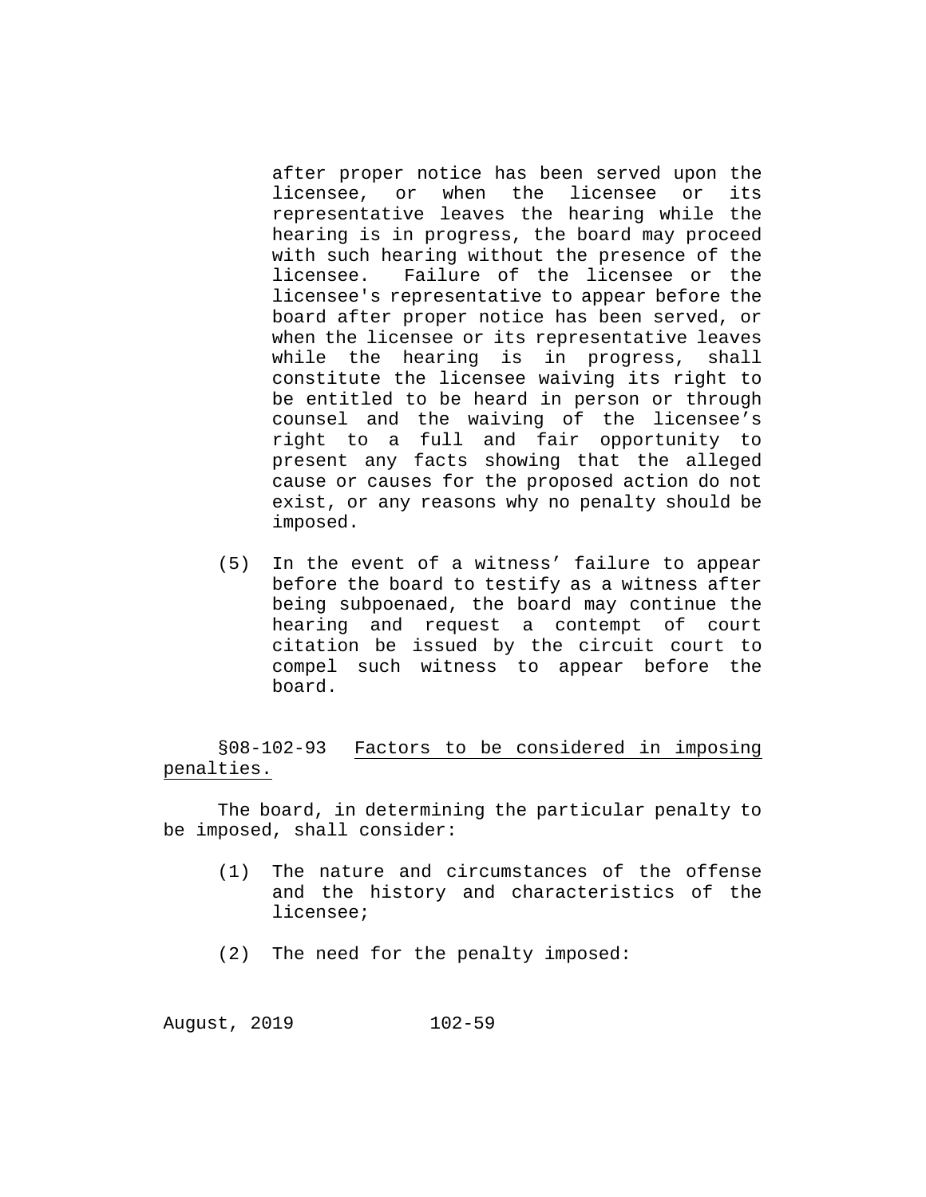after proper notice has been served upon the licensee, or when the licensee or its representative leaves the hearing while the hearing is in progress, the board may proceed with such hearing without the presence of the licensee. Failure of the licensee or the licensee's representative to appear before the board after proper notice has been served, or when the licensee or its representative leaves while the hearing is in progress, shall constitute the licensee waiving its right to be entitled to be heard in person or through counsel and the waiving of the licensee's right to a full and fair opportunity to present any facts showing that the alleged cause or causes for the proposed action do not exist, or any reasons why no penalty should be imposed.

(5) In the event of a witness' failure to appear before the board to testify as a witness after being subpoenaed, the board may continue the hearing and request a contempt of court citation be issued by the circuit court to compel such witness to appear before the board.

§08-102-93 Factors to be considered in imposing penalties.

The board, in determining the particular penalty to be imposed, shall consider:

(1) The nature and circumstances of the offense and the history and characteristics of the licensee;

(2) The need for the penalty imposed: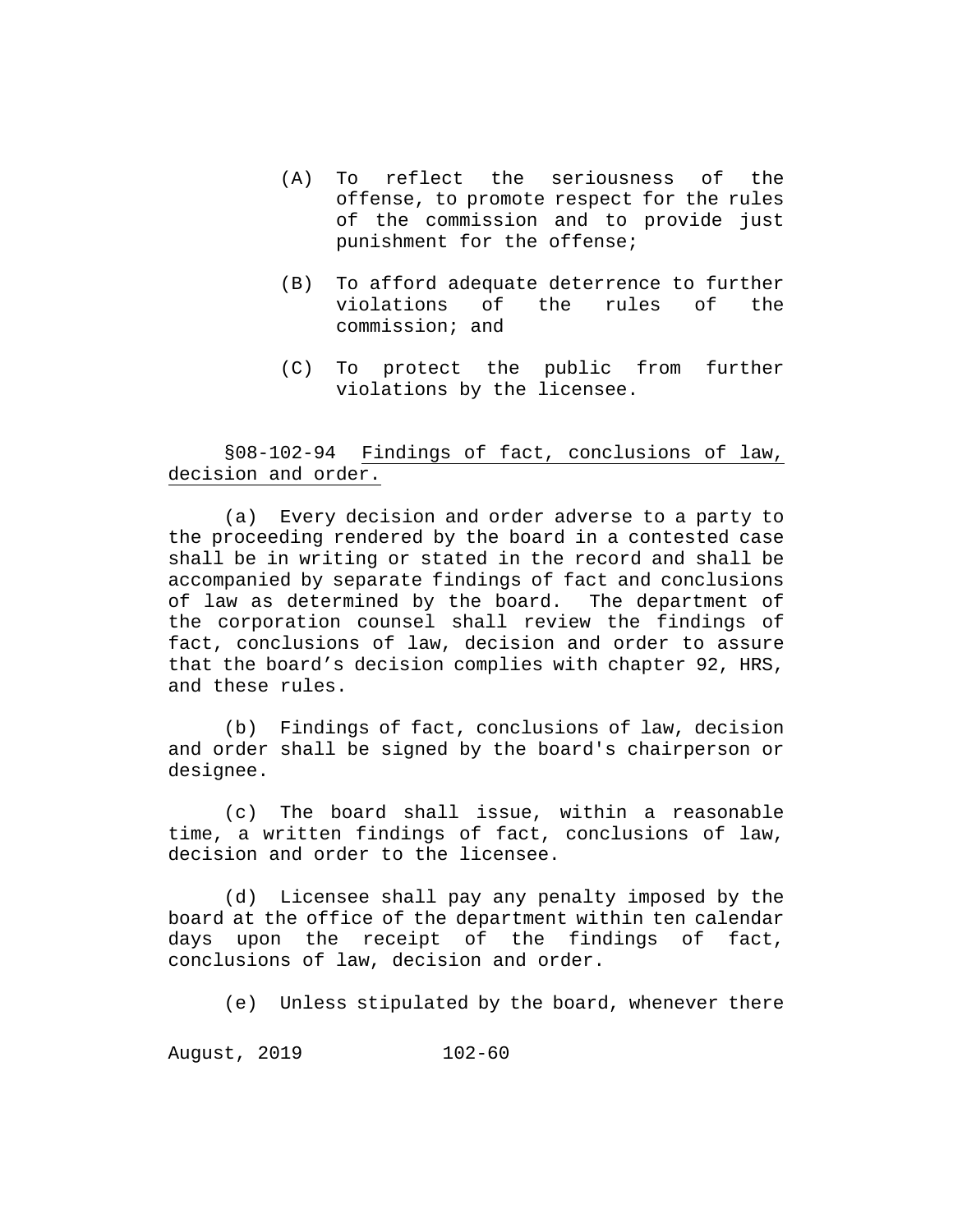(A) To reflect the seriousness of the offense, to promote respect for the rules of the commission and to provide just punishment for the offense;

(B) To afford adequate deterrence to further violations of the rules of the commission; and

(C) To protect the public from further violations by the licensee.

§08-102-94 Findings of fact, conclusions of law, decision and order.

(a) Every decision and order adverse to a party to the proceeding rendered by the board in a contested case shall be in writing or stated in the record and shall be accompanied by separate findings of fact and conclusions of law as determined by the board. The department of the corporation counsel shall review the findings of fact, conclusions of law, decision and order to assure that the board's decision complies with chapter 92, HRS, and these rules.

(b) Findings of fact, conclusions of law, decision and order shall be signed by the board's chairperson or designee.

(c) The board shall issue, within a reasonable time, a written findings of fact, conclusions of law, decision and order to the licensee.

(d) Licensee shall pay any penalty imposed by the board at the office of the department within ten calendar days upon the receipt of the findings of fact, conclusions of law, decision and order.

(e) Unless stipulated by the board, whenever there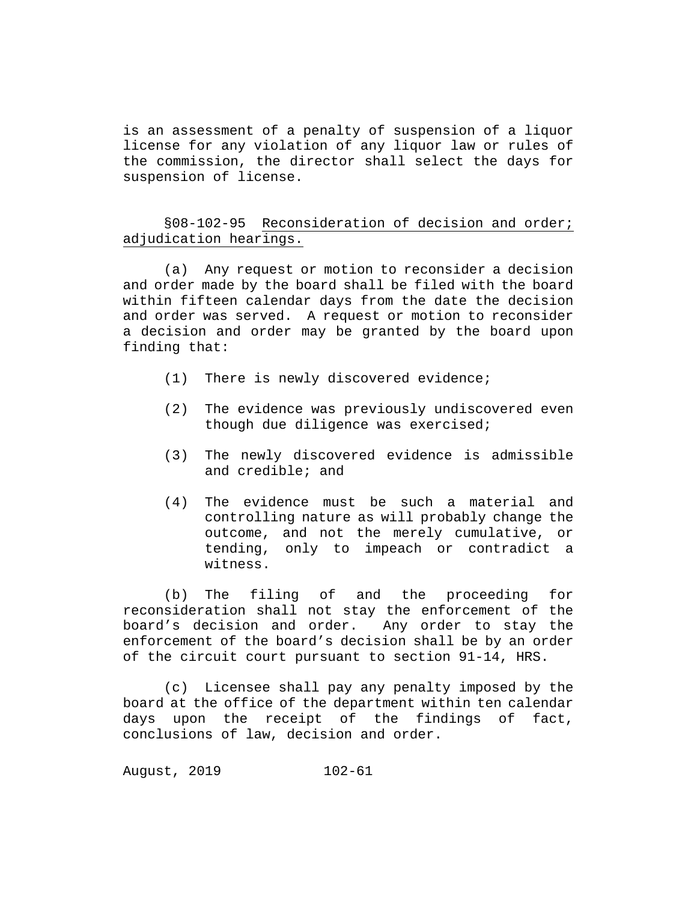is an assessment of a penalty of suspension of a liquor license for any violation of any liquor law or rules of the commission, the director shall select the days for suspension of license.

§08-102-95 Reconsideration of decision and order; adjudication hearings.

(a) Any request or motion to reconsider a decision and order made by the board shall be filed with the board within fifteen calendar days from the date the decision and order was served. A request or motion to reconsider a decision and order may be granted by the board upon finding that:

(1) There is newly discovered evidence;

(2) The evidence was previously undiscovered even though due diligence was exercised;

(3) The newly discovered evidence is admissible and credible; and

(4) The evidence must be such a material and controlling nature as will probably change the outcome, and not the merely cumulative, or tending, only to impeach or contradict a witness.

(b) The filing of and the proceeding for reconsideration shall not stay the enforcement of the board's decision and order. Any order to stay the enforcement of the board's decision shall be by an order of the circuit court pursuant to section 91-14, HRS.

(c) Licensee shall pay any penalty imposed by the board at the office of the department within ten calendar days upon the receipt of the findings of fact, conclusions of law, decision and order.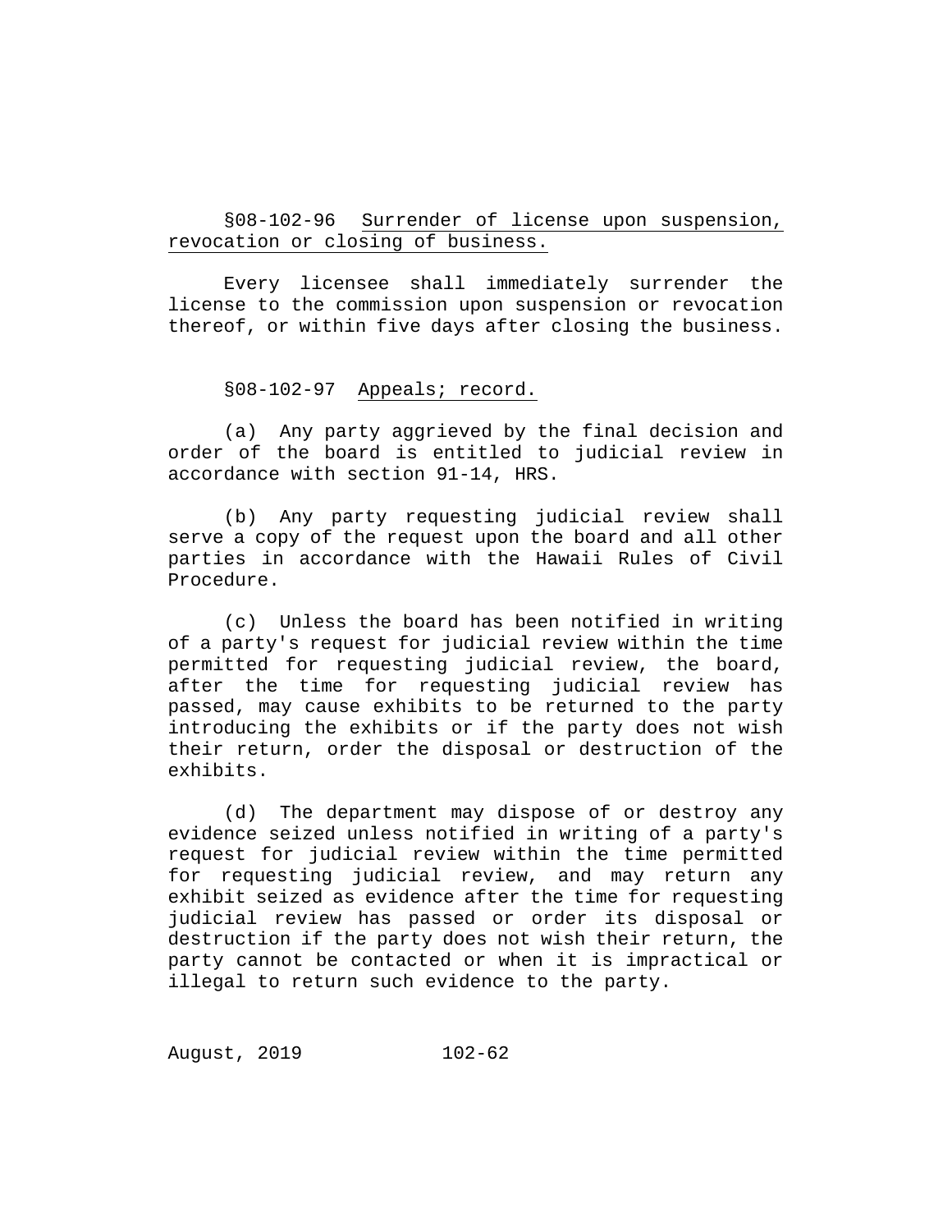§08-102-96 Surrender of license upon suspension, revocation or closing of business.

Every licensee shall immediately surrender the license to the commission upon suspension or revocation thereof, or within five days after closing the business.

§08-102-97 Appeals; record.

(a) Any party aggrieved by the final decision and order of the board is entitled to judicial review in accordance with section 91-14, HRS.

(b) Any party requesting judicial review shall serve a copy of the request upon the board and all other parties in accordance with the Hawaii Rules of Civil Procedure.

(c) Unless the board has been notified in writing of a party's request for judicial review within the time permitted for requesting judicial review, the board, after the time for requesting judicial review has passed, may cause exhibits to be returned to the party introducing the exhibits or if the party does not wish their return, order the disposal or destruction of the exhibits.

(d) The department may dispose of or destroy any evidence seized unless notified in writing of a party's request for judicial review within the time permitted for requesting judicial review, and may return any exhibit seized as evidence after the time for requesting judicial review has passed or order its disposal or destruction if the party does not wish their return, the party cannot be contacted or when it is impractical or illegal to return such evidence to the party.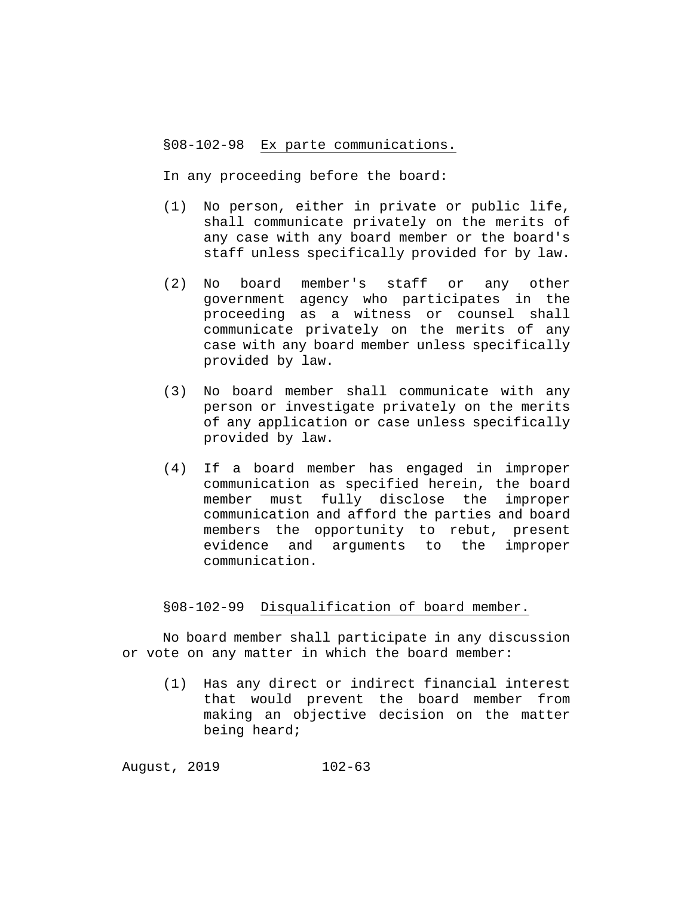§08-102-98 Ex parte communications.

In any proceeding before the board:

(1) No person, either in private or public life, shall communicate privately on the merits of any case with any board member or the board's staff unless specifically provided for by law.

(2) No board member's staff or any other government agency who participates in the proceeding as a witness or counsel shall communicate privately on the merits of any case with any board member unless specifically provided by law.

(3) No board member shall communicate with any person or investigate privately on the merits of any application or case unless specifically provided by law.

(4) If a board member has engaged in improper communication as specified herein, the board member must fully disclose the improper communication and afford the parties and board members the opportunity to rebut, present evidence and arguments to the improper communication.

§08-102-99 Disqualification of board member.

No board member shall participate in any discussion or vote on any matter in which the board member:

(1) Has any direct or indirect financial interest that would prevent the board member from making an objective decision on the matter being heard;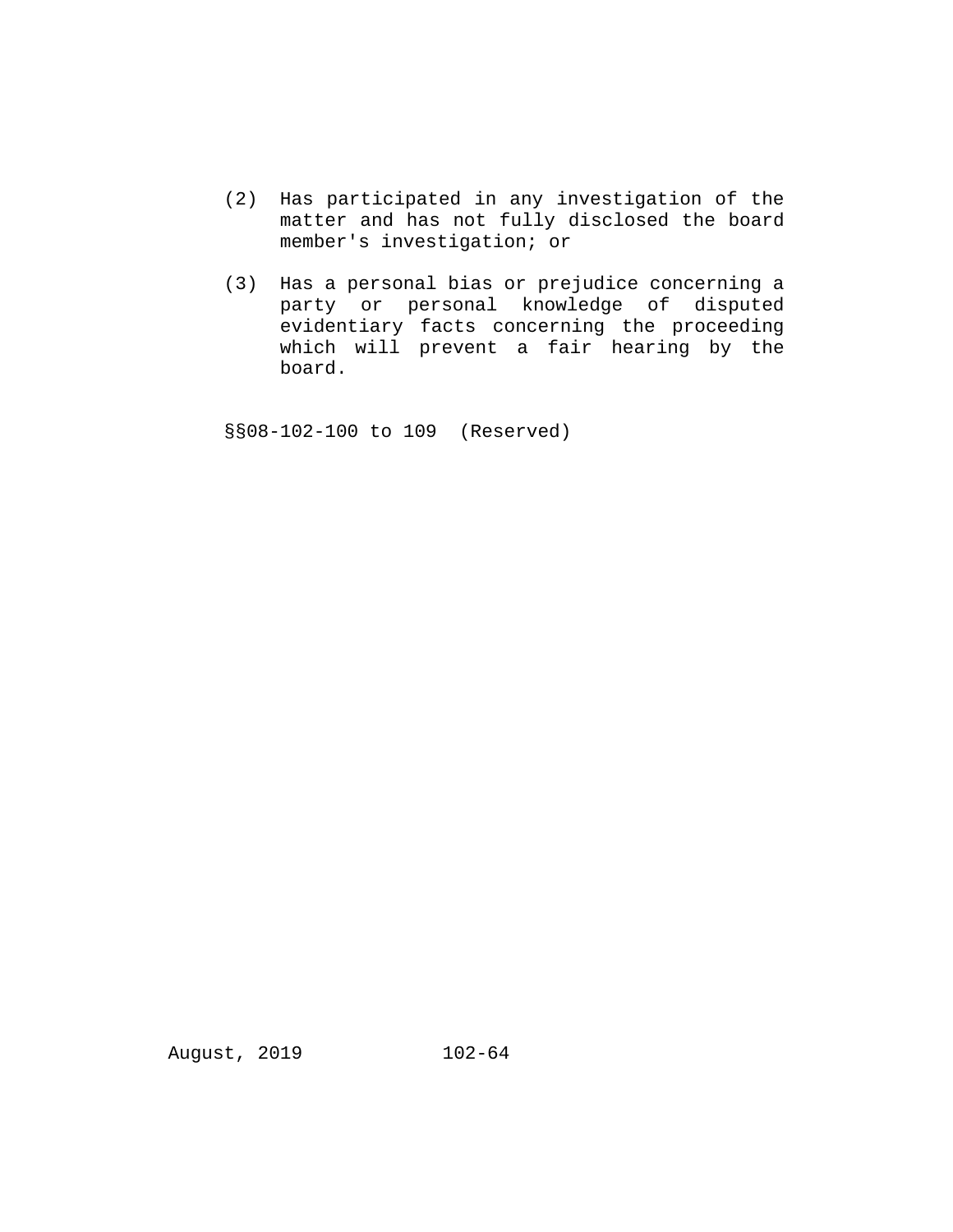(2) Has participated in any investigation of the matter and has not fully disclosed the board member's investigation; or

(3) Has a personal bias or prejudice concerning a party or personal knowledge of disputed evidentiary facts concerning the proceeding which will prevent a fair hearing by the board.

§§08-102-100 to 109 (Reserved)